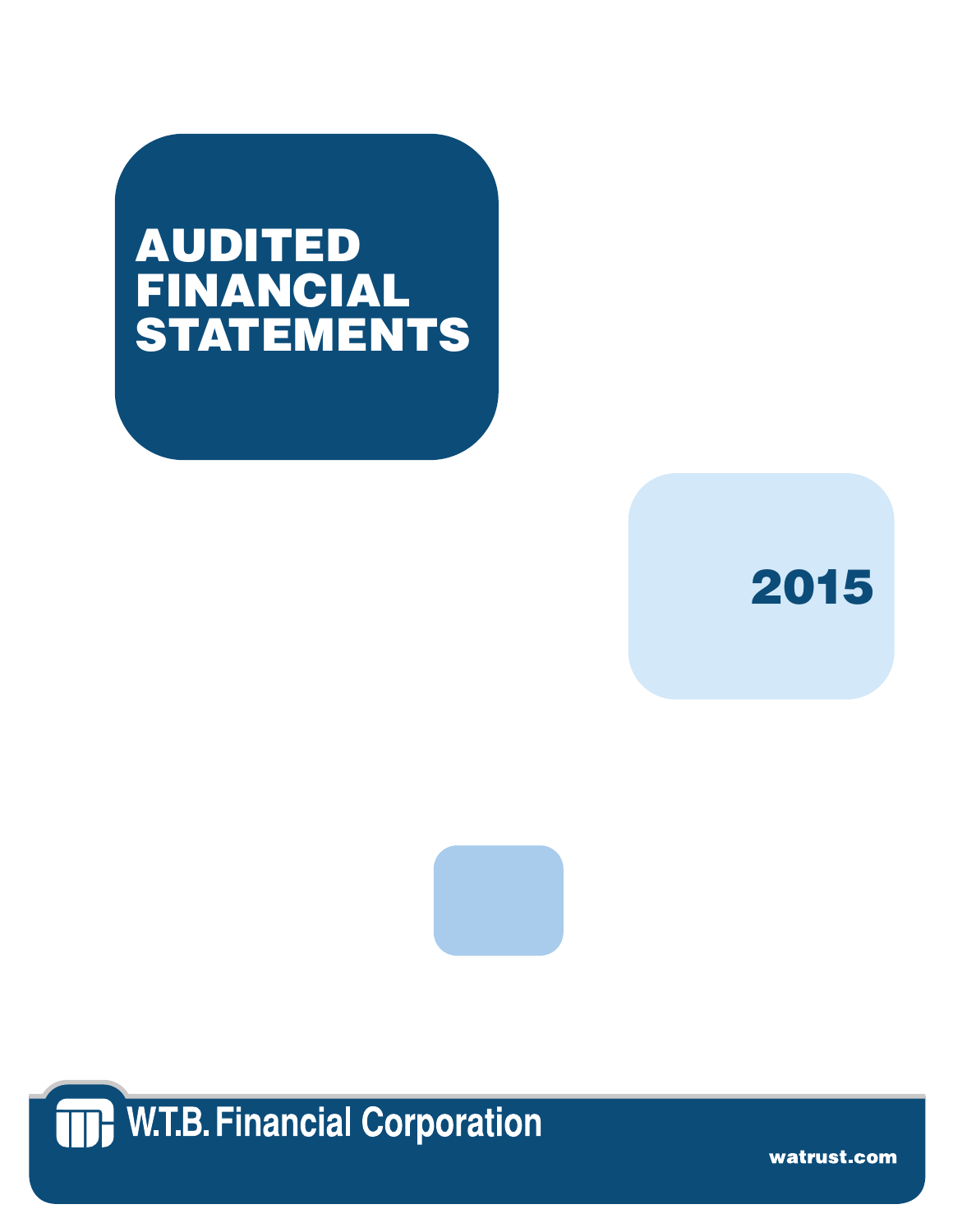# AUDITED FINANCIAL STATEMENTS

## 2015

W.T.B. Financial Corporation

watrust.com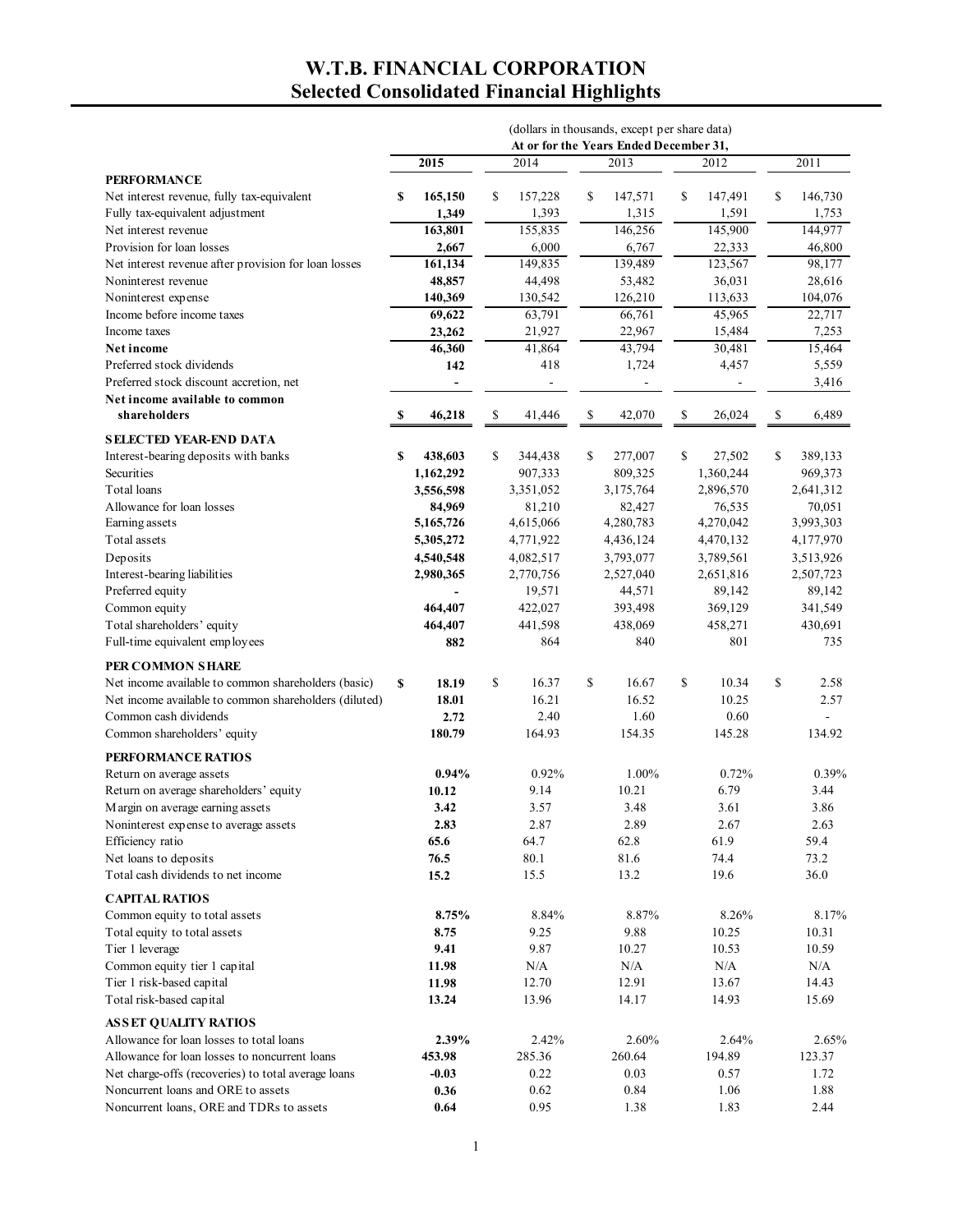# W.T.B. FINANCIAL CORPORATION
## Selected Consolidated Financial Highlights

| | (dollars in thousands, except per share data) | | | | |
|---|---|---|---|---|---|
| | At or for the Years Ended December 31, | | | | |
| | **2015** | 2014 | 2013 | 2012 | 2011 |
| **PERFORMANCE** | | | | | |
| Net interest revenue, fully tax-equivalent | **$ 165,150** | $ 157,228 | $ 147,571 | $ 147,491 | $ 146,730 |
| Fully tax-equivalent adjustment | **1,349** | 1,393 | 1,315 | 1,591 | 1,753 |
| Net interest revenue | **163,801** | 155,835 | 146,256 | 145,900 | 144,977 |
| Provision for loan losses | **2,667** | 6,000 | 6,767 | 22,333 | 46,800 |
| Net interest revenue after provision for loan losses | **161,134** | 149,835 | 139,489 | 123,567 | 98,177 |
| Noninterest revenue | **48,857** | 44,498 | 53,482 | 36,031 | 28,616 |
| Noninterest expense | **140,369** | 130,542 | 126,210 | 113,633 | 104,076 |
| Income before income taxes | **69,622** | 63,791 | 66,761 | 45,965 | 22,717 |
| Income taxes | **23,262** | 21,927 | 22,967 | 15,484 | 7,253 |
| **Net income** | **46,360** | 41,864 | 43,794 | 30,481 | 15,464 |
| Preferred stock dividends | **142** | 418 | 1,724 | 4,457 | 5,559 |
| Preferred stock discount accretion, net | **-** | - | - | - | 3,416 |
| **Net income available to common shareholders** | **$ 46,218** | $ 41,446 | $ 42,070 | $ 26,024 | $ 6,489 |
| **SELECTED YEAR-END DATA** | | | | | |
| Interest-bearing deposits with banks | **$ 438,603** | $ 344,438 | $ 277,007 | $ 27,502 | $ 389,133 |
| Securities | **1,162,292** | 907,333 | 809,325 | 1,360,244 | 969,373 |
| Total loans | **3,556,598** | 3,351,052 | 3,175,764 | 2,896,570 | 2,641,312 |
| Allowance for loan losses | **84,969** | 81,210 | 82,427 | 76,535 | 70,051 |
| Earning assets | **5,165,726** | 4,615,066 | 4,280,783 | 4,270,042 | 3,993,303 |
| Total assets | **5,305,272** | 4,771,922 | 4,436,124 | 4,470,132 | 4,177,970 |
| Deposits | **4,540,548** | 4,082,517 | 3,793,077 | 3,789,561 | 3,513,926 |
| Interest-bearing liabilities | **2,980,365** | 2,770,756 | 2,527,040 | 2,651,816 | 2,507,723 |
| Preferred equity | **-** | 19,571 | 44,571 | 89,142 | 89,142 |
| Common equity | **464,407** | 422,027 | 393,498 | 369,129 | 341,549 |
| Total shareholders' equity | **464,407** | 441,598 | 438,069 | 458,271 | 430,691 |
| Full-time equivalent employees | **882** | 864 | 840 | 801 | 735 |
| **PER COMMON SHARE** | | | | | |
| Net income available to common shareholders (basic) | **$ 18.19** | $ 16.37 | $ 16.67 | $ 10.34 | $ 2.58 |
| Net income available to common shareholders (diluted) | **18.01** | 16.21 | 16.52 | 10.25 | 2.57 |
| Common cash dividends | **2.72** | 2.40 | 1.60 | 0.60 | - |
| Common shareholders' equity | **180.79** | 164.93 | 154.35 | 145.28 | 134.92 |
| **PERFORMANCE RATIOS** | | | | | |
| Return on average assets | **0.94%** | 0.92% | 1.00% | 0.72% | 0.39% |
| Return on average shareholders' equity | **10.12** | 9.14 | 10.21 | 6.79 | 3.44 |
| Margin on average earning assets | **3.42** | 3.57 | 3.48 | 3.61 | 3.86 |
| Noninterest expense to average assets | **2.83** | 2.87 | 2.89 | 2.67 | 2.63 |
| Efficiency ratio | **65.6** | 64.7 | 62.8 | 61.9 | 59.4 |
| Net loans to deposits | **76.5** | 80.1 | 81.6 | 74.4 | 73.2 |
| Total cash dividends to net income | **15.2** | 15.5 | 13.2 | 19.6 | 36.0 |
| **CAPITAL RATIOS** | | | | | |
| Common equity to total assets | **8.75%** | 8.84% | 8.87% | 8.26% | 8.17% |
| Total equity to total assets | **8.75** | 9.25 | 9.88 | 10.25 | 10.31 |
| Tier 1 leverage | **9.41** | 9.87 | 10.27 | 10.53 | 10.59 |
| Common equity tier 1 capital | **11.98** | N/A | N/A | N/A | N/A |
| Tier 1 risk-based capital | **11.98** | 12.70 | 12.91 | 13.67 | 14.43 |
| Total risk-based capital | **13.24** | 13.96 | 14.17 | 14.93 | 15.69 |
| **ASSET QUALITY RATIOS** | | | | | |
| Allowance for loan losses to total loans | **2.39%** | 2.42% | 2.60% | 2.64% | 2.65% |
| Allowance for loan losses to noncurrent loans | **453.98** | 285.36 | 260.64 | 194.89 | 123.37 |
| Net charge-offs (recoveries) to total average loans | **-0.03** | 0.22 | 0.03 | 0.57 | 1.72 |
| Noncurrent loans and ORE to assets | **0.36** | 0.62 | 0.84 | 1.06 | 1.88 |
| Noncurrent loans, ORE and TDRs to assets | **0.64** | 0.95 | 1.38 | 1.83 | 2.44 |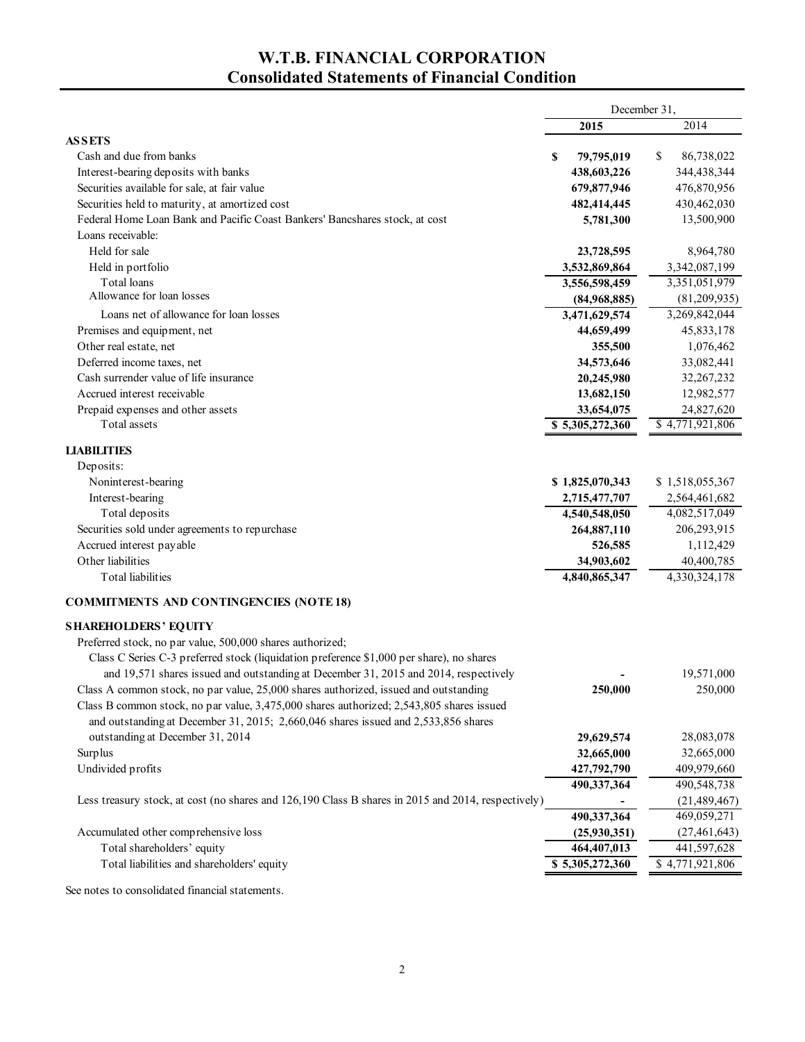# W.T.B. FINANCIAL CORPORATION
## Consolidated Statements of Financial Condition

| | December 31, 2015 | December 31, 2014 |
|---|---|---|
| **ASSETS** | | |
| Cash and due from banks | **$ 79,795,019** | $ 86,738,022 |
| Interest-bearing deposits with banks | **438,603,226** | 344,438,344 |
| Securities available for sale, at fair value | **679,877,946** | 476,870,956 |
| Securities held to maturity, at amortized cost | **482,414,445** | 430,462,030 |
| Federal Home Loan Bank and Pacific Coast Bankers' Bancshares stock, at cost | **5,781,300** | 13,500,900 |
| Loans receivable: | | |
| Held for sale | **23,728,595** | 8,964,780 |
| Held in portfolio | **3,532,869,864** | 3,342,087,199 |
| Total loans | **3,556,598,459** | 3,351,051,979 |
| Allowance for loan losses | **(84,968,885)** | (81,209,935) |
| Loans net of allowance for loan losses | **3,471,629,574** | 3,269,842,044 |
| Premises and equipment, net | **44,659,499** | 45,833,178 |
| Other real estate, net | **355,500** | 1,076,462 |
| Deferred income taxes, net | **34,573,646** | 33,082,441 |
| Cash surrender value of life insurance | **20,245,980** | 32,267,232 |
| Accrued interest receivable | **13,682,150** | 12,982,577 |
| Prepaid expenses and other assets | **33,654,075** | 24,827,620 |
| Total assets | **$ 5,305,272,360** | $ 4,771,921,806 |
| **LIABILITIES** | | |
| Deposits: | | |
| Noninterest-bearing | **$ 1,825,070,343** | $ 1,518,055,367 |
| Interest-bearing | **2,715,477,707** | 2,564,461,682 |
| Total deposits | **4,540,548,050** | 4,082,517,049 |
| Securities sold under agreements to repurchase | **264,887,110** | 206,293,915 |
| Accrued interest payable | **526,585** | 1,112,429 |
| Other liabilities | **34,903,602** | 40,400,785 |
| Total liabilities | **4,840,865,347** | 4,330,324,178 |
| **COMMITMENTS AND CONTINGENCIES (NOTE 18)** | | |
| **SHAREHOLDERS' EQUITY** | | |
| Preferred stock, no par value, 500,000 shares authorized; Class C Series C-3 preferred stock (liquidation preference $1,000 per share), no shares and 19,571 shares issued and outstanding at December 31, 2015 and 2014, respectively | **-** | 19,571,000 |
| Class A common stock, no par value, 25,000 shares authorized, issued and outstanding | **250,000** | 250,000 |
| Class B common stock, no par value, 3,475,000 shares authorized; 2,543,805 shares issued and outstanding at December 31, 2015; 2,660,046 shares issued and 2,533,856 shares outstanding at December 31, 2014 | **29,629,574** | 28,083,078 |
| Surplus | **32,665,000** | 32,665,000 |
| Undivided profits | **427,792,790** | 409,979,660 |
| | **490,337,364** | 490,548,738 |
| Less treasury stock, at cost (no shares and 126,190 Class B shares in 2015 and 2014, respectively) | **-** | (21,489,467) |
| | **490,337,364** | 469,059,271 |
| Accumulated other comprehensive loss | **(25,930,351)** | (27,461,643) |
| Total shareholders' equity | **464,407,013** | 441,597,628 |
| Total liabilities and shareholders' equity | **$ 5,305,272,360** | $ 4,771,921,806 |

See notes to consolidated financial statements.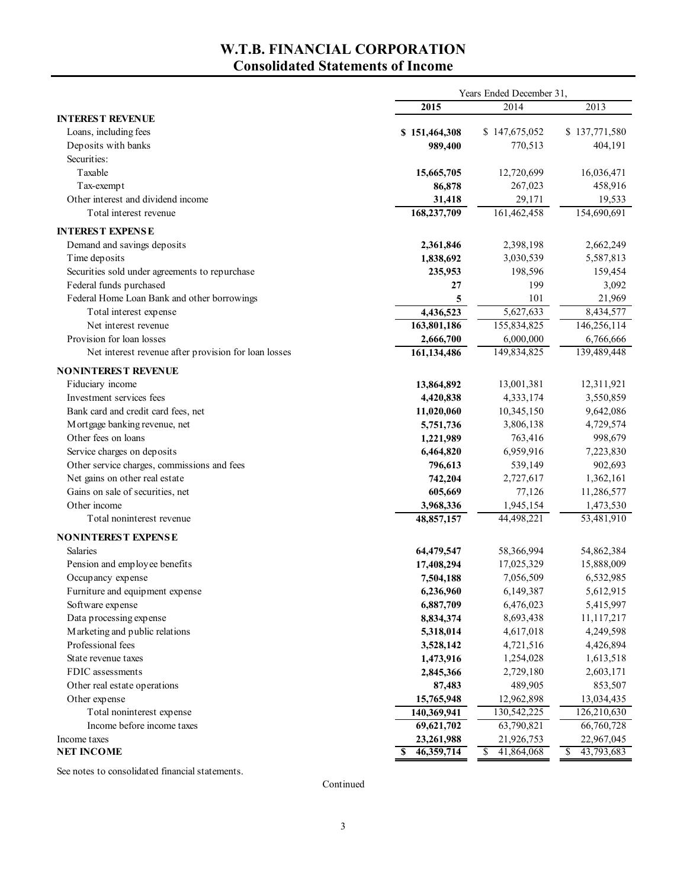# W.T.B. FINANCIAL CORPORATION
## Consolidated Statements of Income

| | Years Ended December 31, | | |
|---|---|---|---|
| | **2015** | 2014 | 2013 |
| **INTEREST REVENUE** | | | |
| Loans, including fees | **$ 151,464,308** | $ 147,675,052 | $ 137,771,580 |
| Deposits with banks | **989,400** | 770,513 | 404,191 |
| Securities: | | | |
| Taxable | **15,665,705** | 12,720,699 | 16,036,471 |
| Tax-exempt | **86,878** | 267,023 | 458,916 |
| Other interest and dividend income | **31,418** | 29,171 | 19,533 |
| Total interest revenue | **168,237,709** | 161,462,458 | 154,690,691 |
| **INTEREST EXPENSE** | | | |
| Demand and savings deposits | **2,361,846** | 2,398,198 | 2,662,249 |
| Time deposits | **1,838,692** | 3,030,539 | 5,587,813 |
| Securities sold under agreements to repurchase | **235,953** | 198,596 | 159,454 |
| Federal funds purchased | **27** | 199 | 3,092 |
| Federal Home Loan Bank and other borrowings | **5** | 101 | 21,969 |
| Total interest expense | **4,436,523** | 5,627,633 | 8,434,577 |
| Net interest revenue | **163,801,186** | 155,834,825 | 146,256,114 |
| Provision for loan losses | **2,666,700** | 6,000,000 | 6,766,666 |
| Net interest revenue after provision for loan losses | **161,134,486** | 149,834,825 | 139,489,448 |
| **NONINTEREST REVENUE** | | | |
| Fiduciary income | **13,864,892** | 13,001,381 | 12,311,921 |
| Investment services fees | **4,420,838** | 4,333,174 | 3,550,859 |
| Bank card and credit card fees, net | **11,020,060** | 10,345,150 | 9,642,086 |
| Mortgage banking revenue, net | **5,751,736** | 3,806,138 | 4,729,574 |
| Other fees on loans | **1,221,989** | 763,416 | 998,679 |
| Service charges on deposits | **6,464,820** | 6,959,916 | 7,223,830 |
| Other service charges, commissions and fees | **796,613** | 539,149 | 902,693 |
| Net gains on other real estate | **742,204** | 2,727,617 | 1,362,161 |
| Gains on sale of securities, net | **605,669** | 77,126 | 11,286,577 |
| Other income | **3,968,336** | 1,945,154 | 1,473,530 |
| Total noninterest revenue | **48,857,157** | 44,498,221 | 53,481,910 |
| **NONINTEREST EXPENSE** | | | |
| Salaries | **64,479,547** | 58,366,994 | 54,862,384 |
| Pension and employee benefits | **17,408,294** | 17,025,329 | 15,888,009 |
| Occupancy expense | **7,504,188** | 7,056,509 | 6,532,985 |
| Furniture and equipment expense | **6,236,960** | 6,149,387 | 5,612,915 |
| Software expense | **6,887,709** | 6,476,023 | 5,415,997 |
| Data processing expense | **8,834,374** | 8,693,438 | 11,117,217 |
| Marketing and public relations | **5,318,014** | 4,617,018 | 4,249,598 |
| Professional fees | **3,528,142** | 4,721,516 | 4,426,894 |
| State revenue taxes | **1,473,916** | 1,254,028 | 1,613,518 |
| FDIC assessments | **2,845,366** | 2,729,180 | 2,603,171 |
| Other real estate operations | **87,483** | 489,905 | 853,507 |
| Other expense | **15,765,948** | 12,962,898 | 13,034,435 |
| Total noninterest expense | **140,369,941** | 130,542,225 | 126,210,630 |
| Income before income taxes | **69,621,702** | 63,790,821 | 66,760,728 |
| Income taxes | **23,261,988** | 21,926,753 | 22,967,045 |
| **NET INCOME** | **$ 46,359,714** | $ 41,864,068 | $ 43,793,683 |

See notes to consolidated financial statements.

Continued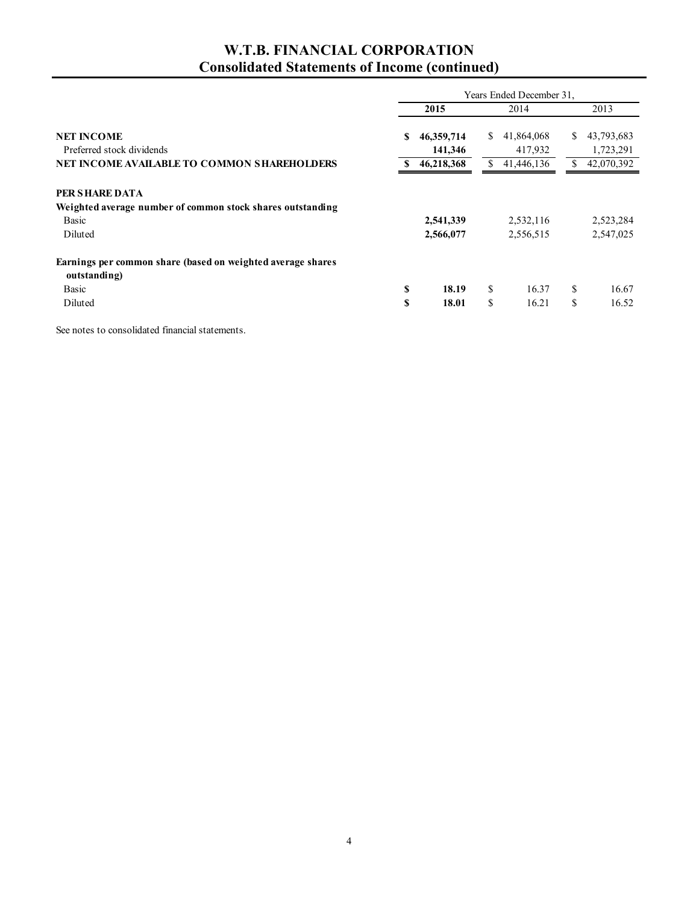# W.T.B. FINANCIAL CORPORATION
## Consolidated Statements of Income (continued)

| | Years Ended December 31, | | |
|---|---|---|---|
| | **2015** | 2014 | 2013 |
| **NET INCOME** | **$ 46,359,714** | $ 41,864,068 | $ 43,793,683 |
| Preferred stock dividends | **141,346** | 417,932 | 1,723,291 |
| **NET INCOME AVAILABLE TO COMMON SHAREHOLDERS** | **$ 46,218,368** | $ 41,446,136 | $ 42,070,392 |
| **PER SHARE DATA** | | | |
| **Weighted average number of common stock shares outstanding** | | | |
| Basic | **2,541,339** | 2,532,116 | 2,523,284 |
| Diluted | **2,566,077** | 2,556,515 | 2,547,025 |
| **Earnings per common share (based on weighted average shares outstanding)** | | | |
| Basic | **$ 18.19** | $ 16.37 | $ 16.67 |
| Diluted | **$ 18.01** | $ 16.21 | $ 16.52 |

See notes to consolidated financial statements.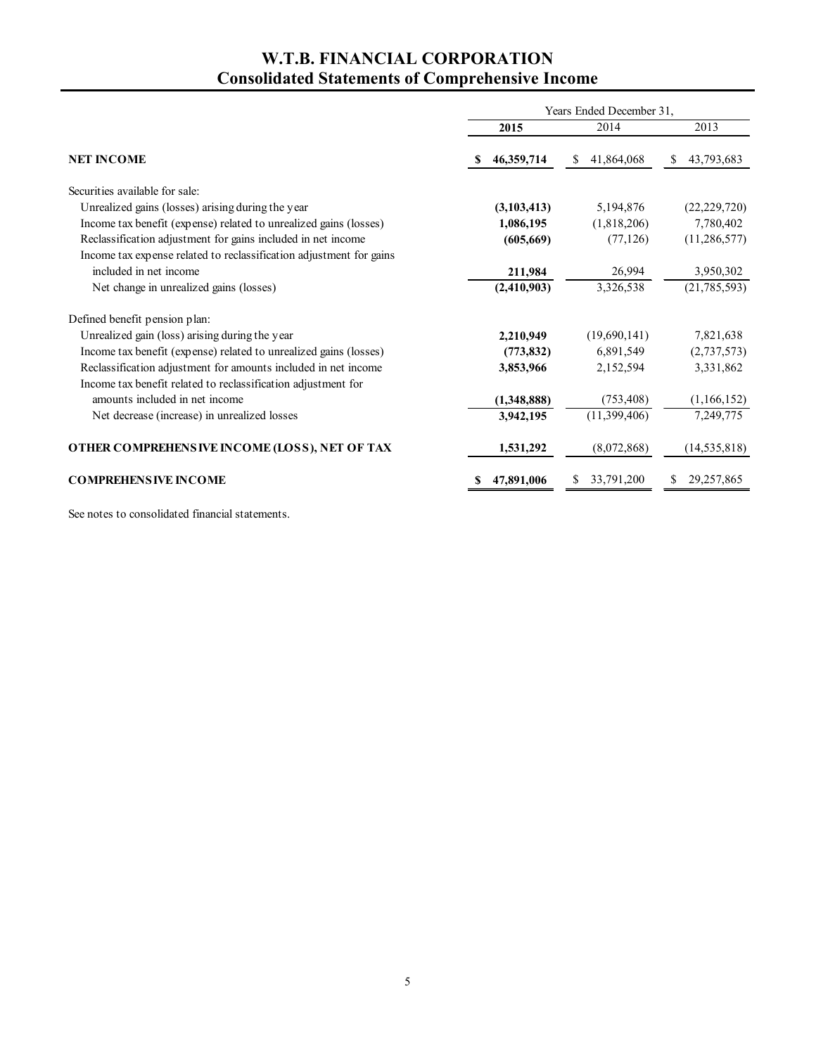# W.T.B. FINANCIAL CORPORATION
## Consolidated Statements of Comprehensive Income

| | Years Ended December 31, | | |
|---|---|---|---|
| | **2015** | 2014 | 2013 |
| **NET INCOME** | **$ 46,359,714** | $ 41,864,068 | $ 43,793,683 |
| Securities available for sale: | | | |
| Unrealized gains (losses) arising during the year | **(3,103,413)** | 5,194,876 | (22,229,720) |
| Income tax benefit (expense) related to unrealized gains (losses) | **1,086,195** | (1,818,206) | 7,780,402 |
| Reclassification adjustment for gains included in net income | **(605,669)** | (77,126) | (11,286,577) |
| Income tax expense related to reclassification adjustment for gains included in net income | **211,984** | 26,994 | 3,950,302 |
| Net change in unrealized gains (losses) | **(2,410,903)** | 3,326,538 | (21,785,593) |
| Defined benefit pension plan: | | | |
| Unrealized gain (loss) arising during the year | **2,210,949** | (19,690,141) | 7,821,638 |
| Income tax benefit (expense) related to unrealized gains (losses) | **(773,832)** | 6,891,549 | (2,737,573) |
| Reclassification adjustment for amounts included in net income | **3,853,966** | 2,152,594 | 3,331,862 |
| Income tax benefit related to reclassification adjustment for amounts included in net income | **(1,348,888)** | (753,408) | (1,166,152) |
| Net decrease (increase) in unrealized losses | **3,942,195** | (11,399,406) | 7,249,775 |
| **OTHER COMPREHENSIVE INCOME (LOSS), NET OF TAX** | **1,531,292** | (8,072,868) | (14,535,818) |
| **COMPREHENSIVE INCOME** | **$ 47,891,006** | $ 33,791,200 | $ 29,257,865 |

See notes to consolidated financial statements.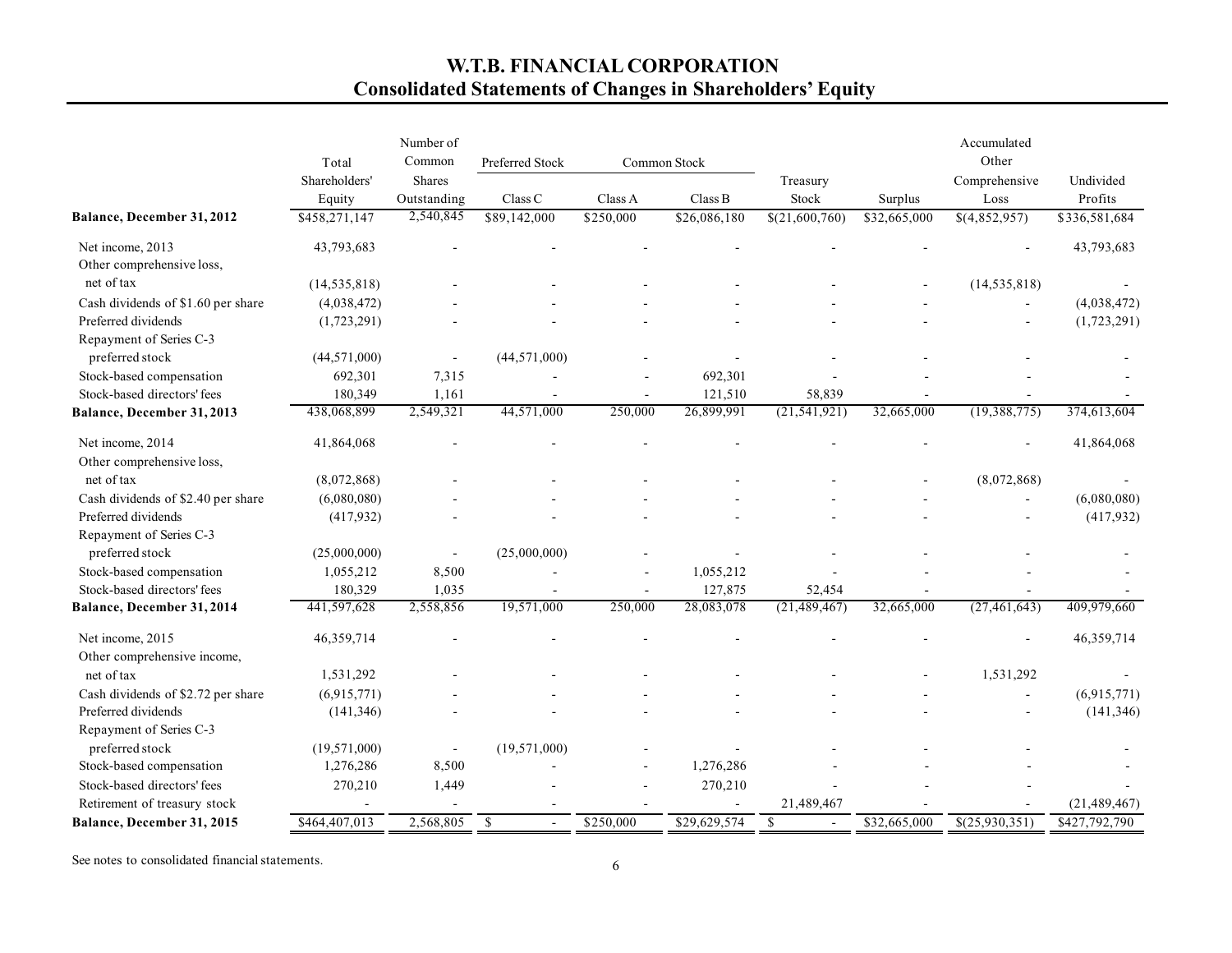# W.T.B. FINANCIAL CORPORATION
## Consolidated Statements of Changes in Shareholders' Equity

| | Total Shareholders' Equity | Number of Common Shares Outstanding | Preferred Stock Class C | Common Stock Class A | Common Stock Class B | Treasury Stock | Surplus | Accumulated Other Comprehensive Loss | Undivided Profits |
|---|---|---|---|---|---|---|---|---|---|
| **Balance, December 31, 2012** | $458,271,147 | 2,540,845 | $89,142,000 | $250,000 | $26,086,180 | $(21,600,760) | $32,665,000 | $(4,852,957) | $336,581,684 |
| Net income, 2013 | 43,793,683 | - | - | - | - | - | - | - | 43,793,683 |
| Other comprehensive loss, net of tax | (14,535,818) | - | - | - | - | - | - | (14,535,818) | - |
| Cash dividends of $1.60 per share | (4,038,472) | - | - | - | - | - | - | - | (4,038,472) |
| Preferred dividends | (1,723,291) | - | - | - | - | - | - | - | (1,723,291) |
| Repayment of Series C-3 preferred stock | (44,571,000) | - | (44,571,000) | - | - | - | - | - | - |
| Stock-based compensation | 692,301 | 7,315 | - | - | 692,301 | - | - | - | - |
| Stock-based directors' fees | 180,349 | 1,161 | - | - | 121,510 | 58,839 | - | - | - |
| **Balance, December 31, 2013** | 438,068,899 | 2,549,321 | 44,571,000 | 250,000 | 26,899,991 | (21,541,921) | 32,665,000 | (19,388,775) | 374,613,604 |
| Net income, 2014 | 41,864,068 | - | - | - | - | - | - | - | 41,864,068 |
| Other comprehensive loss, net of tax | (8,072,868) | - | - | - | - | - | - | (8,072,868) | - |
| Cash dividends of $2.40 per share | (6,080,080) | - | - | - | - | - | - | - | (6,080,080) |
| Preferred dividends | (417,932) | - | - | - | - | - | - | - | (417,932) |
| Repayment of Series C-3 preferred stock | (25,000,000) | - | (25,000,000) | - | - | - | - | - | - |
| Stock-based compensation | 1,055,212 | 8,500 | - | - | 1,055,212 | - | - | - | - |
| Stock-based directors' fees | 180,329 | 1,035 | - | - | 127,875 | 52,454 | - | - | - |
| **Balance, December 31, 2014** | 441,597,628 | 2,558,856 | 19,571,000 | 250,000 | 28,083,078 | (21,489,467) | 32,665,000 | (27,461,643) | 409,979,660 |
| Net income, 2015 | 46,359,714 | - | - | - | - | - | - | - | 46,359,714 |
| Other comprehensive income, net of tax | 1,531,292 | - | - | - | - | - | - | 1,531,292 | - |
| Cash dividends of $2.72 per share | (6,915,771) | - | - | - | - | - | - | - | (6,915,771) |
| Preferred dividends | (141,346) | - | - | - | - | - | - | - | (141,346) |
| Repayment of Series C-3 preferred stock | (19,571,000) | - | (19,571,000) | - | - | - | - | - | - |
| Stock-based compensation | 1,276,286 | 8,500 | - | - | 1,276,286 | - | - | - | - |
| Stock-based directors' fees | 270,210 | 1,449 | - | - | 270,210 | - | - | - | - |
| Retirement of treasury stock | - | - | - | - | - | 21,489,467 | - | - | (21,489,467) |
| **Balance, December 31, 2015** | $464,407,013 | 2,568,805 | $ - | $250,000 | $29,629,574 | $ - | $32,665,000 | $(25,930,351) | $427,792,790 |

See notes to consolidated financial statements.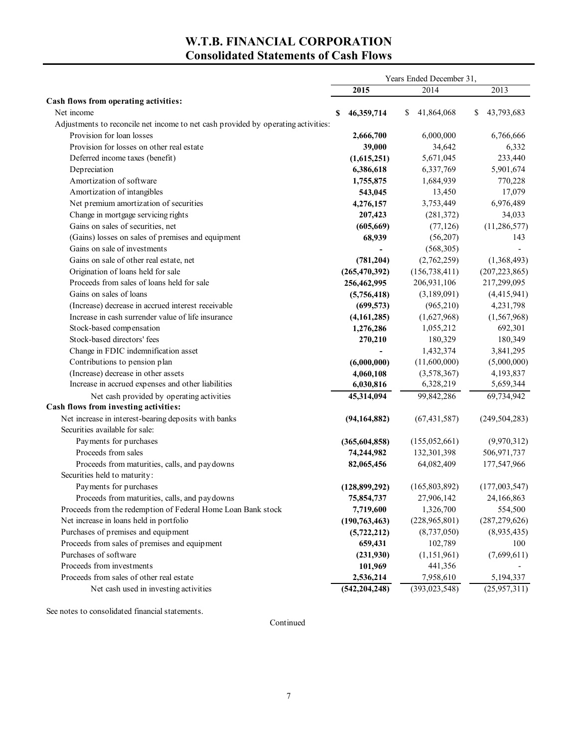# W.T.B. FINANCIAL CORPORATION

## Consolidated Statements of Cash Flows

| | Years Ended December 31, | | |
|---|---|---|---|
| | **2015** | 2014 | 2013 |
| **Cash flows from operating activities:** | | | |
| Net income | **$ 46,359,714** | $ 41,864,068 | $ 43,793,683 |
| Adjustments to reconcile net income to net cash provided by operating activities: | | | |
| Provision for loan losses | **2,666,700** | 6,000,000 | 6,766,666 |
| Provision for losses on other real estate | **39,000** | 34,642 | 6,332 |
| Deferred income taxes (benefit) | **(1,615,251)** | 5,671,045 | 233,440 |
| Depreciation | **6,386,618** | 6,337,769 | 5,901,674 |
| Amortization of software | **1,755,875** | 1,684,939 | 770,228 |
| Amortization of intangibles | **543,045** | 13,450 | 17,079 |
| Net premium amortization of securities | **4,276,157** | 3,753,449 | 6,976,489 |
| Change in mortgage servicing rights | **207,423** | (281,372) | 34,033 |
| Gains on sales of securities, net | **(605,669)** | (77,126) | (11,286,577) |
| (Gains) losses on sales of premises and equipment | **68,939** | (56,207) | 143 |
| Gains on sale of investments | **-** | (568,305) | - |
| Gains on sale of other real estate, net | **(781,204)** | (2,762,259) | (1,368,493) |
| Origination of loans held for sale | **(265,470,392)** | (156,738,411) | (207,223,865) |
| Proceeds from sales of loans held for sale | **256,462,995** | 206,931,106 | 217,299,095 |
| Gains on sales of loans | **(5,756,418)** | (3,189,091) | (4,415,941) |
| (Increase) decrease in accrued interest receivable | **(699,573)** | (965,210) | 4,231,798 |
| Increase in cash surrender value of life insurance | **(4,161,285)** | (1,627,968) | (1,567,968) |
| Stock-based compensation | **1,276,286** | 1,055,212 | 692,301 |
| Stock-based directors' fees | **270,210** | 180,329 | 180,349 |
| Change in FDIC indemnification asset | **-** | 1,432,374 | 3,841,295 |
| Contributions to pension plan | **(6,000,000)** | (11,600,000) | (5,000,000) |
| (Increase) decrease in other assets | **4,060,108** | (3,578,367) | 4,193,837 |
| Increase in accrued expenses and other liabilities | **6,030,816** | 6,328,219 | 5,659,344 |
| Net cash provided by operating activities | **45,314,094** | 99,842,286 | 69,734,942 |
| **Cash flows from investing activities:** | | | |
| Net increase in interest-bearing deposits with banks | **(94,164,882)** | (67,431,587) | (249,504,283) |
| Securities available for sale: | | | |
| Payments for purchases | **(365,604,858)** | (155,052,661) | (9,970,312) |
| Proceeds from sales | **74,244,982** | 132,301,398 | 506,971,737 |
| Proceeds from maturities, calls, and paydowns | **82,065,456** | 64,082,409 | 177,547,966 |
| Securities held to maturity: | | | |
| Payments for purchases | **(128,899,292)** | (165,803,892) | (177,003,547) |
| Proceeds from maturities, calls, and paydowns | **75,854,737** | 27,906,142 | 24,166,863 |
| Proceeds from the redemption of Federal Home Loan Bank stock | **7,719,600** | 1,326,700 | 554,500 |
| Net increase in loans held in portfolio | **(190,763,463)** | (228,965,801) | (287,279,626) |
| Purchases of premises and equipment | **(5,722,212)** | (8,737,050) | (8,935,435) |
| Proceeds from sales of premises and equipment | **659,431** | 102,789 | 100 |
| Purchases of software | **(231,930)** | (1,151,961) | (7,699,611) |
| Proceeds from investments | **101,969** | 441,356 | - |
| Proceeds from sales of other real estate | **2,536,214** | 7,958,610 | 5,194,337 |
| Net cash used in investing activities | **(542,204,248)** | (393,023,548) | (25,957,311) |

See notes to consolidated financial statements.

Continued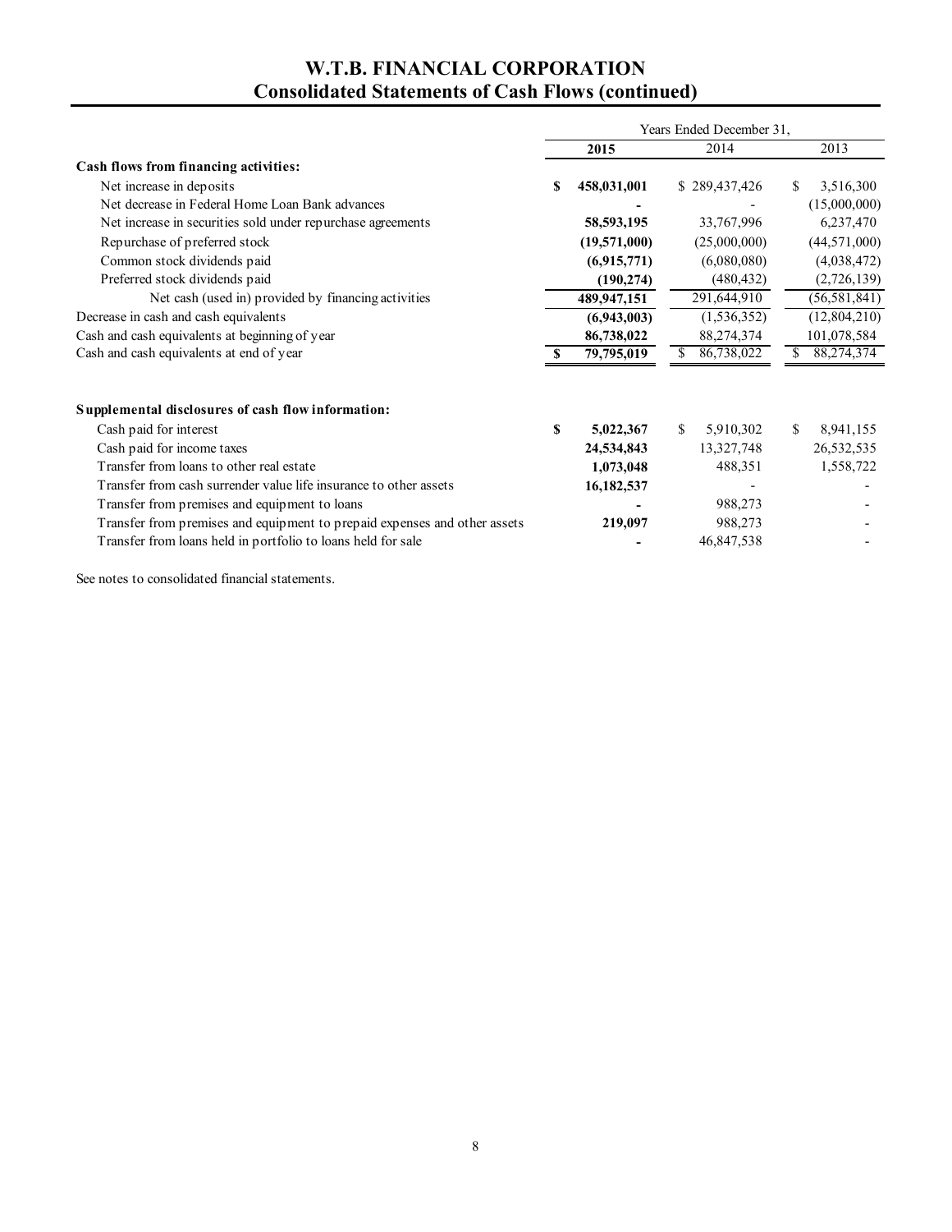# W.T.B. FINANCIAL CORPORATION
## Consolidated Statements of Cash Flows (continued)

| | Years Ended December 31, | | |
|---|---|---|---|
| | **2015** | 2014 | 2013 |
| **Cash flows from financing activities:** | | | |
| Net increase in deposits | **$ 458,031,001** | $ 289,437,426 | $ 3,516,300 |
| Net decrease in Federal Home Loan Bank advances | **-** | - | (15,000,000) |
| Net increase in securities sold under repurchase agreements | **58,593,195** | 33,767,996 | 6,237,470 |
| Repurchase of preferred stock | **(19,571,000)** | (25,000,000) | (44,571,000) |
| Common stock dividends paid | **(6,915,771)** | (6,080,080) | (4,038,472) |
| Preferred stock dividends paid | **(190,274)** | (480,432) | (2,726,139) |
| Net cash (used in) provided by financing activities | **489,947,151** | 291,644,910 | (56,581,841) |
| Decrease in cash and cash equivalents | **(6,943,003)** | (1,536,352) | (12,804,210) |
| Cash and cash equivalents at beginning of year | **86,738,022** | 88,274,374 | 101,078,584 |
| Cash and cash equivalents at end of year | **$ 79,795,019** | $ 86,738,022 | $ 88,274,374 |
| | | | |
| **Supplemental disclosures of cash flow information:** | | | |
| Cash paid for interest | **$ 5,022,367** | $ 5,910,302 | $ 8,941,155 |
| Cash paid for income taxes | **24,534,843** | 13,327,748 | 26,532,535 |
| Transfer from loans to other real estate | **1,073,048** | 488,351 | 1,558,722 |
| Transfer from cash surrender value life insurance to other assets | **16,182,537** | - | - |
| Transfer from premises and equipment to loans | **-** | 988,273 | - |
| Transfer from premises and equipment to prepaid expenses and other assets | **219,097** | 988,273 | - |
| Transfer from loans held in portfolio to loans held for sale | **-** | 46,847,538 | - |

See notes to consolidated financial statements.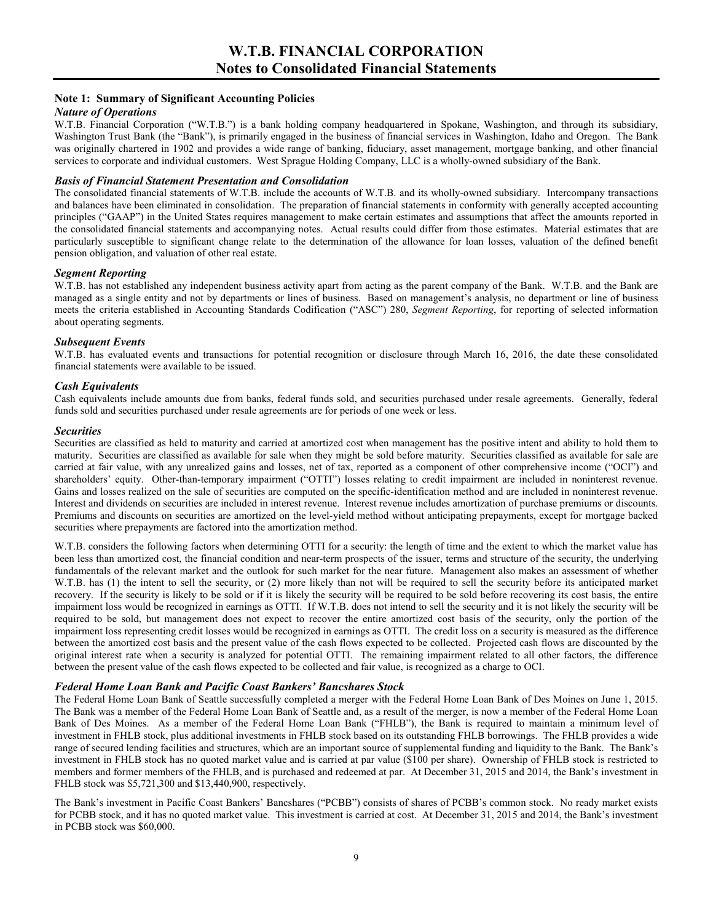# W.T.B. FINANCIAL CORPORATION
## Notes to Consolidated Financial Statements

### Note 1: Summary of Significant Accounting Policies

***Nature of Operations***

W.T.B. Financial Corporation ("W.T.B.") is a bank holding company headquartered in Spokane, Washington, and through its subsidiary, Washington Trust Bank (the "Bank"), is primarily engaged in the business of financial services in Washington, Idaho and Oregon. The Bank was originally chartered in 1902 and provides a wide range of banking, fiduciary, asset management, mortgage banking, and other financial services to corporate and individual customers. West Sprague Holding Company, LLC is a wholly-owned subsidiary of the Bank.

***Basis of Financial Statement Presentation and Consolidation***

The consolidated financial statements of W.T.B. include the accounts of W.T.B. and its wholly-owned subsidiary. Intercompany transactions and balances have been eliminated in consolidation. The preparation of financial statements in conformity with generally accepted accounting principles ("GAAP") in the United States requires management to make certain estimates and assumptions that affect the amounts reported in the consolidated financial statements and accompanying notes. Actual results could differ from those estimates. Material estimates that are particularly susceptible to significant change relate to the determination of the allowance for loan losses, valuation of the defined benefit pension obligation, and valuation of other real estate.

***Segment Reporting***

W.T.B. has not established any independent business activity apart from acting as the parent company of the Bank. W.T.B. and the Bank are managed as a single entity and not by departments or lines of business. Based on management's analysis, no department or line of business meets the criteria established in Accounting Standards Codification ("ASC") 280, *Segment Reporting*, for reporting of selected information about operating segments.

***Subsequent Events***

W.T.B. has evaluated events and transactions for potential recognition or disclosure through March 16, 2016, the date these consolidated financial statements were available to be issued.

***Cash Equivalents***

Cash equivalents include amounts due from banks, federal funds sold, and securities purchased under resale agreements. Generally, federal funds sold and securities purchased under resale agreements are for periods of one week or less.

***Securities***

Securities are classified as held to maturity and carried at amortized cost when management has the positive intent and ability to hold them to maturity. Securities are classified as available for sale when they might be sold before maturity. Securities classified as available for sale are carried at fair value, with any unrealized gains and losses, net of tax, reported as a component of other comprehensive income ("OCI") and shareholders' equity. Other-than-temporary impairment ("OTTI") losses relating to credit impairment are included in noninterest revenue. Gains and losses realized on the sale of securities are computed on the specific-identification method and are included in noninterest revenue. Interest and dividends on securities are included in interest revenue. Interest revenue includes amortization of purchase premiums or discounts. Premiums and discounts on securities are amortized on the level-yield method without anticipating prepayments, except for mortgage backed securities where prepayments are factored into the amortization method.

W.T.B. considers the following factors when determining OTTI for a security: the length of time and the extent to which the market value has been less than amortized cost, the financial condition and near-term prospects of the issuer, terms and structure of the security, the underlying fundamentals of the relevant market and the outlook for such market for the near future. Management also makes an assessment of whether W.T.B. has (1) the intent to sell the security, or (2) more likely than not will be required to sell the security before its anticipated market recovery. If the security is likely to be sold or if it is likely the security will be required to be sold before recovering its cost basis, the entire impairment loss would be recognized in earnings as OTTI. If W.T.B. does not intend to sell the security and it is not likely the security will be required to be sold, but management does not expect to recover the entire amortized cost basis of the security, only the portion of the impairment loss representing credit losses would be recognized in earnings as OTTI. The credit loss on a security is measured as the difference between the amortized cost basis and the present value of the cash flows expected to be collected. Projected cash flows are discounted by the original interest rate when a security is analyzed for potential OTTI. The remaining impairment related to all other factors, the difference between the present value of the cash flows expected to be collected and fair value, is recognized as a charge to OCI.

***Federal Home Loan Bank and Pacific Coast Bankers' Bancshares Stock***

The Federal Home Loan Bank of Seattle successfully completed a merger with the Federal Home Loan Bank of Des Moines on June 1, 2015. The Bank was a member of the Federal Home Loan Bank of Seattle and, as a result of the merger, is now a member of the Federal Home Loan Bank of Des Moines. As a member of the Federal Home Loan Bank ("FHLB"), the Bank is required to maintain a minimum level of investment in FHLB stock, plus additional investments in FHLB stock based on its outstanding FHLB borrowings. The FHLB provides a wide range of secured lending facilities and structures, which are an important source of supplemental funding and liquidity to the Bank. The Bank's investment in FHLB stock has no quoted market value and is carried at par value ($100 per share). Ownership of FHLB stock is restricted to members and former members of the FHLB, and is purchased and redeemed at par. At December 31, 2015 and 2014, the Bank's investment in FHLB stock was $5,721,300 and $13,440,900, respectively.

The Bank's investment in Pacific Coast Bankers' Bancshares ("PCBB") consists of shares of PCBB's common stock. No ready market exists for PCBB stock, and it has no quoted market value. This investment is carried at cost. At December 31, 2015 and 2014, the Bank's investment in PCBB stock was $60,000.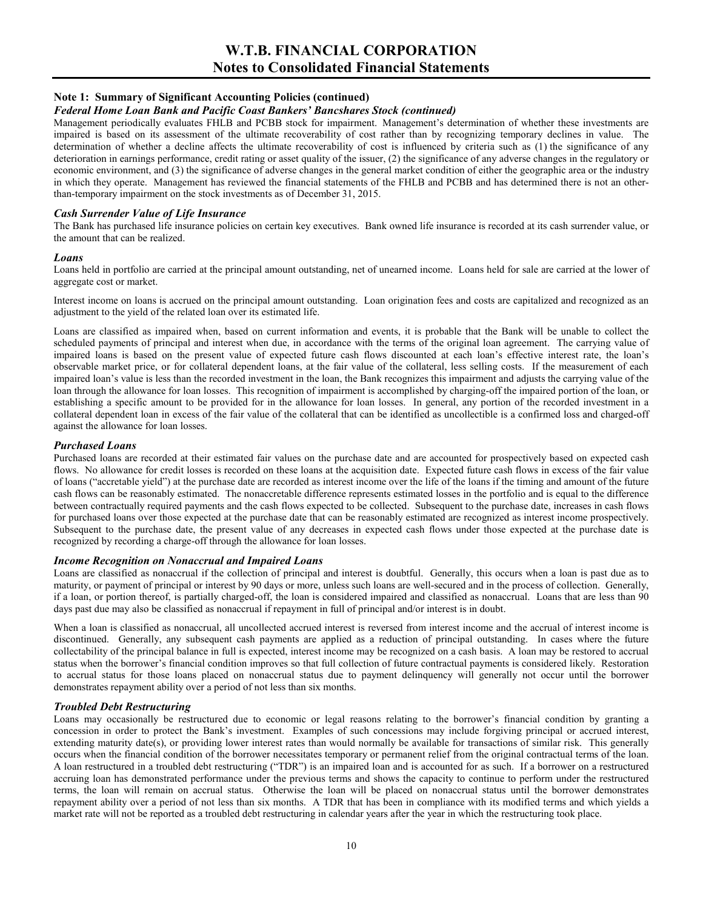# W.T.B. FINANCIAL CORPORATION
## Notes to Consolidated Financial Statements

### Note 1: Summary of Significant Accounting Policies (continued)

#### *Federal Home Loan Bank and Pacific Coast Bankers' Bancshares Stock (continued)*

Management periodically evaluates FHLB and PCBB stock for impairment. Management's determination of whether these investments are impaired is based on its assessment of the ultimate recoverability of cost rather than by recognizing temporary declines in value. The determination of whether a decline affects the ultimate recoverability of cost is influenced by criteria such as (1) the significance of any deterioration in earnings performance, credit rating or asset quality of the issuer, (2) the significance of any adverse changes in the regulatory or economic environment, and (3) the significance of adverse changes in the general market condition of either the geographic area or the industry in which they operate. Management has reviewed the financial statements of the FHLB and PCBB and has determined there is not an other-than-temporary impairment on the stock investments as of December 31, 2015.

#### *Cash Surrender Value of Life Insurance*

The Bank has purchased life insurance policies on certain key executives. Bank owned life insurance is recorded at its cash surrender value, or the amount that can be realized.

#### *Loans*

Loans held in portfolio are carried at the principal amount outstanding, net of unearned income. Loans held for sale are carried at the lower of aggregate cost or market.

Interest income on loans is accrued on the principal amount outstanding. Loan origination fees and costs are capitalized and recognized as an adjustment to the yield of the related loan over its estimated life.

Loans are classified as impaired when, based on current information and events, it is probable that the Bank will be unable to collect the scheduled payments of principal and interest when due, in accordance with the terms of the original loan agreement. The carrying value of impaired loans is based on the present value of expected future cash flows discounted at each loan's effective interest rate, the loan's observable market price, or for collateral dependent loans, at the fair value of the collateral, less selling costs. If the measurement of each impaired loan's value is less than the recorded investment in the loan, the Bank recognizes this impairment and adjusts the carrying value of the loan through the allowance for loan losses. This recognition of impairment is accomplished by charging-off the impaired portion of the loan, or establishing a specific amount to be provided for in the allowance for loan losses. In general, any portion of the recorded investment in a collateral dependent loan in excess of the fair value of the collateral that can be identified as uncollectible is a confirmed loss and charged-off against the allowance for loan losses.

#### *Purchased Loans*

Purchased loans are recorded at their estimated fair values on the purchase date and are accounted for prospectively based on expected cash flows. No allowance for credit losses is recorded on these loans at the acquisition date. Expected future cash flows in excess of the fair value of loans ("accretable yield") at the purchase date are recorded as interest income over the life of the loans if the timing and amount of the future cash flows can be reasonably estimated. The nonaccretable difference represents estimated losses in the portfolio and is equal to the difference between contractually required payments and the cash flows expected to be collected. Subsequent to the purchase date, increases in cash flows for purchased loans over those expected at the purchase date that can be reasonably estimated are recognized as interest income prospectively. Subsequent to the purchase date, the present value of any decreases in expected cash flows under those expected at the purchase date is recognized by recording a charge-off through the allowance for loan losses.

#### *Income Recognition on Nonaccrual and Impaired Loans*

Loans are classified as nonaccrual if the collection of principal and interest is doubtful. Generally, this occurs when a loan is past due as to maturity, or payment of principal or interest by 90 days or more, unless such loans are well-secured and in the process of collection. Generally, if a loan, or portion thereof, is partially charged-off, the loan is considered impaired and classified as nonaccrual. Loans that are less than 90 days past due may also be classified as nonaccrual if repayment in full of principal and/or interest is in doubt.

When a loan is classified as nonaccrual, all uncollected accrued interest is reversed from interest income and the accrual of interest income is discontinued. Generally, any subsequent cash payments are applied as a reduction of principal outstanding. In cases where the future collectability of the principal balance in full is expected, interest income may be recognized on a cash basis. A loan may be restored to accrual status when the borrower's financial condition improves so that full collection of future contractual payments is considered likely. Restoration to accrual status for those loans placed on nonaccrual status due to payment delinquency will generally not occur until the borrower demonstrates repayment ability over a period of not less than six months.

#### *Troubled Debt Restructuring*

Loans may occasionally be restructured due to economic or legal reasons relating to the borrower's financial condition by granting a concession in order to protect the Bank's investment. Examples of such concessions may include forgiving principal or accrued interest, extending maturity date(s), or providing lower interest rates than would normally be available for transactions of similar risk. This generally occurs when the financial condition of the borrower necessitates temporary or permanent relief from the original contractual terms of the loan. A loan restructured in a troubled debt restructuring ("TDR") is an impaired loan and is accounted for as such. If a borrower on a restructured accruing loan has demonstrated performance under the previous terms and shows the capacity to continue to perform under the restructured terms, the loan will remain on accrual status. Otherwise the loan will be placed on nonaccrual status until the borrower demonstrates repayment ability over a period of not less than six months. A TDR that has been in compliance with its modified terms and which yields a market rate will not be reported as a troubled debt restructuring in calendar years after the year in which the restructuring took place.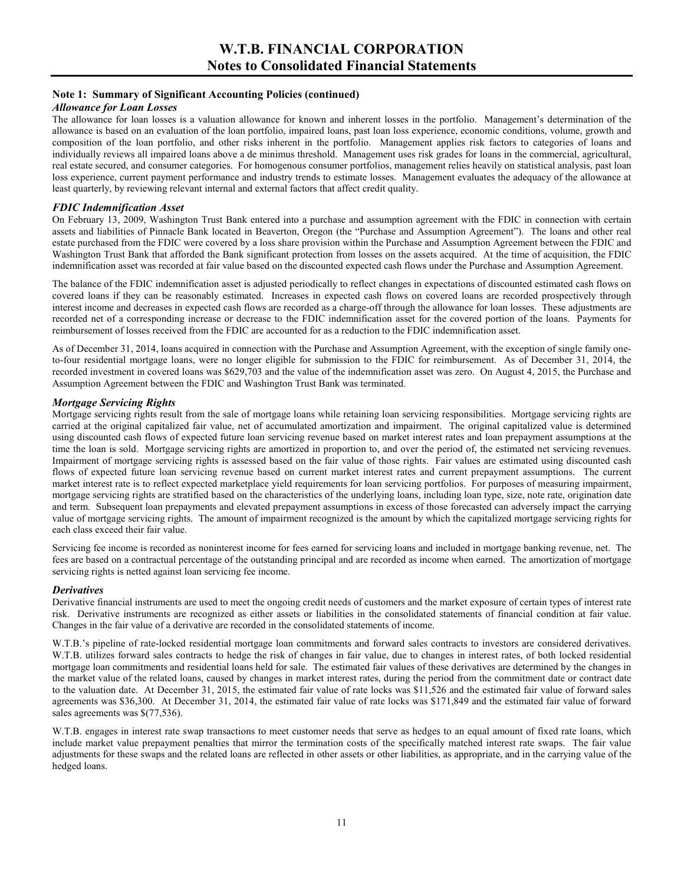### Note 1: Summary of Significant Accounting Policies (continued)

#### *Allowance for Loan Losses*

The allowance for loan losses is a valuation allowance for known and inherent losses in the portfolio. Management's determination of the allowance is based on an evaluation of the loan portfolio, impaired loans, past loan loss experience, economic conditions, volume, growth and composition of the loan portfolio, and other risks inherent in the portfolio. Management applies risk factors to categories of loans and individually reviews all impaired loans above a de minimus threshold. Management uses risk grades for loans in the commercial, agricultural, real estate secured, and consumer categories. For homogenous consumer portfolios, management relies heavily on statistical analysis, past loan loss experience, current payment performance and industry trends to estimate losses. Management evaluates the adequacy of the allowance at least quarterly, by reviewing relevant internal and external factors that affect credit quality.

#### *FDIC Indemnification Asset*

On February 13, 2009, Washington Trust Bank entered into a purchase and assumption agreement with the FDIC in connection with certain assets and liabilities of Pinnacle Bank located in Beaverton, Oregon (the "Purchase and Assumption Agreement"). The loans and other real estate purchased from the FDIC were covered by a loss share provision within the Purchase and Assumption Agreement between the FDIC and Washington Trust Bank that afforded the Bank significant protection from losses on the assets acquired. At the time of acquisition, the FDIC indemnification asset was recorded at fair value based on the discounted expected cash flows under the Purchase and Assumption Agreement.

The balance of the FDIC indemnification asset is adjusted periodically to reflect changes in expectations of discounted estimated cash flows on covered loans if they can be reasonably estimated. Increases in expected cash flows on covered loans are recorded prospectively through interest income and decreases in expected cash flows are recorded as a charge-off through the allowance for loan losses. These adjustments are recorded net of a corresponding increase or decrease to the FDIC indemnification asset for the covered portion of the loans. Payments for reimbursement of losses received from the FDIC are accounted for as a reduction to the FDIC indemnification asset.

As of December 31, 2014, loans acquired in connection with the Purchase and Assumption Agreement, with the exception of single family one-to-four residential mortgage loans, were no longer eligible for submission to the FDIC for reimbursement. As of December 31, 2014, the recorded investment in covered loans was \$629,703 and the value of the indemnification asset was zero. On August 4, 2015, the Purchase and Assumption Agreement between the FDIC and Washington Trust Bank was terminated.

#### *Mortgage Servicing Rights*

Mortgage servicing rights result from the sale of mortgage loans while retaining loan servicing responsibilities. Mortgage servicing rights are carried at the original capitalized fair value, net of accumulated amortization and impairment. The original capitalized value is determined using discounted cash flows of expected future loan servicing revenue based on market interest rates and loan prepayment assumptions at the time the loan is sold. Mortgage servicing rights are amortized in proportion to, and over the period of, the estimated net servicing revenues. Impairment of mortgage servicing rights is assessed based on the fair value of those rights. Fair values are estimated using discounted cash flows of expected future loan servicing revenue based on current market interest rates and current prepayment assumptions. The current market interest rate is to reflect expected marketplace yield requirements for loan servicing portfolios. For purposes of measuring impairment, mortgage servicing rights are stratified based on the characteristics of the underlying loans, including loan type, size, note rate, origination date and term. Subsequent loan prepayments and elevated prepayment assumptions in excess of those forecasted can adversely impact the carrying value of mortgage servicing rights. The amount of impairment recognized is the amount by which the capitalized mortgage servicing rights for each class exceed their fair value.

Servicing fee income is recorded as noninterest income for fees earned for servicing loans and included in mortgage banking revenue, net. The fees are based on a contractual percentage of the outstanding principal and are recorded as income when earned. The amortization of mortgage servicing rights is netted against loan servicing fee income.

#### *Derivatives*

Derivative financial instruments are used to meet the ongoing credit needs of customers and the market exposure of certain types of interest rate risk. Derivative instruments are recognized as either assets or liabilities in the consolidated statements of financial condition at fair value. Changes in the fair value of a derivative are recorded in the consolidated statements of income.

W.T.B.'s pipeline of rate-locked residential mortgage loan commitments and forward sales contracts to investors are considered derivatives. W.T.B. utilizes forward sales contracts to hedge the risk of changes in fair value, due to changes in interest rates, of both locked residential mortgage loan commitments and residential loans held for sale. The estimated fair values of these derivatives are determined by the changes in the market value of the related loans, caused by changes in market interest rates, during the period from the commitment date or contract date to the valuation date. At December 31, 2015, the estimated fair value of rate locks was \$11,526 and the estimated fair value of forward sales agreements was \$36,300. At December 31, 2014, the estimated fair value of rate locks was \$171,849 and the estimated fair value of forward sales agreements was \$(77,536).

W.T.B. engages in interest rate swap transactions to meet customer needs that serve as hedges to an equal amount of fixed rate loans, which include market value prepayment penalties that mirror the termination costs of the specifically matched interest rate swaps. The fair value adjustments for these swaps and the related loans are reflected in other assets or other liabilities, as appropriate, and in the carrying value of the hedged loans.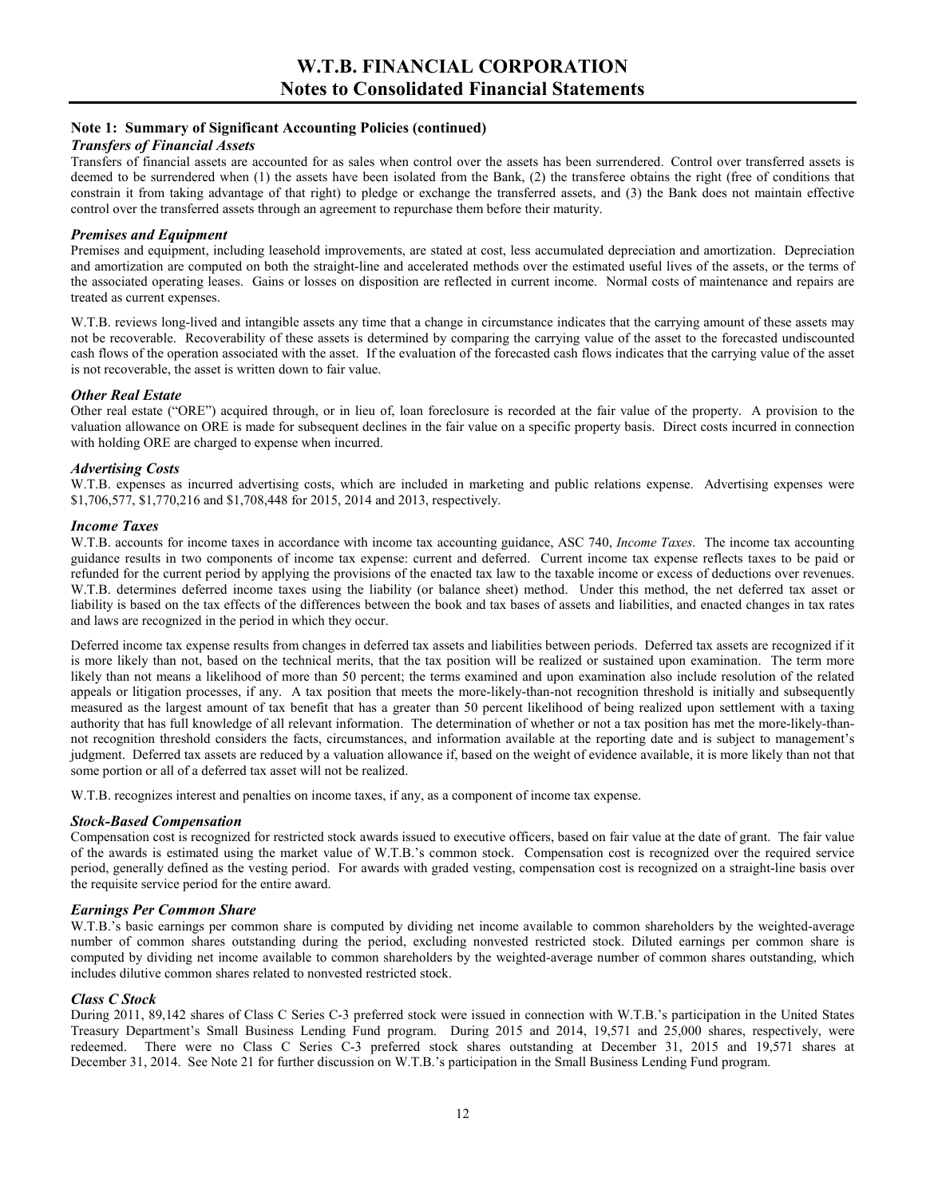## Note 1: Summary of Significant Accounting Policies (continued)

### *Transfers of Financial Assets*

Transfers of financial assets are accounted for as sales when control over the assets has been surrendered. Control over transferred assets is deemed to be surrendered when (1) the assets have been isolated from the Bank, (2) the transferee obtains the right (free of conditions that constrain it from taking advantage of that right) to pledge or exchange the transferred assets, and (3) the Bank does not maintain effective control over the transferred assets through an agreement to repurchase them before their maturity.

### *Premises and Equipment*

Premises and equipment, including leasehold improvements, are stated at cost, less accumulated depreciation and amortization. Depreciation and amortization are computed on both the straight-line and accelerated methods over the estimated useful lives of the assets, or the terms of the associated operating leases. Gains or losses on disposition are reflected in current income. Normal costs of maintenance and repairs are treated as current expenses.

W.T.B. reviews long-lived and intangible assets any time that a change in circumstance indicates that the carrying amount of these assets may not be recoverable. Recoverability of these assets is determined by comparing the carrying value of the asset to the forecasted undiscounted cash flows of the operation associated with the asset. If the evaluation of the forecasted cash flows indicates that the carrying value of the asset is not recoverable, the asset is written down to fair value.

### *Other Real Estate*

Other real estate ("ORE") acquired through, or in lieu of, loan foreclosure is recorded at the fair value of the property. A provision to the valuation allowance on ORE is made for subsequent declines in the fair value on a specific property basis. Direct costs incurred in connection with holding ORE are charged to expense when incurred.

### *Advertising Costs*

W.T.B. expenses as incurred advertising costs, which are included in marketing and public relations expense. Advertising expenses were $1,706,577, $1,770,216 and $1,708,448 for 2015, 2014 and 2013, respectively.

### *Income Taxes*

W.T.B. accounts for income taxes in accordance with income tax accounting guidance, ASC 740, *Income Taxes*. The income tax accounting guidance results in two components of income tax expense: current and deferred. Current income tax expense reflects taxes to be paid or refunded for the current period by applying the provisions of the enacted tax law to the taxable income or excess of deductions over revenues. W.T.B. determines deferred income taxes using the liability (or balance sheet) method. Under this method, the net deferred tax asset or liability is based on the tax effects of the differences between the book and tax bases of assets and liabilities, and enacted changes in tax rates and laws are recognized in the period in which they occur.

Deferred income tax expense results from changes in deferred tax assets and liabilities between periods. Deferred tax assets are recognized if it is more likely than not, based on the technical merits, that the tax position will be realized or sustained upon examination. The term more likely than not means a likelihood of more than 50 percent; the terms examined and upon examination also include resolution of the related appeals or litigation processes, if any. A tax position that meets the more-likely-than-not recognition threshold is initially and subsequently measured as the largest amount of tax benefit that has a greater than 50 percent likelihood of being realized upon settlement with a taxing authority that has full knowledge of all relevant information. The determination of whether or not a tax position has met the more-likely-than-not recognition threshold considers the facts, circumstances, and information available at the reporting date and is subject to management's judgment. Deferred tax assets are reduced by a valuation allowance if, based on the weight of evidence available, it is more likely than not that some portion or all of a deferred tax asset will not be realized.

W.T.B. recognizes interest and penalties on income taxes, if any, as a component of income tax expense.

### *Stock-Based Compensation*

Compensation cost is recognized for restricted stock awards issued to executive officers, based on fair value at the date of grant. The fair value of the awards is estimated using the market value of W.T.B.'s common stock. Compensation cost is recognized over the required service period, generally defined as the vesting period. For awards with graded vesting, compensation cost is recognized on a straight-line basis over the requisite service period for the entire award.

### *Earnings Per Common Share*

W.T.B.'s basic earnings per common share is computed by dividing net income available to common shareholders by the weighted-average number of common shares outstanding during the period, excluding nonvested restricted stock. Diluted earnings per common share is computed by dividing net income available to common shareholders by the weighted-average number of common shares outstanding, which includes dilutive common shares related to nonvested restricted stock.

### *Class C Stock*

During 2011, 89,142 shares of Class C Series C-3 preferred stock were issued in connection with W.T.B.'s participation in the United States Treasury Department's Small Business Lending Fund program. During 2015 and 2014, 19,571 and 25,000 shares, respectively, were redeemed. There were no Class C Series C-3 preferred stock shares outstanding at December 31, 2015 and 19,571 shares at December 31, 2014. See Note 21 for further discussion on W.T.B.'s participation in the Small Business Lending Fund program.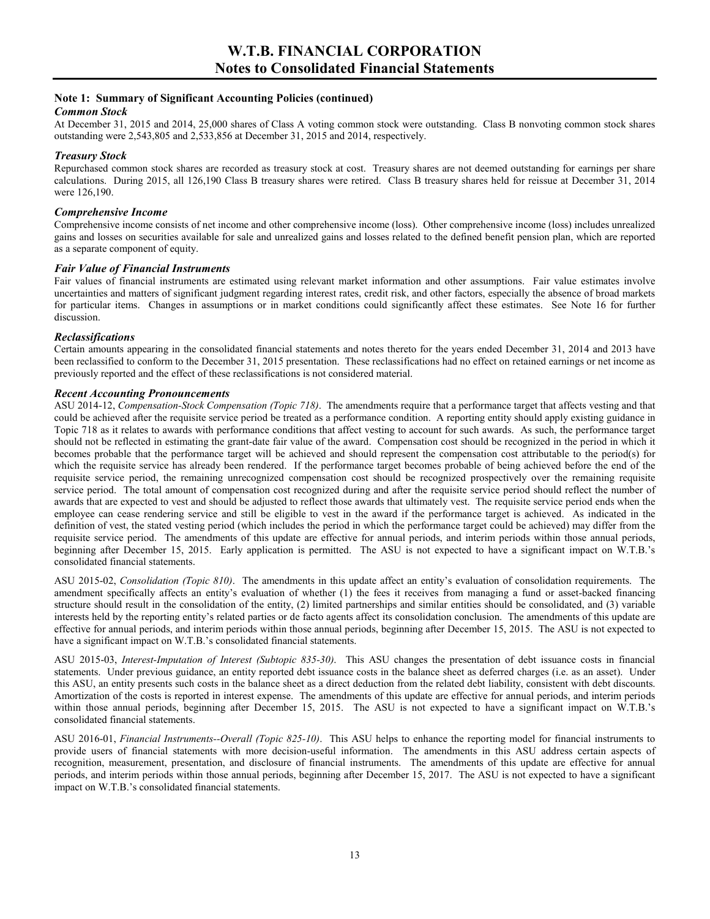## Note 1: Summary of Significant Accounting Policies (continued)

### *Common Stock*

At December 31, 2015 and 2014, 25,000 shares of Class A voting common stock were outstanding. Class B nonvoting common stock shares outstanding were 2,543,805 and 2,533,856 at December 31, 2015 and 2014, respectively.

### *Treasury Stock*

Repurchased common stock shares are recorded as treasury stock at cost. Treasury shares are not deemed outstanding for earnings per share calculations. During 2015, all 126,190 Class B treasury shares were retired. Class B treasury shares held for reissue at December 31, 2014 were 126,190.

### *Comprehensive Income*

Comprehensive income consists of net income and other comprehensive income (loss). Other comprehensive income (loss) includes unrealized gains and losses on securities available for sale and unrealized gains and losses related to the defined benefit pension plan, which are reported as a separate component of equity.

### *Fair Value of Financial Instruments*

Fair values of financial instruments are estimated using relevant market information and other assumptions. Fair value estimates involve uncertainties and matters of significant judgment regarding interest rates, credit risk, and other factors, especially the absence of broad markets for particular items. Changes in assumptions or in market conditions could significantly affect these estimates. See Note 16 for further discussion.

### *Reclassifications*

Certain amounts appearing in the consolidated financial statements and notes thereto for the years ended December 31, 2014 and 2013 have been reclassified to conform to the December 31, 2015 presentation. These reclassifications had no effect on retained earnings or net income as previously reported and the effect of these reclassifications is not considered material.

### *Recent Accounting Pronouncements*

ASU 2014-12, *Compensation-Stock Compensation (Topic 718)*. The amendments require that a performance target that affects vesting and that could be achieved after the requisite service period be treated as a performance condition. A reporting entity should apply existing guidance in Topic 718 as it relates to awards with performance conditions that affect vesting to account for such awards. As such, the performance target should not be reflected in estimating the grant-date fair value of the award. Compensation cost should be recognized in the period in which it becomes probable that the performance target will be achieved and should represent the compensation cost attributable to the period(s) for which the requisite service has already been rendered. If the performance target becomes probable of being achieved before the end of the requisite service period, the remaining unrecognized compensation cost should be recognized prospectively over the remaining requisite service period. The total amount of compensation cost recognized during and after the requisite service period should reflect the number of awards that are expected to vest and should be adjusted to reflect those awards that ultimately vest. The requisite service period ends when the employee can cease rendering service and still be eligible to vest in the award if the performance target is achieved. As indicated in the definition of vest, the stated vesting period (which includes the period in which the performance target could be achieved) may differ from the requisite service period. The amendments of this update are effective for annual periods, and interim periods within those annual periods, beginning after December 15, 2015. Early application is permitted. The ASU is not expected to have a significant impact on W.T.B.'s consolidated financial statements.

ASU 2015-02, *Consolidation (Topic 810)*. The amendments in this update affect an entity's evaluation of consolidation requirements. The amendment specifically affects an entity's evaluation of whether (1) the fees it receives from managing a fund or asset-backed financing structure should result in the consolidation of the entity, (2) limited partnerships and similar entities should be consolidated, and (3) variable interests held by the reporting entity's related parties or de facto agents affect its consolidation conclusion. The amendments of this update are effective for annual periods, and interim periods within those annual periods, beginning after December 15, 2015. The ASU is not expected to have a significant impact on W.T.B.'s consolidated financial statements.

ASU 2015-03, *Interest-Imputation of Interest (Subtopic 835-30)*. This ASU changes the presentation of debt issuance costs in financial statements. Under previous guidance, an entity reported debt issuance costs in the balance sheet as deferred charges (i.e. as an asset). Under this ASU, an entity presents such costs in the balance sheet as a direct deduction from the related debt liability, consistent with debt discounts. Amortization of the costs is reported in interest expense. The amendments of this update are effective for annual periods, and interim periods within those annual periods, beginning after December 15, 2015. The ASU is not expected to have a significant impact on W.T.B.'s consolidated financial statements.

ASU 2016-01, *Financial Instruments--Overall (Topic 825-10)*. This ASU helps to enhance the reporting model for financial instruments to provide users of financial statements with more decision-useful information. The amendments in this ASU address certain aspects of recognition, measurement, presentation, and disclosure of financial instruments. The amendments of this update are effective for annual periods, and interim periods within those annual periods, beginning after December 15, 2017. The ASU is not expected to have a significant impact on W.T.B.'s consolidated financial statements.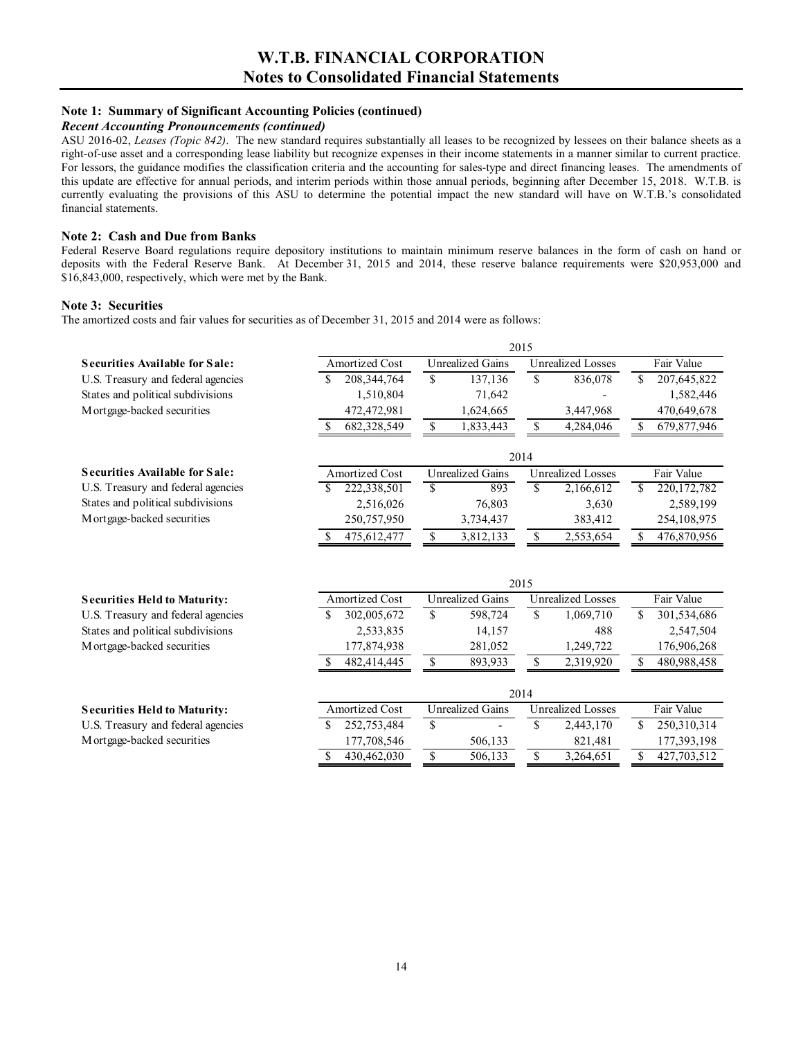# W.T.B. FINANCIAL CORPORATION
## Notes to Consolidated Financial Statements

### Note 1: Summary of Significant Accounting Policies (continued)

***Recent Accounting Pronouncements (continued)***

ASU 2016-02, *Leases (Topic 842)*. The new standard requires substantially all leases to be recognized by lessees on their balance sheets as a right-of-use asset and a corresponding lease liability but recognize expenses in their income statements in a manner similar to current practice. For lessors, the guidance modifies the classification criteria and the accounting for sales-type and direct financing leases. The amendments of this update are effective for annual periods, and interim periods within those annual periods, beginning after December 15, 2018. W.T.B. is currently evaluating the provisions of this ASU to determine the potential impact the new standard will have on W.T.B.'s consolidated financial statements.

### Note 2: Cash and Due from Banks

Federal Reserve Board regulations require depository institutions to maintain minimum reserve balances in the form of cash on hand or deposits with the Federal Reserve Bank. At December 31, 2015 and 2014, these reserve balance requirements were $20,953,000 and $16,843,000, respectively, which were met by the Bank.

### Note 3: Securities

The amortized costs and fair values for securities as of December 31, 2015 and 2014 were as follows:

| | 2015 | | | |
|---|---|---|---|---|
| **Securities Available for Sale:** | Amortized Cost | Unrealized Gains | Unrealized Losses | Fair Value |
| U.S. Treasury and federal agencies | $ 208,344,764 | $ 137,136 | $ 836,078 | $ 207,645,822 |
| States and political subdivisions | 1,510,804 | 71,642 | - | 1,582,446 |
| Mortgage-backed securities | 472,472,981 | 1,624,665 | 3,447,968 | 470,649,678 |
| | $ 682,328,549 | $ 1,833,443 | $ 4,284,046 | $ 679,877,946 |

| | 2014 | | | |
|---|---|---|---|---|
| **Securities Available for Sale:** | Amortized Cost | Unrealized Gains | Unrealized Losses | Fair Value |
| U.S. Treasury and federal agencies | $ 222,338,501 | $ 893 | $ 2,166,612 | $ 220,172,782 |
| States and political subdivisions | 2,516,026 | 76,803 | 3,630 | 2,589,199 |
| Mortgage-backed securities | 250,757,950 | 3,734,437 | 383,412 | 254,108,975 |
| | $ 475,612,477 | $ 3,812,133 | $ 2,553,654 | $ 476,870,956 |

| | 2015 | | | |
|---|---|---|---|---|
| **Securities Held to Maturity:** | Amortized Cost | Unrealized Gains | Unrealized Losses | Fair Value |
| U.S. Treasury and federal agencies | $ 302,005,672 | $ 598,724 | $ 1,069,710 | $ 301,534,686 |
| States and political subdivisions | 2,533,835 | 14,157 | 488 | 2,547,504 |
| Mortgage-backed securities | 177,874,938 | 281,052 | 1,249,722 | 176,906,268 |
| | $ 482,414,445 | $ 893,933 | $ 2,319,920 | $ 480,988,458 |

| | 2014 | | | |
|---|---|---|---|---|
| **Securities Held to Maturity:** | Amortized Cost | Unrealized Gains | Unrealized Losses | Fair Value |
| U.S. Treasury and federal agencies | $ 252,753,484 | $ - | $ 2,443,170 | $ 250,310,314 |
| Mortgage-backed securities | 177,708,546 | 506,133 | 821,481 | 177,393,198 |
| | $ 430,462,030 | $ 506,133 | $ 3,264,651 | $ 427,703,512 |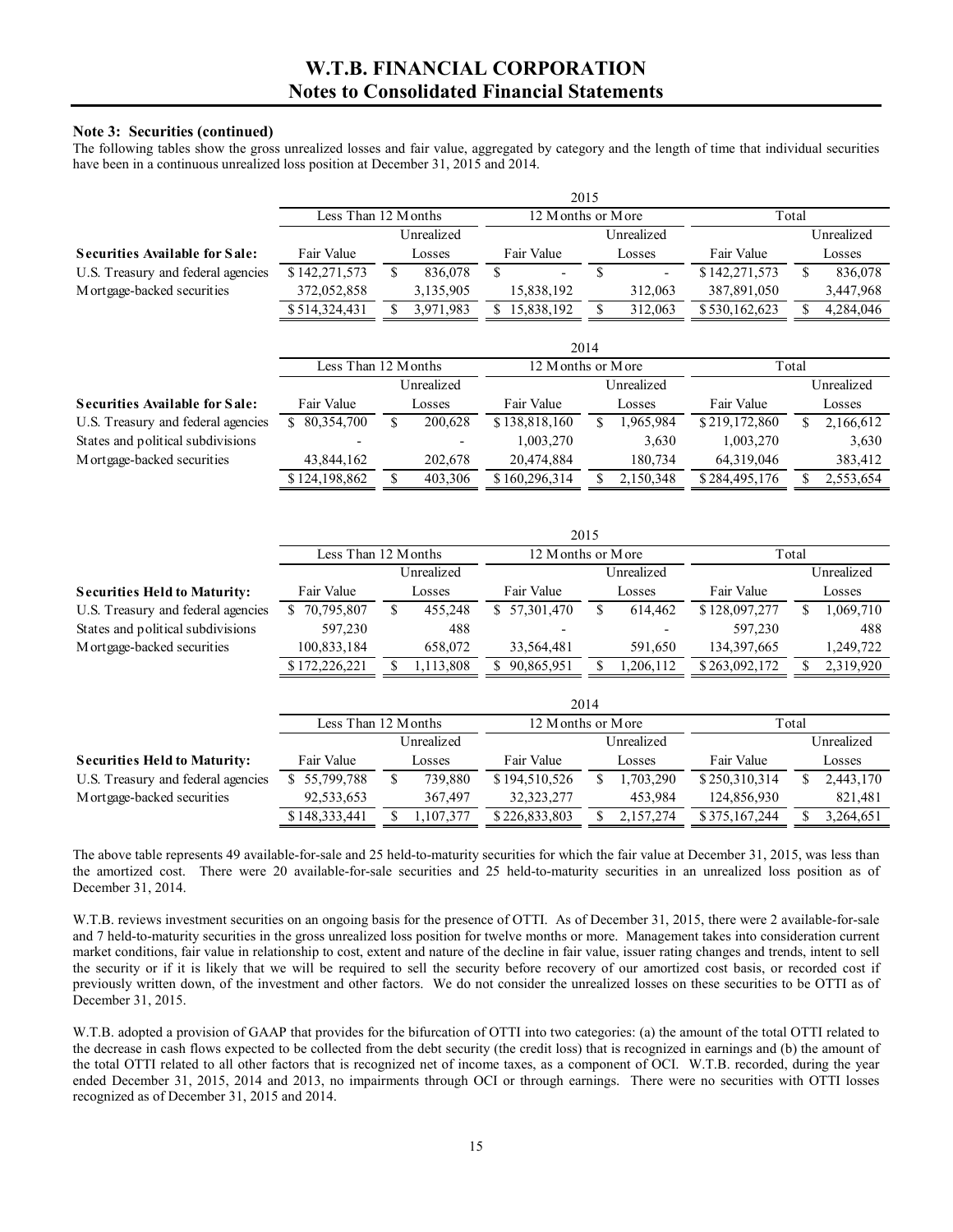### Note 3: Securities (continued)

The following tables show the gross unrealized losses and fair value, aggregated by category and the length of time that individual securities have been in a continuous unrealized loss position at December 31, 2015 and 2014.

| | 2015 | | | | | |
|---|---|---|---|---|---|---|
| | Less Than 12 Months | | 12 Months or More | | Total | |
| **Securities Available for Sale:** | Fair Value | Unrealized Losses | Fair Value | Unrealized Losses | Fair Value | Unrealized Losses |
| U.S. Treasury and federal agencies | $ 142,271,573 | $ 836,078 | $ - | $ - | $ 142,271,573 | $ 836,078 |
| Mortgage-backed securities | 372,052,858 | 3,135,905 | 15,838,192 | 312,063 | 387,891,050 | 3,447,968 |
| | $ 514,324,431 | $ 3,971,983 | $ 15,838,192 | $ 312,063 | $ 530,162,623 | $ 4,284,046 |

| | 2014 | | | | | |
|---|---|---|---|---|---|---|
| | Less Than 12 Months | | 12 Months or More | | Total | |
| **Securities Available for Sale:** | Fair Value | Unrealized Losses | Fair Value | Unrealized Losses | Fair Value | Unrealized Losses |
| U.S. Treasury and federal agencies | $ 80,354,700 | $ 200,628 | $ 138,818,160 | $ 1,965,984 | $ 219,172,860 | $ 2,166,612 |
| States and political subdivisions | - | - | 1,003,270 | 3,630 | 1,003,270 | 3,630 |
| Mortgage-backed securities | 43,844,162 | 202,678 | 20,474,884 | 180,734 | 64,319,046 | 383,412 |
| | $ 124,198,862 | $ 403,306 | $ 160,296,314 | $ 2,150,348 | $ 284,495,176 | $ 2,553,654 |

| | 2015 | | | | | |
|---|---|---|---|---|---|---|
| | Less Than 12 Months | | 12 Months or More | | Total | |
| **Securities Held to Maturity:** | Fair Value | Unrealized Losses | Fair Value | Unrealized Losses | Fair Value | Unrealized Losses |
| U.S. Treasury and federal agencies | $ 70,795,807 | $ 455,248 | $ 57,301,470 | $ 614,462 | $ 128,097,277 | $ 1,069,710 |
| States and political subdivisions | 597,230 | 488 | - | - | 597,230 | 488 |
| Mortgage-backed securities | 100,833,184 | 658,072 | 33,564,481 | 591,650 | 134,397,665 | 1,249,722 |
| | $ 172,226,221 | $ 1,113,808 | $ 90,865,951 | $ 1,206,112 | $ 263,092,172 | $ 2,319,920 |

| | 2014 | | | | | |
|---|---|---|---|---|---|---|
| | Less Than 12 Months | | 12 Months or More | | Total | |
| **Securities Held to Maturity:** | Fair Value | Unrealized Losses | Fair Value | Unrealized Losses | Fair Value | Unrealized Losses |
| U.S. Treasury and federal agencies | $ 55,799,788 | $ 739,880 | $ 194,510,526 | $ 1,703,290 | $ 250,310,314 | $ 2,443,170 |
| Mortgage-backed securities | 92,533,653 | 367,497 | 32,323,277 | 453,984 | 124,856,930 | 821,481 |
| | $ 148,333,441 | $ 1,107,377 | $ 226,833,803 | $ 2,157,274 | $ 375,167,244 | $ 3,264,651 |

The above table represents 49 available-for-sale and 25 held-to-maturity securities for which the fair value at December 31, 2015, was less than the amortized cost. There were 20 available-for-sale securities and 25 held-to-maturity securities in an unrealized loss position as of December 31, 2014.

W.T.B. reviews investment securities on an ongoing basis for the presence of OTTI. As of December 31, 2015, there were 2 available-for-sale and 7 held-to-maturity securities in the gross unrealized loss position for twelve months or more. Management takes into consideration current market conditions, fair value in relationship to cost, extent and nature of the decline in fair value, issuer rating changes and trends, intent to sell the security or if it is likely that we will be required to sell the security before recovery of our amortized cost basis, or recorded cost if previously written down, of the investment and other factors. We do not consider the unrealized losses on these securities to be OTTI as of December 31, 2015.

W.T.B. adopted a provision of GAAP that provides for the bifurcation of OTTI into two categories: (a) the amount of the total OTTI related to the decrease in cash flows expected to be collected from the debt security (the credit loss) that is recognized in earnings and (b) the amount of the total OTTI related to all other factors that is recognized net of income taxes, as a component of OCI. W.T.B. recorded, during the year ended December 31, 2015, 2014 and 2013, no impairments through OCI or through earnings. There were no securities with OTTI losses recognized as of December 31, 2015 and 2014.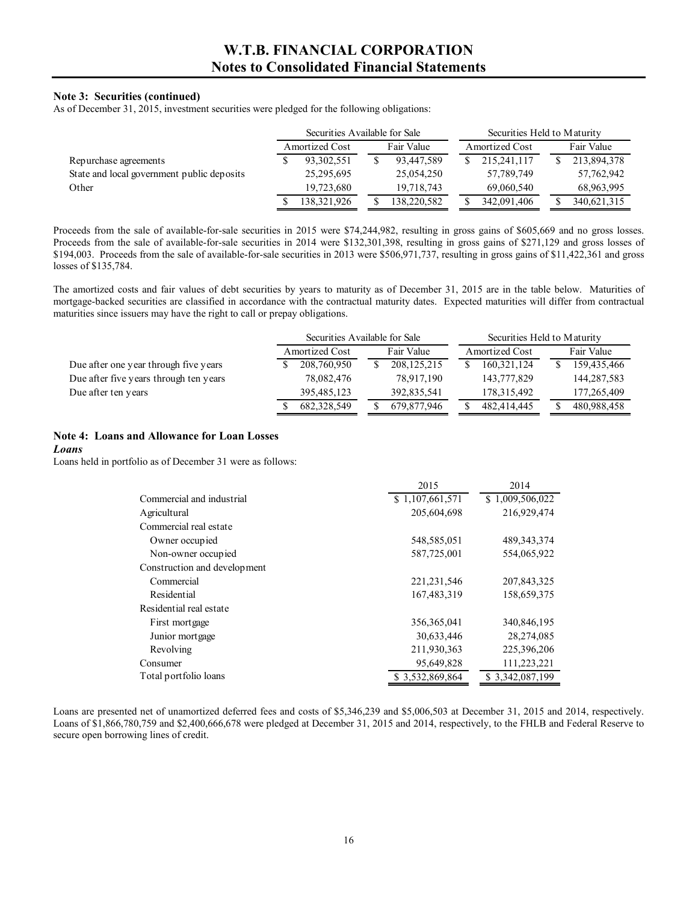### Note 3: Securities (continued)

As of December 31, 2015, investment securities were pledged for the following obligations:

| | Securities Available for Sale | | Securities Held to Maturity | |
|---|---|---|---|---|
| | Amortized Cost | Fair Value | Amortized Cost | Fair Value |
| Repurchase agreements | $ 93,302,551 | $ 93,447,589 | $ 215,241,117 | $ 213,894,378 |
| State and local government public deposits | 25,295,695 | 25,054,250 | 57,789,749 | 57,762,942 |
| Other | 19,723,680 | 19,718,743 | 69,060,540 | 68,963,995 |
| | $ 138,321,926 | $ 138,220,582 | $ 342,091,406 | $ 340,621,315 |

Proceeds from the sale of available-for-sale securities in 2015 were $74,244,982, resulting in gross gains of $605,669 and no gross losses. Proceeds from the sale of available-for-sale securities in 2014 were $132,301,398, resulting in gross gains of $271,129 and gross losses of $194,003. Proceeds from the sale of available-for-sale securities in 2013 were $506,971,737, resulting in gross gains of $11,422,361 and gross losses of $135,784.

The amortized costs and fair values of debt securities by years to maturity as of December 31, 2015 are in the table below. Maturities of mortgage-backed securities are classified in accordance with the contractual maturity dates. Expected maturities will differ from contractual maturities since issuers may have the right to call or prepay obligations.

| | Securities Available for Sale | | Securities Held to Maturity | |
|---|---|---|---|---|
| | Amortized Cost | Fair Value | Amortized Cost | Fair Value |
| Due after one year through five years | $ 208,760,950 | $ 208,125,215 | $ 160,321,124 | $ 159,435,466 |
| Due after five years through ten years | 78,082,476 | 78,917,190 | 143,777,829 | 144,287,583 |
| Due after ten years | 395,485,123 | 392,835,541 | 178,315,492 | 177,265,409 |
| | $ 682,328,549 | $ 679,877,946 | $ 482,414,445 | $ 480,988,458 |

### Note 4: Loans and Allowance for Loan Losses

***Loans***

Loans held in portfolio as of December 31 were as follows:

| | 2015 | 2014 |
|---|---|---|
| Commercial and industrial | $ 1,107,661,571 | $ 1,009,506,022 |
| Agricultural | 205,604,698 | 216,929,474 |
| Commercial real estate | | |
| Owner occupied | 548,585,051 | 489,343,374 |
| Non-owner occupied | 587,725,001 | 554,065,922 |
| Construction and development | | |
| Commercial | 221,231,546 | 207,843,325 |
| Residential | 167,483,319 | 158,659,375 |
| Residential real estate | | |
| First mortgage | 356,365,041 | 340,846,195 |
| Junior mortgage | 30,633,446 | 28,274,085 |
| Revolving | 211,930,363 | 225,396,206 |
| Consumer | 95,649,828 | 111,223,221 |
| Total portfolio loans | $ 3,532,869,864 | $ 3,342,087,199 |

Loans are presented net of unamortized deferred fees and costs of $5,346,239 and $5,006,503 at December 31, 2015 and 2014, respectively. Loans of $1,866,780,759 and $2,400,666,678 were pledged at December 31, 2015 and 2014, respectively, to the FHLB and Federal Reserve to secure open borrowing lines of credit.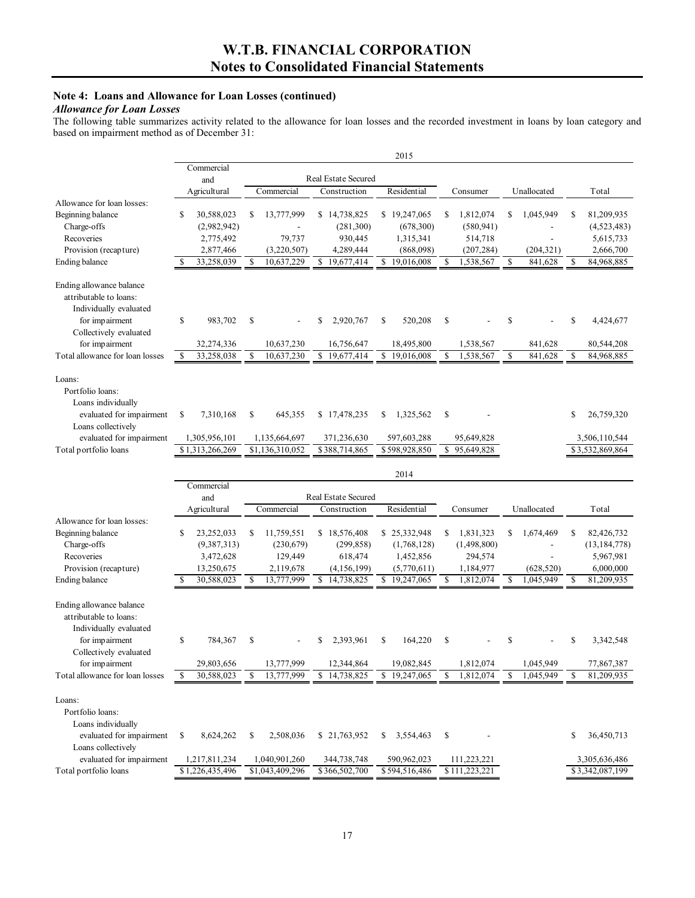## Note 4: Loans and Allowance for Loan Losses (continued)

### *Allowance for Loan Losses*

The following table summarizes activity related to the allowance for loan losses and the recorded investment in loans by loan category and based on impairment method as of December 31:

| 2015 | Commercial and Agricultural | Real Estate Secured | | | Consumer | Unallocated | Total |
|---|---|---|---|---|---|---|---|
| | | Commercial | Construction | Residential | | | |
| Allowance for loan losses: | | | | | | | |
| Beginning balance | $ 30,588,023 | $ 13,777,999 | $ 14,738,825 | $ 19,247,065 | $ 1,812,074 | $ 1,045,949 | $ 81,209,935 |
| Charge-offs | (2,982,942) | - | (281,300) | (678,300) | (580,941) | - | (4,523,483) |
| Recoveries | 2,775,492 | 79,737 | 930,445 | 1,315,341 | 514,718 | - | 5,615,733 |
| Provision (recapture) | 2,877,466 | (3,220,507) | 4,289,444 | (868,098) | (207,284) | (204,321) | 2,666,700 |
| Ending balance | $ 33,258,039 | $ 10,637,229 | $ 19,677,414 | $ 19,016,008 | $ 1,538,567 | $ 841,628 | $ 84,968,885 |
| Ending allowance balance attributable to loans: | | | | | | | |
| Individually evaluated for impairment | $ 983,702 | $ - | $ 2,920,767 | $ 520,208 | $ - | $ - | $ 4,424,677 |
| Collectively evaluated for impairment | 32,274,336 | 10,637,230 | 16,756,647 | 18,495,800 | 1,538,567 | 841,628 | 80,544,208 |
| Total allowance for loan losses | $ 33,258,038 | $ 10,637,230 | $ 19,677,414 | $ 19,016,008 | $ 1,538,567 | $ 841,628 | $ 84,968,885 |
| Loans: | | | | | | | |
| Portfolio loans: | | | | | | | |
| Loans individually evaluated for impairment | $ 7,310,168 | $ 645,355 | $ 17,478,235 | $ 1,325,562 | $ - | | $ 26,759,320 |
| Loans collectively evaluated for impairment | 1,305,956,101 | 1,135,664,697 | 371,236,630 | 597,603,288 | 95,649,828 | | 3,506,110,544 |
| Total portfolio loans | $1,313,266,269 | $1,136,310,052 | $388,714,865 | $598,928,850 | $ 95,649,828 | | $3,532,869,864 |

| 2014 | Commercial and Agricultural | Real Estate Secured | | | Consumer | Unallocated | Total |
|---|---|---|---|---|---|---|---|
| | | Commercial | Construction | Residential | | | |
| Allowance for loan losses: | | | | | | | |
| Beginning balance | $ 23,252,033 | $ 11,759,551 | $ 18,576,408 | $ 25,332,948 | $ 1,831,323 | $ 1,674,469 | $ 82,426,732 |
| Charge-offs | (9,387,313) | (230,679) | (299,858) | (1,768,128) | (1,498,800) | - | (13,184,778) |
| Recoveries | 3,472,628 | 129,449 | 618,474 | 1,452,856 | 294,574 | - | 5,967,981 |
| Provision (recapture) | 13,250,675 | 2,119,678 | (4,156,199) | (5,770,611) | 1,184,977 | (628,520) | 6,000,000 |
| Ending balance | $ 30,588,023 | $ 13,777,999 | $ 14,738,825 | $ 19,247,065 | $ 1,812,074 | $ 1,045,949 | $ 81,209,935 |
| Ending allowance balance attributable to loans: | | | | | | | |
| Individually evaluated for impairment | $ 784,367 | $ - | $ 2,393,961 | $ 164,220 | $ - | $ - | $ 3,342,548 |
| Collectively evaluated for impairment | 29,803,656 | 13,777,999 | 12,344,864 | 19,082,845 | 1,812,074 | 1,045,949 | 77,867,387 |
| Total allowance for loan losses | $ 30,588,023 | $ 13,777,999 | $ 14,738,825 | $ 19,247,065 | $ 1,812,074 | $ 1,045,949 | $ 81,209,935 |
| Loans: | | | | | | | |
| Portfolio loans: | | | | | | | |
| Loans individually evaluated for impairment | $ 8,624,262 | $ 2,508,036 | $ 21,763,952 | $ 3,554,463 | $ - | | $ 36,450,713 |
| Loans collectively evaluated for impairment | 1,217,811,234 | 1,040,901,260 | 344,738,748 | 590,962,023 | 111,223,221 | | 3,305,636,486 |
| Total portfolio loans | $1,226,435,496 | $1,043,409,296 | $366,502,700 | $594,516,486 | $111,223,221 | | $3,342,087,199 |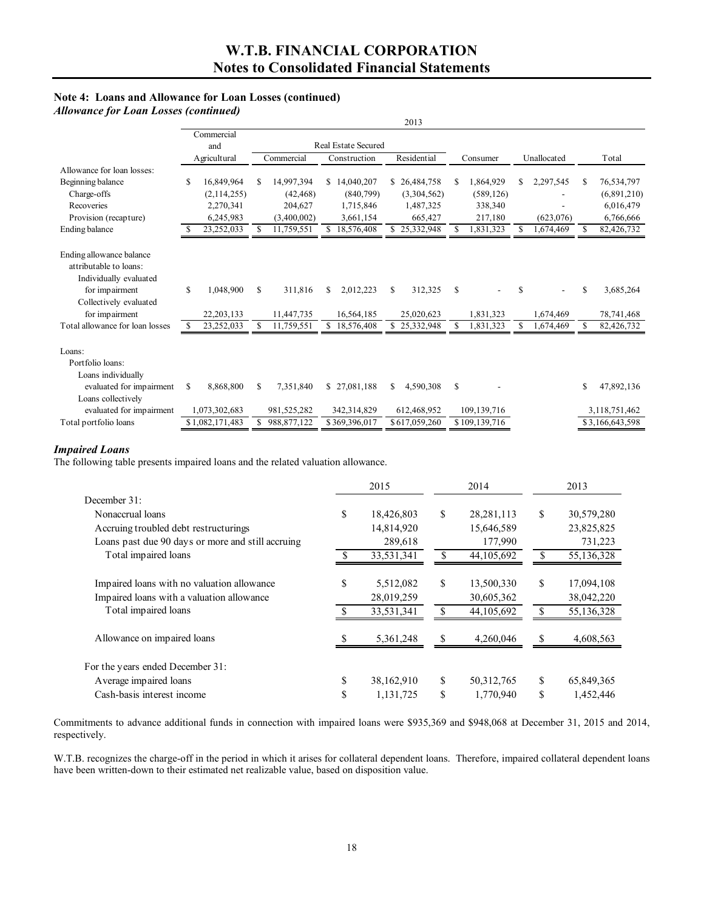# W.T.B. FINANCIAL CORPORATION
## Notes to Consolidated Financial Statements

### Note 4: Loans and Allowance for Loan Losses (continued)
*Allowance for Loan Losses (continued)*

| | 2013 | | | | | | |
|---|---|---|---|---|---|---|---|
| | Commercial and Agricultural | Real Estate Secured | | | Consumer | Unallocated | Total |
| | | Commercial | Construction | Residential | | | |
| Allowance for loan losses: | | | | | | | |
| Beginning balance | $ 16,849,964 | $ 14,997,394 | $ 14,040,207 | $ 26,484,758 | $ 1,864,929 | $ 2,297,545 | $ 76,534,797 |
| Charge-offs | (2,114,255) | (42,468) | (840,799) | (3,304,562) | (589,126) | - | (6,891,210) |
| Recoveries | 2,270,341 | 204,627 | 1,715,846 | 1,487,325 | 338,340 | - | 6,016,479 |
| Provision (recapture) | 6,245,983 | (3,400,002) | 3,661,154 | 665,427 | 217,180 | (623,076) | 6,766,666 |
| Ending balance | $ 23,252,033 | $ 11,759,551 | $ 18,576,408 | $ 25,332,948 | $ 1,831,323 | $ 1,674,469 | $ 82,426,732 |
| Ending allowance balance attributable to loans: | | | | | | | |
| Individually evaluated for impairment | $ 1,048,900 | $ 311,816 | $ 2,012,223 | $ 312,325 | $ - | $ - | $ 3,685,264 |
| Collectively evaluated for impairment | 22,203,133 | 11,447,735 | 16,564,185 | 25,020,623 | 1,831,323 | 1,674,469 | 78,741,468 |
| Total allowance for loan losses | $ 23,252,033 | $ 11,759,551 | $ 18,576,408 | $ 25,332,948 | $ 1,831,323 | $ 1,674,469 | $ 82,426,732 |
| Loans: | | | | | | | |
| Portfolio loans: | | | | | | | |
| Loans individually evaluated for impairment | $ 8,868,800 | $ 7,351,840 | $ 27,081,188 | $ 4,590,308 | $ - | | $ 47,892,136 |
| Loans collectively evaluated for impairment | 1,073,302,683 | 981,525,282 | 342,314,829 | 612,468,952 | 109,139,716 | | 3,118,751,462 |
| Total portfolio loans | $ 1,082,171,483 | $ 988,877,122 | $ 369,396,017 | $ 617,059,260 | $ 109,139,716 | | $ 3,166,643,598 |

### *Impaired Loans*

The following table presents impaired loans and the related valuation allowance.

| | 2015 | 2014 | 2013 |
|---|---|---|---|
| December 31: | | | |
| Nonaccrual loans | $ 18,426,803 | $ 28,281,113 | $ 30,579,280 |
| Accruing troubled debt restructurings | 14,814,920 | 15,646,589 | 23,825,825 |
| Loans past due 90 days or more and still accruing | 289,618 | 177,990 | 731,223 |
| Total impaired loans | $ 33,531,341 | $ 44,105,692 | $ 55,136,328 |
| Impaired loans with no valuation allowance | $ 5,512,082 | $ 13,500,330 | $ 17,094,108 |
| Impaired loans with a valuation allowance | 28,019,259 | 30,605,362 | 38,042,220 |
| Total impaired loans | $ 33,531,341 | $ 44,105,692 | $ 55,136,328 |
| Allowance on impaired loans | $ 5,361,248 | $ 4,260,046 | $ 4,608,563 |
| For the years ended December 31: | | | |
| Average impaired loans | $ 38,162,910 | $ 50,312,765 | $ 65,849,365 |
| Cash-basis interest income | $ 1,131,725 | $ 1,770,940 | $ 1,452,446 |

Commitments to advance additional funds in connection with impaired loans were $935,369 and $948,068 at December 31, 2015 and 2014, respectively.

W.T.B. recognizes the charge-off in the period in which it arises for collateral dependent loans. Therefore, impaired collateral dependent loans have been written-down to their estimated net realizable value, based on disposition value.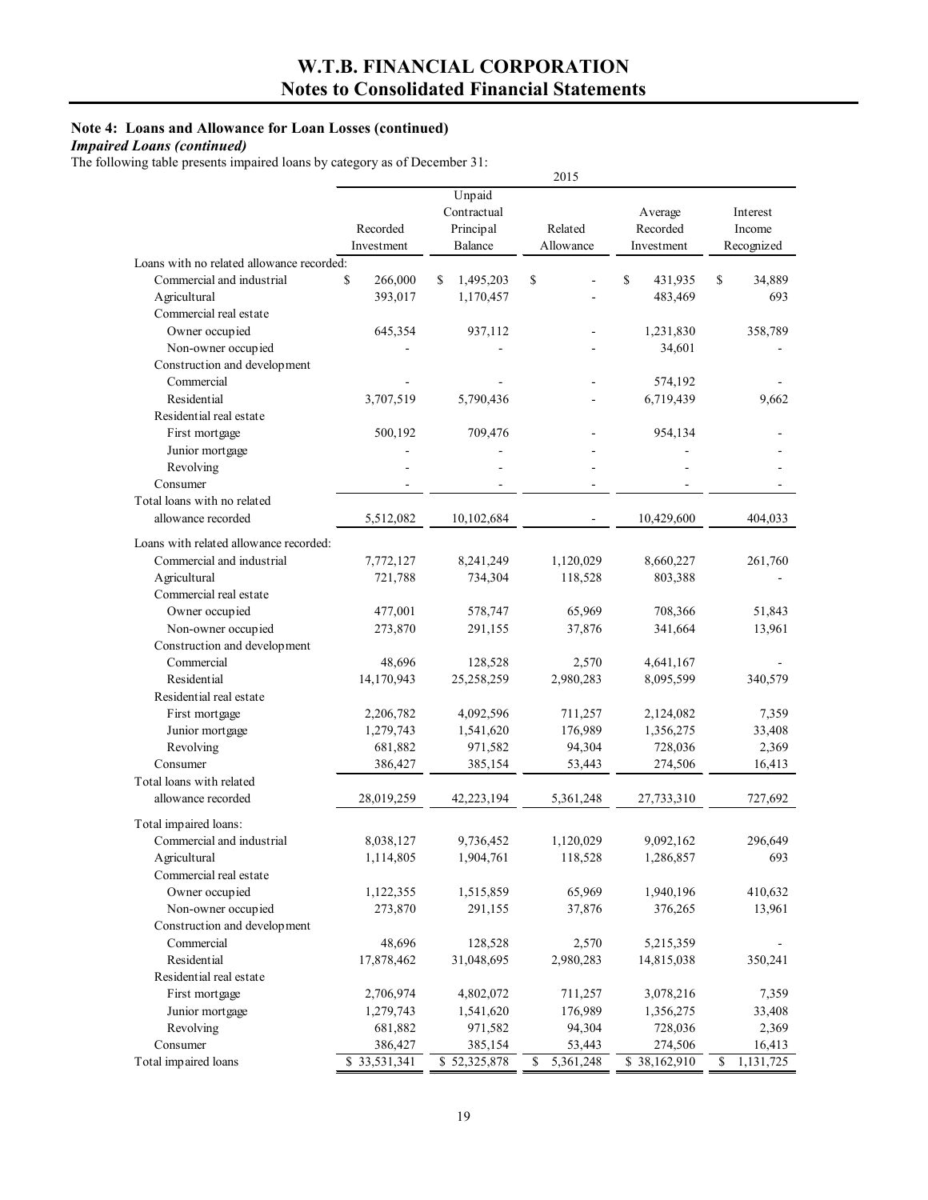### Note 4: Loans and Allowance for Loan Losses (continued)

***Impaired Loans (continued)***

The following table presents impaired loans by category as of December 31:

| | 2015 | | | | |
|---|---|---|---|---|---|
| | Recorded Investment | Unpaid Contractual Principal Balance | Related Allowance | Average Recorded Investment | Interest Income Recognized |
| Loans with no related allowance recorded: | | | | | |
| Commercial and industrial | $ 266,000 | $ 1,495,203 | $ - | $ 431,935 | $ 34,889 |
| Agricultural | 393,017 | 1,170,457 | - | 483,469 | 693 |
| Commercial real estate | | | | | |
| Owner occupied | 645,354 | 937,112 | - | 1,231,830 | 358,789 |
| Non-owner occupied | - | - | - | 34,601 | - |
| Construction and development | | | | | |
| Commercial | - | - | - | 574,192 | - |
| Residential | 3,707,519 | 5,790,436 | - | 6,719,439 | 9,662 |
| Residential real estate | | | | | |
| First mortgage | 500,192 | 709,476 | - | 954,134 | - |
| Junior mortgage | - | - | - | - | - |
| Revolving | - | - | - | - | - |
| Consumer | - | - | - | - | - |
| Total loans with no related allowance recorded | 5,512,082 | 10,102,684 | - | 10,429,600 | 404,033 |
| Loans with related allowance recorded: | | | | | |
| Commercial and industrial | 7,772,127 | 8,241,249 | 1,120,029 | 8,660,227 | 261,760 |
| Agricultural | 721,788 | 734,304 | 118,528 | 803,388 | - |
| Commercial real estate | | | | | |
| Owner occupied | 477,001 | 578,747 | 65,969 | 708,366 | 51,843 |
| Non-owner occupied | 273,870 | 291,155 | 37,876 | 341,664 | 13,961 |
| Construction and development | | | | | |
| Commercial | 48,696 | 128,528 | 2,570 | 4,641,167 | - |
| Residential | 14,170,943 | 25,258,259 | 2,980,283 | 8,095,599 | 340,579 |
| Residential real estate | | | | | |
| First mortgage | 2,206,782 | 4,092,596 | 711,257 | 2,124,082 | 7,359 |
| Junior mortgage | 1,279,743 | 1,541,620 | 176,989 | 1,356,275 | 33,408 |
| Revolving | 681,882 | 971,582 | 94,304 | 728,036 | 2,369 |
| Consumer | 386,427 | 385,154 | 53,443 | 274,506 | 16,413 |
| Total loans with related allowance recorded | 28,019,259 | 42,223,194 | 5,361,248 | 27,733,310 | 727,692 |
| Total impaired loans: | | | | | |
| Commercial and industrial | 8,038,127 | 9,736,452 | 1,120,029 | 9,092,162 | 296,649 |
| Agricultural | 1,114,805 | 1,904,761 | 118,528 | 1,286,857 | 693 |
| Commercial real estate | | | | | |
| Owner occupied | 1,122,355 | 1,515,859 | 65,969 | 1,940,196 | 410,632 |
| Non-owner occupied | 273,870 | 291,155 | 37,876 | 376,265 | 13,961 |
| Construction and development | | | | | |
| Commercial | 48,696 | 128,528 | 2,570 | 5,215,359 | - |
| Residential | 17,878,462 | 31,048,695 | 2,980,283 | 14,815,038 | 350,241 |
| Residential real estate | | | | | |
| First mortgage | 2,706,974 | 4,802,072 | 711,257 | 3,078,216 | 7,359 |
| Junior mortgage | 1,279,743 | 1,541,620 | 176,989 | 1,356,275 | 33,408 |
| Revolving | 681,882 | 971,582 | 94,304 | 728,036 | 2,369 |
| Consumer | 386,427 | 385,154 | 53,443 | 274,506 | 16,413 |
| Total impaired loans | $ 33,531,341 | $ 52,325,878 | $ 5,361,248 | $ 38,162,910 | $ 1,131,725 |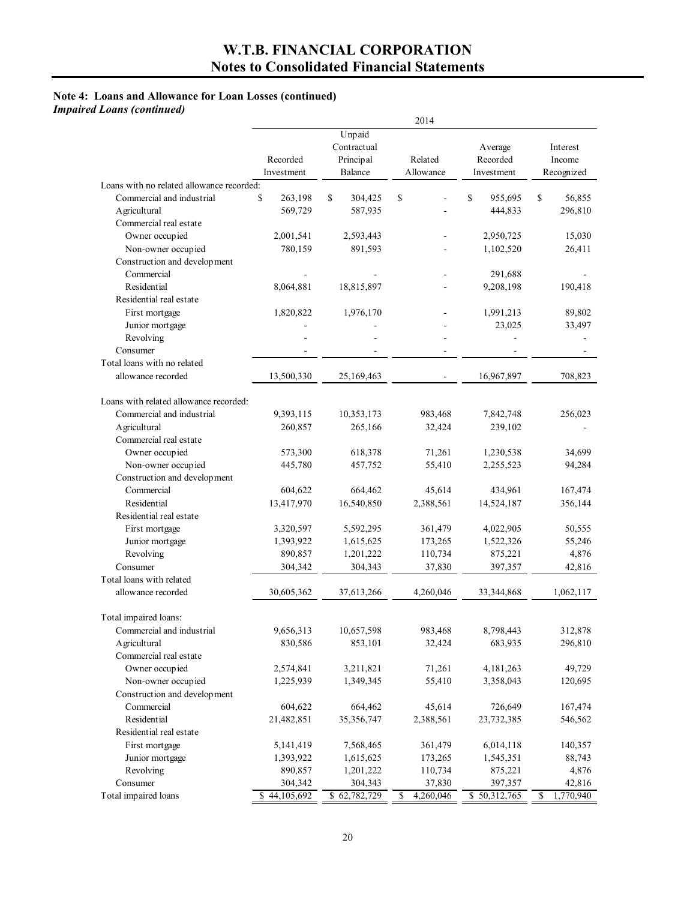# W.T.B. FINANCIAL CORPORATION
## Notes to Consolidated Financial Statements

### Note 4: Loans and Allowance for Loan Losses (continued)
***Impaired Loans (continued)***

| | 2014 | | | | |
|---|---|---|---|---|---|
| | Recorded Investment | Unpaid Contractual Principal Balance | Related Allowance | Average Recorded Investment | Interest Income Recognized |
| Loans with no related allowance recorded: | | | | | |
| Commercial and industrial | $ 263,198 | $ 304,425 | $ - | $ 955,695 | $ 56,855 |
| Agricultural | 569,729 | 587,935 | - | 444,833 | 296,810 |
| Commercial real estate | | | | | |
| Owner occupied | 2,001,541 | 2,593,443 | - | 2,950,725 | 15,030 |
| Non-owner occupied | 780,159 | 891,593 | - | 1,102,520 | 26,411 |
| Construction and development | | | | | |
| Commercial | - | - | - | 291,688 | - |
| Residential | 8,064,881 | 18,815,897 | - | 9,208,198 | 190,418 |
| Residential real estate | | | | | |
| First mortgage | 1,820,822 | 1,976,170 | - | 1,991,213 | 89,802 |
| Junior mortgage | - | - | - | 23,025 | 33,497 |
| Revolving | - | - | - | - | - |
| Consumer | - | - | - | - | - |
| Total loans with no related allowance recorded | 13,500,330 | 25,169,463 | - | 16,967,897 | 708,823 |
| | | | | | |
| Loans with related allowance recorded: | | | | | |
| Commercial and industrial | 9,393,115 | 10,353,173 | 983,468 | 7,842,748 | 256,023 |
| Agricultural | 260,857 | 265,166 | 32,424 | 239,102 | - |
| Commercial real estate | | | | | |
| Owner occupied | 573,300 | 618,378 | 71,261 | 1,230,538 | 34,699 |
| Non-owner occupied | 445,780 | 457,752 | 55,410 | 2,255,523 | 94,284 |
| Construction and development | | | | | |
| Commercial | 604,622 | 664,462 | 45,614 | 434,961 | 167,474 |
| Residential | 13,417,970 | 16,540,850 | 2,388,561 | 14,524,187 | 356,144 |
| Residential real estate | | | | | |
| First mortgage | 3,320,597 | 5,592,295 | 361,479 | 4,022,905 | 50,555 |
| Junior mortgage | 1,393,922 | 1,615,625 | 173,265 | 1,522,326 | 55,246 |
| Revolving | 890,857 | 1,201,222 | 110,734 | 875,221 | 4,876 |
| Consumer | 304,342 | 304,343 | 37,830 | 397,357 | 42,816 |
| Total loans with related allowance recorded | 30,605,362 | 37,613,266 | 4,260,046 | 33,344,868 | 1,062,117 |
| | | | | | |
| Total impaired loans: | | | | | |
| Commercial and industrial | 9,656,313 | 10,657,598 | 983,468 | 8,798,443 | 312,878 |
| Agricultural | 830,586 | 853,101 | 32,424 | 683,935 | 296,810 |
| Commercial real estate | | | | | |
| Owner occupied | 2,574,841 | 3,211,821 | 71,261 | 4,181,263 | 49,729 |
| Non-owner occupied | 1,225,939 | 1,349,345 | 55,410 | 3,358,043 | 120,695 |
| Construction and development | | | | | |
| Commercial | 604,622 | 664,462 | 45,614 | 726,649 | 167,474 |
| Residential | 21,482,851 | 35,356,747 | 2,388,561 | 23,732,385 | 546,562 |
| Residential real estate | | | | | |
| First mortgage | 5,141,419 | 7,568,465 | 361,479 | 6,014,118 | 140,357 |
| Junior mortgage | 1,393,922 | 1,615,625 | 173,265 | 1,545,351 | 88,743 |
| Revolving | 890,857 | 1,201,222 | 110,734 | 875,221 | 4,876 |
| Consumer | 304,342 | 304,343 | 37,830 | 397,357 | 42,816 |
| Total impaired loans | $ 44,105,692 | $ 62,782,729 | $ 4,260,046 | $ 50,312,765 | $ 1,770,940 |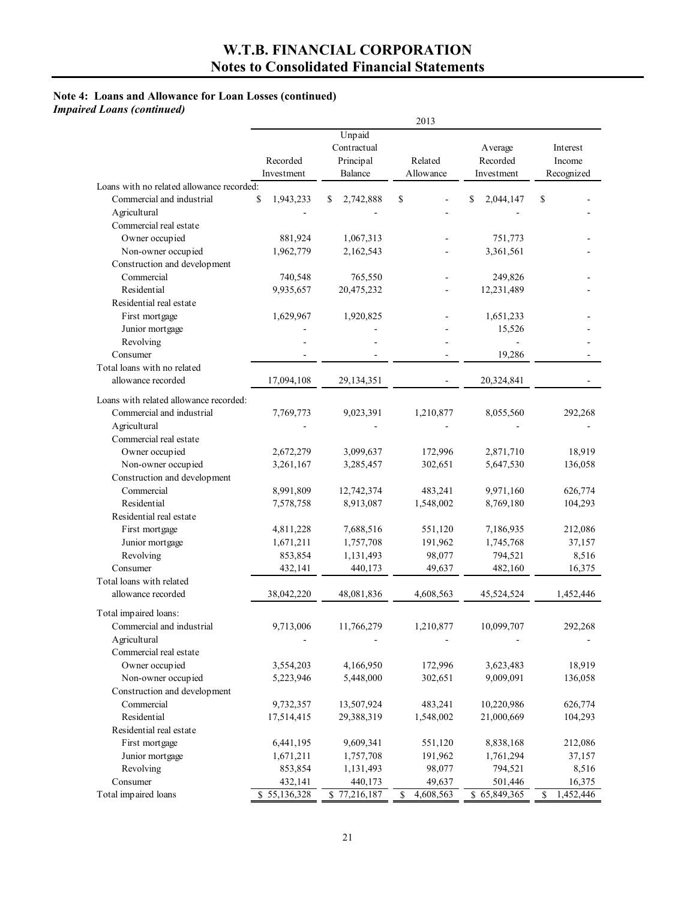# W.T.B. FINANCIAL CORPORATION
## Notes to Consolidated Financial Statements

**Note 4: Loans and Allowance for Loan Losses (continued)**
***Impaired Loans (continued)***

| | 2013 | | | | |
|---|---|---|---|---|---|
| | Recorded Investment | Unpaid Contractual Principal Balance | Related Allowance | Average Recorded Investment | Interest Income Recognized |
| Loans with no related allowance recorded: | | | | | |
| Commercial and industrial | $ 1,943,233 | $ 2,742,888 | $ - | $ 2,044,147 | $ - |
| Agricultural | - | - | - | - | - |
| Commercial real estate | | | | | |
| Owner occupied | 881,924 | 1,067,313 | - | 751,773 | - |
| Non-owner occupied | 1,962,779 | 2,162,543 | - | 3,361,561 | - |
| Construction and development | | | | | |
| Commercial | 740,548 | 765,550 | - | 249,826 | - |
| Residential | 9,935,657 | 20,475,232 | - | 12,231,489 | - |
| Residential real estate | | | | | |
| First mortgage | 1,629,967 | 1,920,825 | - | 1,651,233 | - |
| Junior mortgage | - | - | - | 15,526 | - |
| Revolving | - | - | - | - | - |
| Consumer | - | - | - | 19,286 | - |
| Total loans with no related allowance recorded | 17,094,108 | 29,134,351 | - | 20,324,841 | - |
| Loans with related allowance recorded: | | | | | |
| Commercial and industrial | 7,769,773 | 9,023,391 | 1,210,877 | 8,055,560 | 292,268 |
| Agricultural | - | - | - | - | - |
| Commercial real estate | | | | | |
| Owner occupied | 2,672,279 | 3,099,637 | 172,996 | 2,871,710 | 18,919 |
| Non-owner occupied | 3,261,167 | 3,285,457 | 302,651 | 5,647,530 | 136,058 |
| Construction and development | | | | | |
| Commercial | 8,991,809 | 12,742,374 | 483,241 | 9,971,160 | 626,774 |
| Residential | 7,578,758 | 8,913,087 | 1,548,002 | 8,769,180 | 104,293 |
| Residential real estate | | | | | |
| First mortgage | 4,811,228 | 7,688,516 | 551,120 | 7,186,935 | 212,086 |
| Junior mortgage | 1,671,211 | 1,757,708 | 191,962 | 1,745,768 | 37,157 |
| Revolving | 853,854 | 1,131,493 | 98,077 | 794,521 | 8,516 |
| Consumer | 432,141 | 440,173 | 49,637 | 482,160 | 16,375 |
| Total loans with related allowance recorded | 38,042,220 | 48,081,836 | 4,608,563 | 45,524,524 | 1,452,446 |
| Total impaired loans: | | | | | |
| Commercial and industrial | 9,713,006 | 11,766,279 | 1,210,877 | 10,099,707 | 292,268 |
| Agricultural | - | - | - | - | - |
| Commercial real estate | | | | | |
| Owner occupied | 3,554,203 | 4,166,950 | 172,996 | 3,623,483 | 18,919 |
| Non-owner occupied | 5,223,946 | 5,448,000 | 302,651 | 9,009,091 | 136,058 |
| Construction and development | | | | | |
| Commercial | 9,732,357 | 13,507,924 | 483,241 | 10,220,986 | 626,774 |
| Residential | 17,514,415 | 29,388,319 | 1,548,002 | 21,000,669 | 104,293 |
| Residential real estate | | | | | |
| First mortgage | 6,441,195 | 9,609,341 | 551,120 | 8,838,168 | 212,086 |
| Junior mortgage | 1,671,211 | 1,757,708 | 191,962 | 1,761,294 | 37,157 |
| Revolving | 853,854 | 1,131,493 | 98,077 | 794,521 | 8,516 |
| Consumer | 432,141 | 440,173 | 49,637 | 501,446 | 16,375 |
| Total impaired loans | $ 55,136,328 | $ 77,216,187 | $ 4,608,563 | $ 65,849,365 | $ 1,452,446 |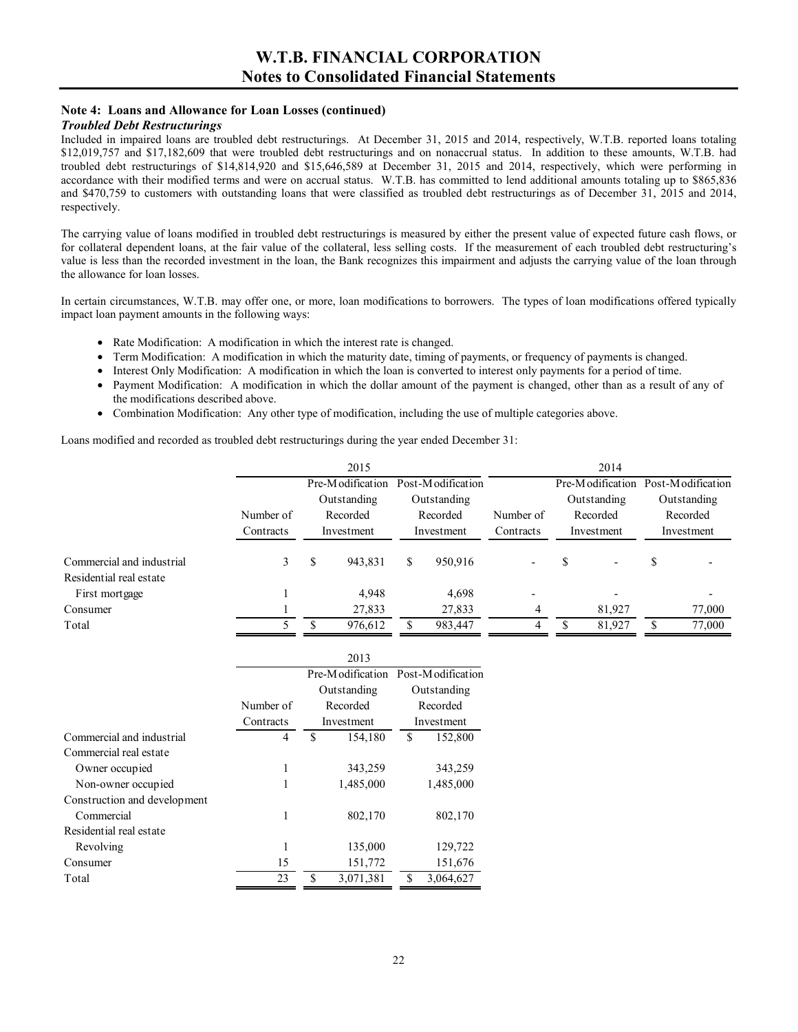# W.T.B. FINANCIAL CORPORATION
## Notes to Consolidated Financial Statements

### Note 4: Loans and Allowance for Loan Losses (continued)

***Troubled Debt Restructurings***

Included in impaired loans are troubled debt restructurings. At December 31, 2015 and 2014, respectively, W.T.B. reported loans totaling $12,019,757 and $17,182,609 that were troubled debt restructurings and on nonaccrual status. In addition to these amounts, W.T.B. had troubled debt restructurings of $14,814,920 and $15,646,589 at December 31, 2015 and 2014, respectively, which were performing in accordance with their modified terms and were on accrual status. W.T.B. has committed to lend additional amounts totaling up to $865,836 and $470,759 to customers with outstanding loans that were classified as troubled debt restructurings as of December 31, 2015 and 2014, respectively.

The carrying value of loans modified in troubled debt restructurings is measured by either the present value of expected future cash flows, or for collateral dependent loans, at the fair value of the collateral, less selling costs. If the measurement of each troubled debt restructuring's value is less than the recorded investment in the loan, the Bank recognizes this impairment and adjusts the carrying value of the loan through the allowance for loan losses.

In certain circumstances, W.T.B. may offer one, or more, loan modifications to borrowers. The types of loan modifications offered typically impact loan payment amounts in the following ways:

- Rate Modification: A modification in which the interest rate is changed.
- Term Modification: A modification in which the maturity date, timing of payments, or frequency of payments is changed.
- Interest Only Modification: A modification in which the loan is converted to interest only payments for a period of time.
- Payment Modification: A modification in which the dollar amount of the payment is changed, other than as a result of any of the modifications described above.
- Combination Modification: Any other type of modification, including the use of multiple categories above.

Loans modified and recorded as troubled debt restructurings during the year ended December 31:

| | 2015 | | | 2014 | | |
|---|---|---|---|---|---|---|
| | Number of Contracts | Pre-Modification Outstanding Recorded Investment | Post-Modification Outstanding Recorded Investment | Number of Contracts | Pre-Modification Outstanding Recorded Investment | Post-Modification Outstanding Recorded Investment |
| Commercial and industrial | 3 | $ 943,831 | $ 950,916 | - | $ - | $ - |
| Residential real estate | | | | | | |
| First mortgage | 1 | 4,948 | 4,698 | - | - | - |
| Consumer | 1 | 27,833 | 27,833 | 4 | 81,927 | 77,000 |
| Total | 5 | $ 976,612 | $ 983,447 | 4 | $ 81,927 | $ 77,000 |

| | 2013 | | |
|---|---|---|---|
| | Number of Contracts | Pre-Modification Outstanding Recorded Investment | Post-Modification Outstanding Recorded Investment |
| Commercial and industrial | 4 | $ 154,180 | $ 152,800 |
| Commercial real estate | | | |
| Owner occupied | 1 | 343,259 | 343,259 |
| Non-owner occupied | 1 | 1,485,000 | 1,485,000 |
| Construction and development | | | |
| Commercial | 1 | 802,170 | 802,170 |
| Residential real estate | | | |
| Revolving | 1 | 135,000 | 129,722 |
| Consumer | 15 | 151,772 | 151,676 |
| Total | 23 | $ 3,071,381 | $ 3,064,627 |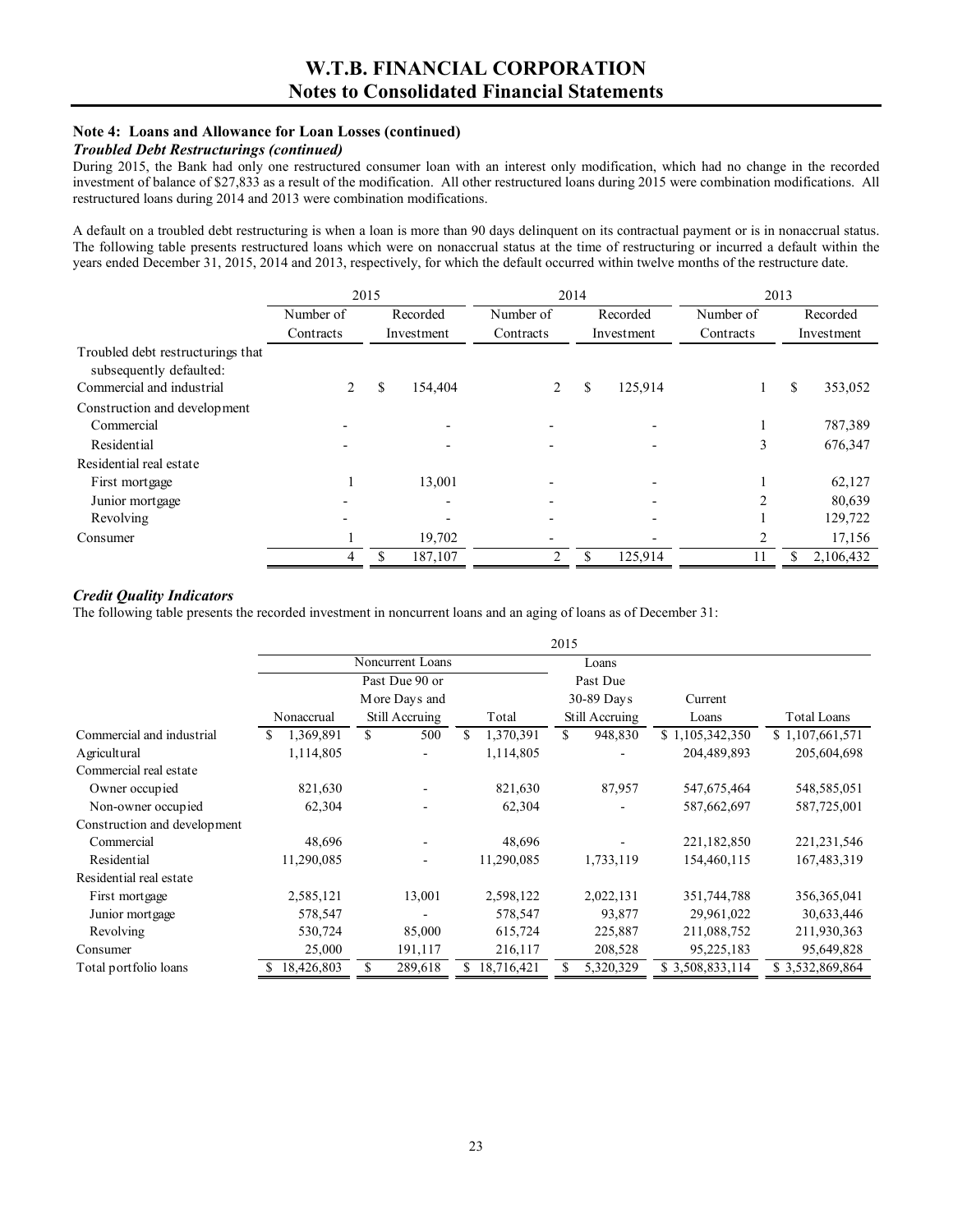## Note 4: Loans and Allowance for Loan Losses (continued)

***Troubled Debt Restructurings (continued)***

During 2015, the Bank had only one restructured consumer loan with an interest only modification, which had no change in the recorded investment of balance of $27,833 as a result of the modification. All other restructured loans during 2015 were combination modifications. All restructured loans during 2014 and 2013 were combination modifications.

A default on a troubled debt restructuring is when a loan is more than 90 days delinquent on its contractual payment or is in nonaccrual status. The following table presents restructured loans which were on nonaccrual status at the time of restructuring or incurred a default within the years ended December 31, 2015, 2014 and 2013, respectively, for which the default occurred within twelve months of the restructure date.

| | 2015 | | 2014 | | 2013 | |
|---|---|---|---|---|---|---|
| | Number of Contracts | Recorded Investment | Number of Contracts | Recorded Investment | Number of Contracts | Recorded Investment |
| Troubled debt restructurings that subsequently defaulted: | | | | | | |
| Commercial and industrial | 2 | $ 154,404 | 2 | $ 125,914 | 1 | $ 353,052 |
| Construction and development | | | | | | |
| Commercial | - | - | - | - | 1 | 787,389 |
| Residential | - | - | - | - | 3 | 676,347 |
| Residential real estate | | | | | | |
| First mortgage | 1 | 13,001 | - | - | 1 | 62,127 |
| Junior mortgage | - | - | - | - | 2 | 80,639 |
| Revolving | - | - | - | - | 1 | 129,722 |
| Consumer | 1 | 19,702 | - | - | 2 | 17,156 |
| | 4 | $ 187,107 | 2 | $ 125,914 | 11 | $ 2,106,432 |

***Credit Quality Indicators***

The following table presents the recorded investment in noncurrent loans and an aging of loans as of December 31:

| | 2015 | | | | | |
|---|---|---|---|---|---|---|
| | Noncurrent Loans | | | | | |
| | Nonaccrual | Past Due 90 or More Days and Still Accruing | Total | Loans Past Due 30-89 Days Still Accruing | Current Loans | Total Loans |
| Commercial and industrial | $ 1,369,891 | $ 500 | $ 1,370,391 | $ 948,830 | $ 1,105,342,350 | $ 1,107,661,571 |
| Agricultural | 1,114,805 | - | 1,114,805 | - | 204,489,893 | 205,604,698 |
| Commercial real estate | | | | | | |
| Owner occupied | 821,630 | - | 821,630 | 87,957 | 547,675,464 | 548,585,051 |
| Non-owner occupied | 62,304 | - | 62,304 | - | 587,662,697 | 587,725,001 |
| Construction and development | | | | | | |
| Commercial | 48,696 | - | 48,696 | - | 221,182,850 | 221,231,546 |
| Residential | 11,290,085 | - | 11,290,085 | 1,733,119 | 154,460,115 | 167,483,319 |
| Residential real estate | | | | | | |
| First mortgage | 2,585,121 | 13,001 | 2,598,122 | 2,022,131 | 351,744,788 | 356,365,041 |
| Junior mortgage | 578,547 | - | 578,547 | 93,877 | 29,961,022 | 30,633,446 |
| Revolving | 530,724 | 85,000 | 615,724 | 225,887 | 211,088,752 | 211,930,363 |
| Consumer | 25,000 | 191,117 | 216,117 | 208,528 | 95,225,183 | 95,649,828 |
| Total portfolio loans | $ 18,426,803 | $ 289,618 | $ 18,716,421 | $ 5,320,329 | $ 3,508,833,114 | $ 3,532,869,864 |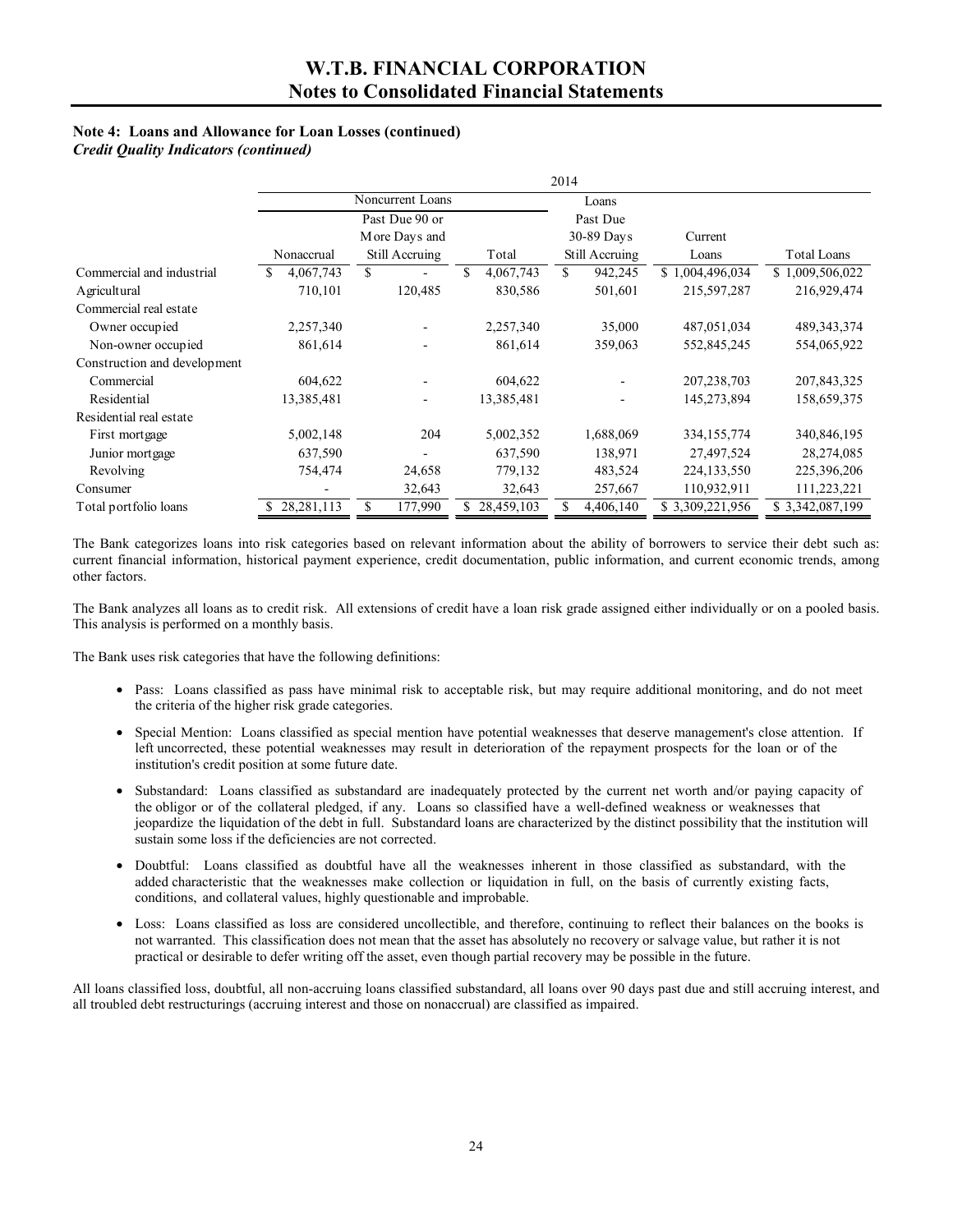# W.T.B. FINANCIAL CORPORATION
## Notes to Consolidated Financial Statements

**Note 4: Loans and Allowance for Loan Losses (continued)**
***Credit Quality Indicators (continued)***

| | 2014 | | | | | |
|---|---|---|---|---|---|---|
| | Noncurrent Loans | | | Loans Past Due 30-89 Days Still Accruing | Current Loans | Total Loans |
| | Nonaccrual | Past Due 90 or More Days and Still Accruing | Total | | | |
| Commercial and industrial | $ 4,067,743 | $ - | $ 4,067,743 | $ 942,245 | $ 1,004,496,034 | $ 1,009,506,022 |
| Agricultural | 710,101 | 120,485 | 830,586 | 501,601 | 215,597,287 | 216,929,474 |
| Commercial real estate | | | | | | |
| Owner occupied | 2,257,340 | - | 2,257,340 | 35,000 | 487,051,034 | 489,343,374 |
| Non-owner occupied | 861,614 | - | 861,614 | 359,063 | 552,845,245 | 554,065,922 |
| Construction and development | | | | | | |
| Commercial | 604,622 | - | 604,622 | - | 207,238,703 | 207,843,325 |
| Residential | 13,385,481 | - | 13,385,481 | - | 145,273,894 | 158,659,375 |
| Residential real estate | | | | | | |
| First mortgage | 5,002,148 | 204 | 5,002,352 | 1,688,069 | 334,155,774 | 340,846,195 |
| Junior mortgage | 637,590 | - | 637,590 | 138,971 | 27,497,524 | 28,274,085 |
| Revolving | 754,474 | 24,658 | 779,132 | 483,524 | 224,133,550 | 225,396,206 |
| Consumer | - | 32,643 | 32,643 | 257,667 | 110,932,911 | 111,223,221 |
| Total portfolio loans | $ 28,281,113 | $ 177,990 | $ 28,459,103 | $ 4,406,140 | $ 3,309,221,956 | $ 3,342,087,199 |

The Bank categorizes loans into risk categories based on relevant information about the ability of borrowers to service their debt such as: current financial information, historical payment experience, credit documentation, public information, and current economic trends, among other factors.

The Bank analyzes all loans as to credit risk. All extensions of credit have a loan risk grade assigned either individually or on a pooled basis. This analysis is performed on a monthly basis.

The Bank uses risk categories that have the following definitions:

- Pass: Loans classified as pass have minimal risk to acceptable risk, but may require additional monitoring, and do not meet the criteria of the higher risk grade categories.
- Special Mention: Loans classified as special mention have potential weaknesses that deserve management's close attention. If left uncorrected, these potential weaknesses may result in deterioration of the repayment prospects for the loan or of the institution's credit position at some future date.
- Substandard: Loans classified as substandard are inadequately protected by the current net worth and/or paying capacity of the obligor or of the collateral pledged, if any. Loans so classified have a well-defined weakness or weaknesses that jeopardize the liquidation of the debt in full. Substandard loans are characterized by the distinct possibility that the institution will sustain some loss if the deficiencies are not corrected.
- Doubtful: Loans classified as doubtful have all the weaknesses inherent in those classified as substandard, with the added characteristic that the weaknesses make collection or liquidation in full, on the basis of currently existing facts, conditions, and collateral values, highly questionable and improbable.
- Loss: Loans classified as loss are considered uncollectible, and therefore, continuing to reflect their balances on the books is not warranted. This classification does not mean that the asset has absolutely no recovery or salvage value, but rather it is not practical or desirable to defer writing off the asset, even though partial recovery may be possible in the future.

All loans classified loss, doubtful, all non-accruing loans classified substandard, all loans over 90 days past due and still accruing interest, and all troubled debt restructurings (accruing interest and those on nonaccrual) are classified as impaired.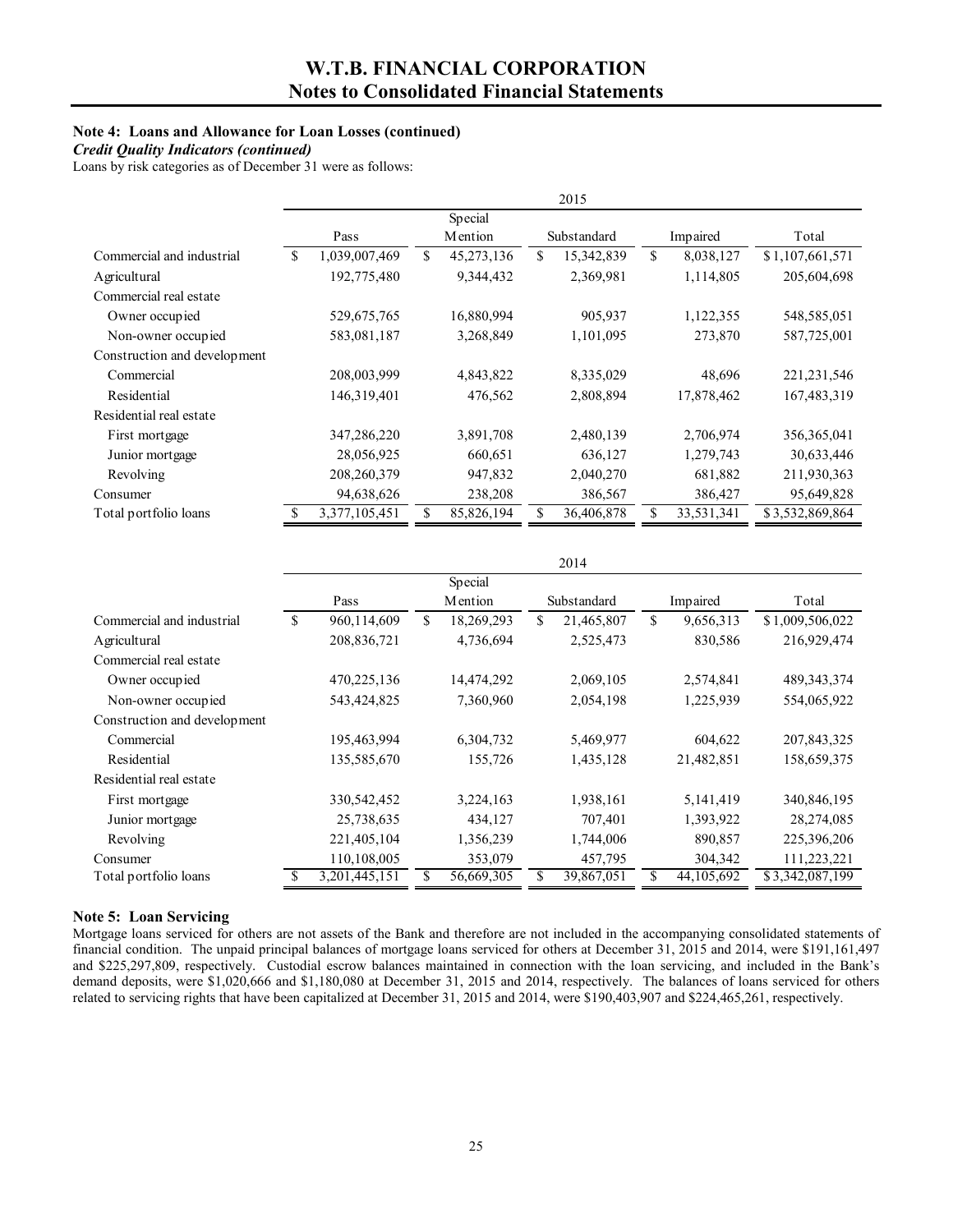### Note 4: Loans and Allowance for Loan Losses (continued)

***Credit Quality Indicators (continued)***

Loans by risk categories as of December 31 were as follows:

| | 2015 | | | | |
|---|---|---|---|---|---|
| | Pass | Special Mention | Substandard | Impaired | Total |
| Commercial and industrial | $ 1,039,007,469 | $ 45,273,136 | $ 15,342,839 | $ 8,038,127 | $ 1,107,661,571 |
| Agricultural | 192,775,480 | 9,344,432 | 2,369,981 | 1,114,805 | 205,604,698 |
| Commercial real estate | | | | | |
| Owner occupied | 529,675,765 | 16,880,994 | 905,937 | 1,122,355 | 548,585,051 |
| Non-owner occupied | 583,081,187 | 3,268,849 | 1,101,095 | 273,870 | 587,725,001 |
| Construction and development | | | | | |
| Commercial | 208,003,999 | 4,843,822 | 8,335,029 | 48,696 | 221,231,546 |
| Residential | 146,319,401 | 476,562 | 2,808,894 | 17,878,462 | 167,483,319 |
| Residential real estate | | | | | |
| First mortgage | 347,286,220 | 3,891,708 | 2,480,139 | 2,706,974 | 356,365,041 |
| Junior mortgage | 28,056,925 | 660,651 | 636,127 | 1,279,743 | 30,633,446 |
| Revolving | 208,260,379 | 947,832 | 2,040,270 | 681,882 | 211,930,363 |
| Consumer | 94,638,626 | 238,208 | 386,567 | 386,427 | 95,649,828 |
| Total portfolio loans | $ 3,377,105,451 | $ 85,826,194 | $ 36,406,878 | $ 33,531,341 | $ 3,532,869,864 |

| | 2014 | | | | |
|---|---|---|---|---|---|
| | Pass | Special Mention | Substandard | Impaired | Total |
| Commercial and industrial | $ 960,114,609 | $ 18,269,293 | $ 21,465,807 | $ 9,656,313 | $ 1,009,506,022 |
| Agricultural | 208,836,721 | 4,736,694 | 2,525,473 | 830,586 | 216,929,474 |
| Commercial real estate | | | | | |
| Owner occupied | 470,225,136 | 14,474,292 | 2,069,105 | 2,574,841 | 489,343,374 |
| Non-owner occupied | 543,424,825 | 7,360,960 | 2,054,198 | 1,225,939 | 554,065,922 |
| Construction and development | | | | | |
| Commercial | 195,463,994 | 6,304,732 | 5,469,977 | 604,622 | 207,843,325 |
| Residential | 135,585,670 | 155,726 | 1,435,128 | 21,482,851 | 158,659,375 |
| Residential real estate | | | | | |
| First mortgage | 330,542,452 | 3,224,163 | 1,938,161 | 5,141,419 | 340,846,195 |
| Junior mortgage | 25,738,635 | 434,127 | 707,401 | 1,393,922 | 28,274,085 |
| Revolving | 221,405,104 | 1,356,239 | 1,744,006 | 890,857 | 225,396,206 |
| Consumer | 110,108,005 | 353,079 | 457,795 | 304,342 | 111,223,221 |
| Total portfolio loans | $ 3,201,445,151 | $ 56,669,305 | $ 39,867,051 | $ 44,105,692 | $ 3,342,087,199 |

### Note 5: Loan Servicing

Mortgage loans serviced for others are not assets of the Bank and therefore are not included in the accompanying consolidated statements of financial condition. The unpaid principal balances of mortgage loans serviced for others at December 31, 2015 and 2014, were $191,161,497 and $225,297,809, respectively. Custodial escrow balances maintained in connection with the loan servicing, and included in the Bank's demand deposits, were $1,020,666 and $1,180,080 at December 31, 2015 and 2014, respectively. The balances of loans serviced for others related to servicing rights that have been capitalized at December 31, 2015 and 2014, were $190,403,907 and $224,465,261, respectively.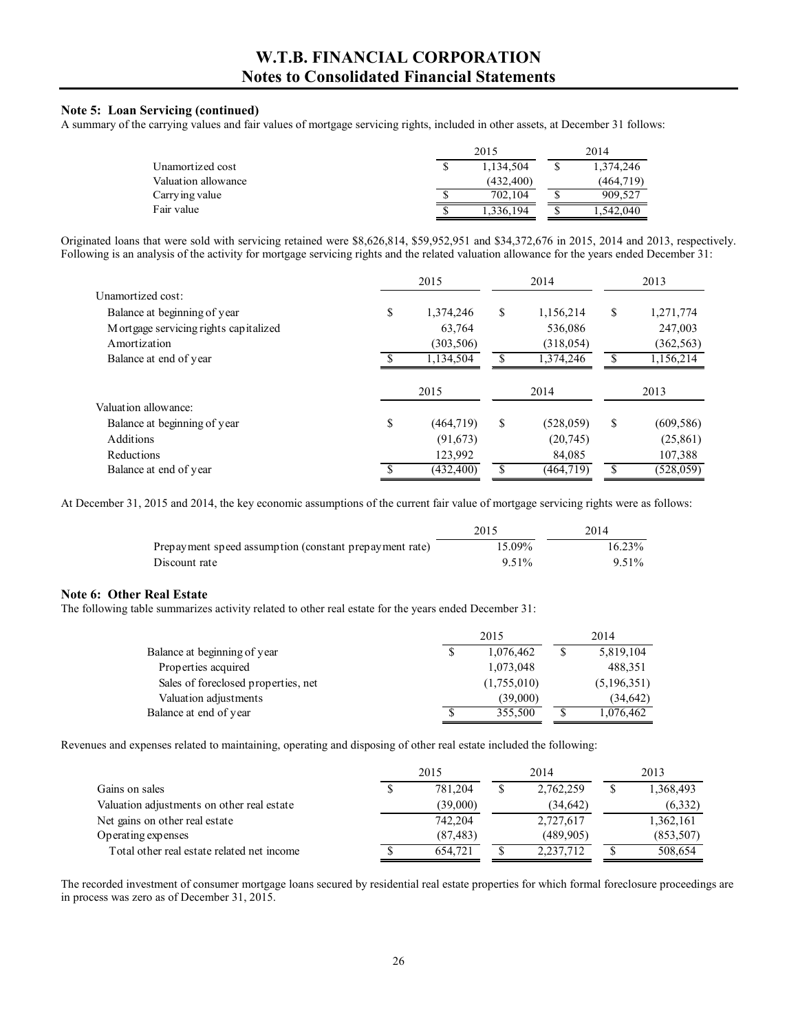### Note 5: Loan Servicing (continued)

A summary of the carrying values and fair values of mortgage servicing rights, included in other assets, at December 31 follows:

| | 2015 | 2014 |
|---|---|---|
| Unamortized cost | $ 1,134,504 | $ 1,374,246 |
| Valuation allowance | (432,400) | (464,719) |
| Carrying value | $ 702,104 | $ 909,527 |
| Fair value | $ 1,336,194 | $ 1,542,040 |

Originated loans that were sold with servicing retained were $8,626,814, $59,952,951 and $34,372,676 in 2015, 2014 and 2013, respectively. Following is an analysis of the activity for mortgage servicing rights and the related valuation allowance for the years ended December 31:

| | 2015 | 2014 | 2013 |
|---|---|---|---|
| Unamortized cost: | | | |
| Balance at beginning of year | $ 1,374,246 | $ 1,156,214 | $ 1,271,774 |
| Mortgage servicing rights capitalized | 63,764 | 536,086 | 247,003 |
| Amortization | (303,506) | (318,054) | (362,563) |
| Balance at end of year | $ 1,134,504 | $ 1,374,246 | $ 1,156,214 |
| | **2015** | **2014** | **2013** |
| Valuation allowance: | | | |
| Balance at beginning of year | $ (464,719) | $ (528,059) | $ (609,586) |
| Additions | (91,673) | (20,745) | (25,861) |
| Reductions | 123,992 | 84,085 | 107,388 |
| Balance at end of year | $ (432,400) | $ (464,719) | $ (528,059) |

At December 31, 2015 and 2014, the key economic assumptions of the current fair value of mortgage servicing rights were as follows:

| | 2015 | 2014 |
|---|---|---|
| Prepayment speed assumption (constant prepayment rate) | 15.09% | 16.23% |
| Discount rate | 9.51% | 9.51% |

### Note 6: Other Real Estate

The following table summarizes activity related to other real estate for the years ended December 31:

| | 2015 | 2014 |
|---|---|---|
| Balance at beginning of year | $ 1,076,462 | $ 5,819,104 |
| Properties acquired | 1,073,048 | 488,351 |
| Sales of foreclosed properties, net | (1,755,010) | (5,196,351) |
| Valuation adjustments | (39,000) | (34,642) |
| Balance at end of year | $ 355,500 | $ 1,076,462 |

Revenues and expenses related to maintaining, operating and disposing of other real estate included the following:

| | 2015 | 2014 | 2013 |
|---|---|---|---|
| Gains on sales | $ 781,204 | $ 2,762,259 | $ 1,368,493 |
| Valuation adjustments on other real estate | (39,000) | (34,642) | (6,332) |
| Net gains on other real estate | 742,204 | 2,727,617 | 1,362,161 |
| Operating expenses | (87,483) | (489,905) | (853,507) |
| Total other real estate related net income | $ 654,721 | $ 2,237,712 | $ 508,654 |

The recorded investment of consumer mortgage loans secured by residential real estate properties for which formal foreclosure proceedings are in process was zero as of December 31, 2015.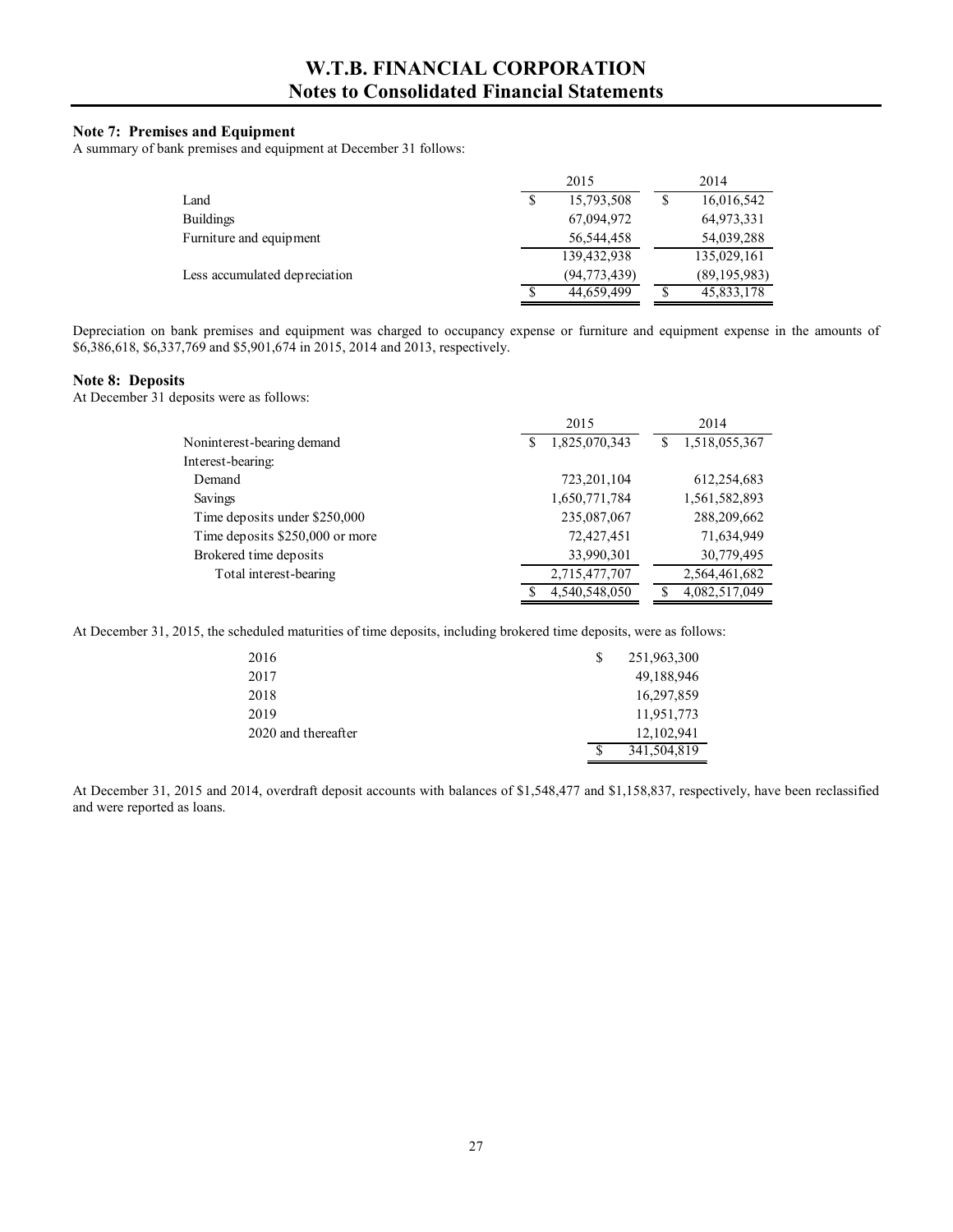# W.T.B. FINANCIAL CORPORATION
## Notes to Consolidated Financial Statements

### Note 7: Premises and Equipment

A summary of bank premises and equipment at December 31 follows:

| | 2015 | 2014 |
|---|---|---|
| Land | $ 15,793,508 | $ 16,016,542 |
| Buildings | 67,094,972 | 64,973,331 |
| Furniture and equipment | 56,544,458 | 54,039,288 |
| | 139,432,938 | 135,029,161 |
| Less accumulated depreciation | (94,773,439) | (89,195,983) |
| | $ 44,659,499 | $ 45,833,178 |

Depreciation on bank premises and equipment was charged to occupancy expense or furniture and equipment expense in the amounts of $6,386,618, $6,337,769 and $5,901,674 in 2015, 2014 and 2013, respectively.

### Note 8: Deposits

At December 31 deposits were as follows:

| | 2015 | 2014 |
|---|---|---|
| Noninterest-bearing demand | $ 1,825,070,343 | $ 1,518,055,367 |
| Interest-bearing: | | |
| Demand | 723,201,104 | 612,254,683 |
| Savings | 1,650,771,784 | 1,561,582,893 |
| Time deposits under $250,000 | 235,087,067 | 288,209,662 |
| Time deposits $250,000 or more | 72,427,451 | 71,634,949 |
| Brokered time deposits | 33,990,301 | 30,779,495 |
| Total interest-bearing | 2,715,477,707 | 2,564,461,682 |
| | $ 4,540,548,050 | $ 4,082,517,049 |

At December 31, 2015, the scheduled maturities of time deposits, including brokered time deposits, were as follows:

| | |
|---|---|
| 2016 | $ 251,963,300 |
| 2017 | 49,188,946 |
| 2018 | 16,297,859 |
| 2019 | 11,951,773 |
| 2020 and thereafter | 12,102,941 |
| | $ 341,504,819 |

At December 31, 2015 and 2014, overdraft deposit accounts with balances of $1,548,477 and $1,158,837, respectively, have been reclassified and were reported as loans.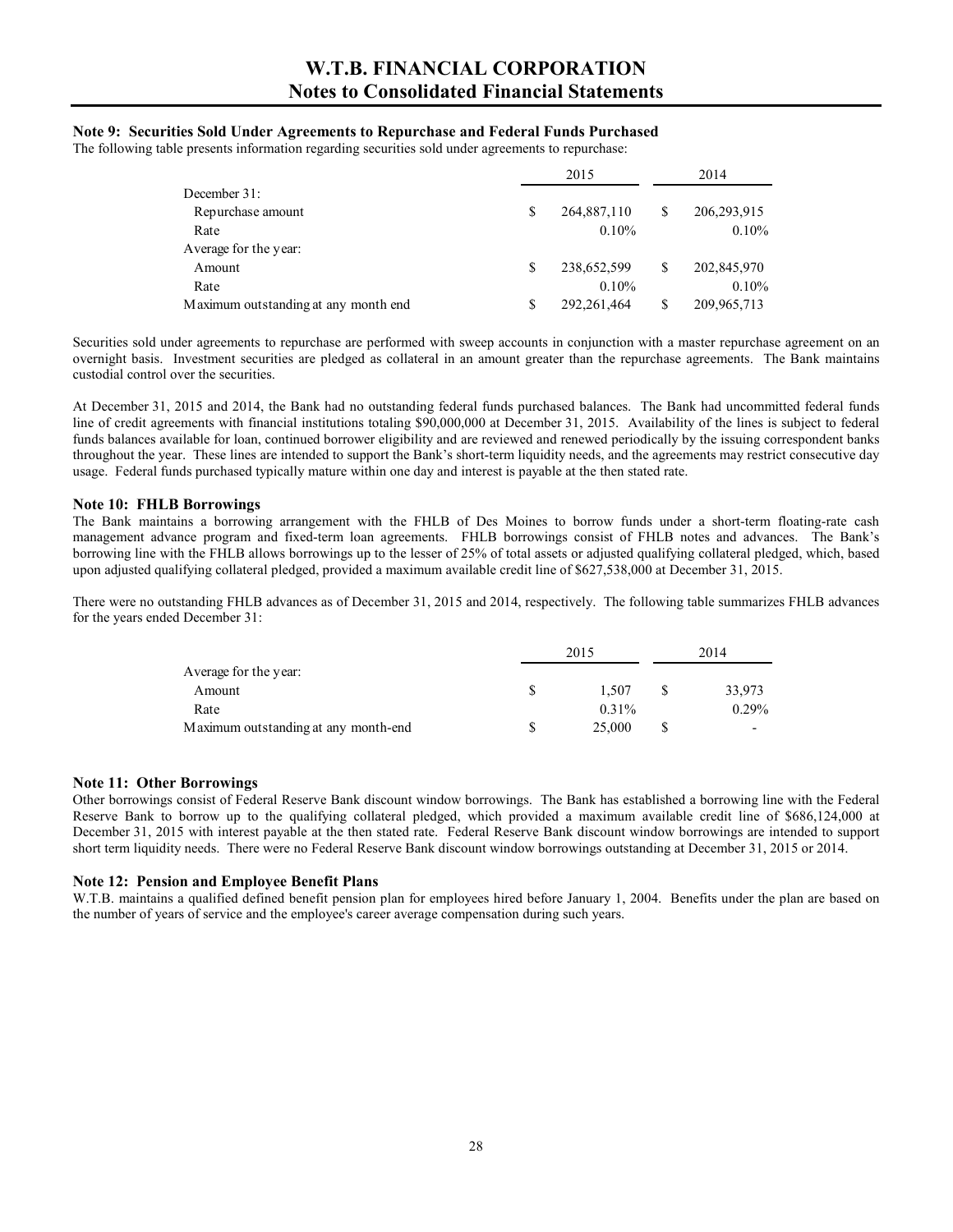## Note 9: Securities Sold Under Agreements to Repurchase and Federal Funds Purchased

The following table presents information regarding securities sold under agreements to repurchase:

| | 2015 | 2014 |
|---|---|---|
| December 31: | | |
| Repurchase amount | $ 264,887,110 | $ 206,293,915 |
| Rate | 0.10% | 0.10% |
| Average for the year: | | |
| Amount | $ 238,652,599 | $ 202,845,970 |
| Rate | 0.10% | 0.10% |
| Maximum outstanding at any month end | $ 292,261,464 | $ 209,965,713 |

Securities sold under agreements to repurchase are performed with sweep accounts in conjunction with a master repurchase agreement on an overnight basis. Investment securities are pledged as collateral in an amount greater than the repurchase agreements. The Bank maintains custodial control over the securities.

At December 31, 2015 and 2014, the Bank had no outstanding federal funds purchased balances. The Bank had uncommitted federal funds line of credit agreements with financial institutions totaling $90,000,000 at December 31, 2015. Availability of the lines is subject to federal funds balances available for loan, continued borrower eligibility and are reviewed and renewed periodically by the issuing correspondent banks throughout the year. These lines are intended to support the Bank's short-term liquidity needs, and the agreements may restrict consecutive day usage. Federal funds purchased typically mature within one day and interest is payable at the then stated rate.

## Note 10: FHLB Borrowings

The Bank maintains a borrowing arrangement with the FHLB of Des Moines to borrow funds under a short-term floating-rate cash management advance program and fixed-term loan agreements. FHLB borrowings consist of FHLB notes and advances. The Bank's borrowing line with the FHLB allows borrowings up to the lesser of 25% of total assets or adjusted qualifying collateral pledged, which, based upon adjusted qualifying collateral pledged, provided a maximum available credit line of $627,538,000 at December 31, 2015.

There were no outstanding FHLB advances as of December 31, 2015 and 2014, respectively. The following table summarizes FHLB advances for the years ended December 31:

| | 2015 | 2014 |
|---|---|---|
| Average for the year: | | |
| Amount | $ 1,507 | $ 33,973 |
| Rate | 0.31% | 0.29% |
| Maximum outstanding at any month-end | $ 25,000 | $ - |

## Note 11: Other Borrowings

Other borrowings consist of Federal Reserve Bank discount window borrowings. The Bank has established a borrowing line with the Federal Reserve Bank to borrow up to the qualifying collateral pledged, which provided a maximum available credit line of $686,124,000 at December 31, 2015 with interest payable at the then stated rate. Federal Reserve Bank discount window borrowings are intended to support short term liquidity needs. There were no Federal Reserve Bank discount window borrowings outstanding at December 31, 2015 or 2014.

## Note 12: Pension and Employee Benefit Plans

W.T.B. maintains a qualified defined benefit pension plan for employees hired before January 1, 2004. Benefits under the plan are based on the number of years of service and the employee's career average compensation during such years.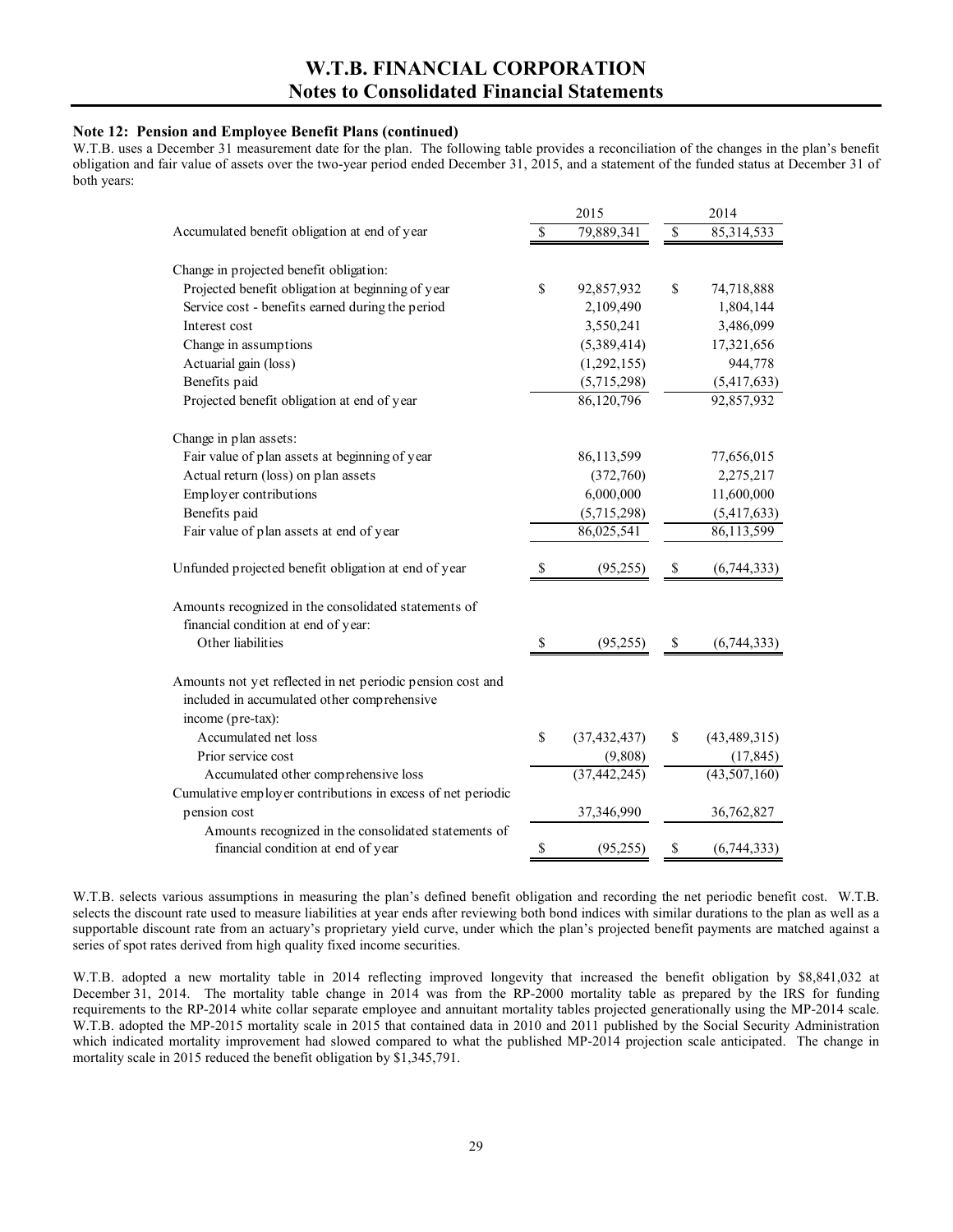**Note 12: Pension and Employee Benefit Plans (continued)**

W.T.B. uses a December 31 measurement date for the plan. The following table provides a reconciliation of the changes in the plan's benefit obligation and fair value of assets over the two-year period ended December 31, 2015, and a statement of the funded status at December 31 of both years:

| | 2015 | 2014 |
|---|---|---|
| Accumulated benefit obligation at end of year | $ 79,889,341 | $ 85,314,533 |
| Change in projected benefit obligation: | | |
| Projected benefit obligation at beginning of year | $ 92,857,932 | $ 74,718,888 |
| Service cost - benefits earned during the period | 2,109,490 | 1,804,144 |
| Interest cost | 3,550,241 | 3,486,099 |
| Change in assumptions | (5,389,414) | 17,321,656 |
| Actuarial gain (loss) | (1,292,155) | 944,778 |
| Benefits paid | (5,715,298) | (5,417,633) |
| Projected benefit obligation at end of year | 86,120,796 | 92,857,932 |
| Change in plan assets: | | |
| Fair value of plan assets at beginning of year | 86,113,599 | 77,656,015 |
| Actual return (loss) on plan assets | (372,760) | 2,275,217 |
| Employer contributions | 6,000,000 | 11,600,000 |
| Benefits paid | (5,715,298) | (5,417,633) |
| Fair value of plan assets at end of year | 86,025,541 | 86,113,599 |
| Unfunded projected benefit obligation at end of year | $ (95,255) | $ (6,744,333) |
| Amounts recognized in the consolidated statements of financial condition at end of year: | | |
| Other liabilities | $ (95,255) | $ (6,744,333) |
| Amounts not yet reflected in net periodic pension cost and included in accumulated other comprehensive income (pre-tax): | | |
| Accumulated net loss | $ (37,432,437) | $ (43,489,315) |
| Prior service cost | (9,808) | (17,845) |
| Accumulated other comprehensive loss | (37,442,245) | (43,507,160) |
| Cumulative employer contributions in excess of net periodic pension cost | 37,346,990 | 36,762,827 |
| Amounts recognized in the consolidated statements of financial condition at end of year | $ (95,255) | $ (6,744,333) |

W.T.B. selects various assumptions in measuring the plan's defined benefit obligation and recording the net periodic benefit cost. W.T.B. selects the discount rate used to measure liabilities at year ends after reviewing both bond indices with similar durations to the plan as well as a supportable discount rate from an actuary's proprietary yield curve, under which the plan's projected benefit payments are matched against a series of spot rates derived from high quality fixed income securities.

W.T.B. adopted a new mortality table in 2014 reflecting improved longevity that increased the benefit obligation by $8,841,032 at December 31, 2014. The mortality table change in 2014 was from the RP-2000 mortality table as prepared by the IRS for funding requirements to the RP-2014 white collar separate employee and annuitant mortality tables projected generationally using the MP-2014 scale. W.T.B. adopted the MP-2015 mortality scale in 2015 that contained data in 2010 and 2011 published by the Social Security Administration which indicated mortality improvement had slowed compared to what the published MP-2014 projection scale anticipated. The change in mortality scale in 2015 reduced the benefit obligation by $1,345,791.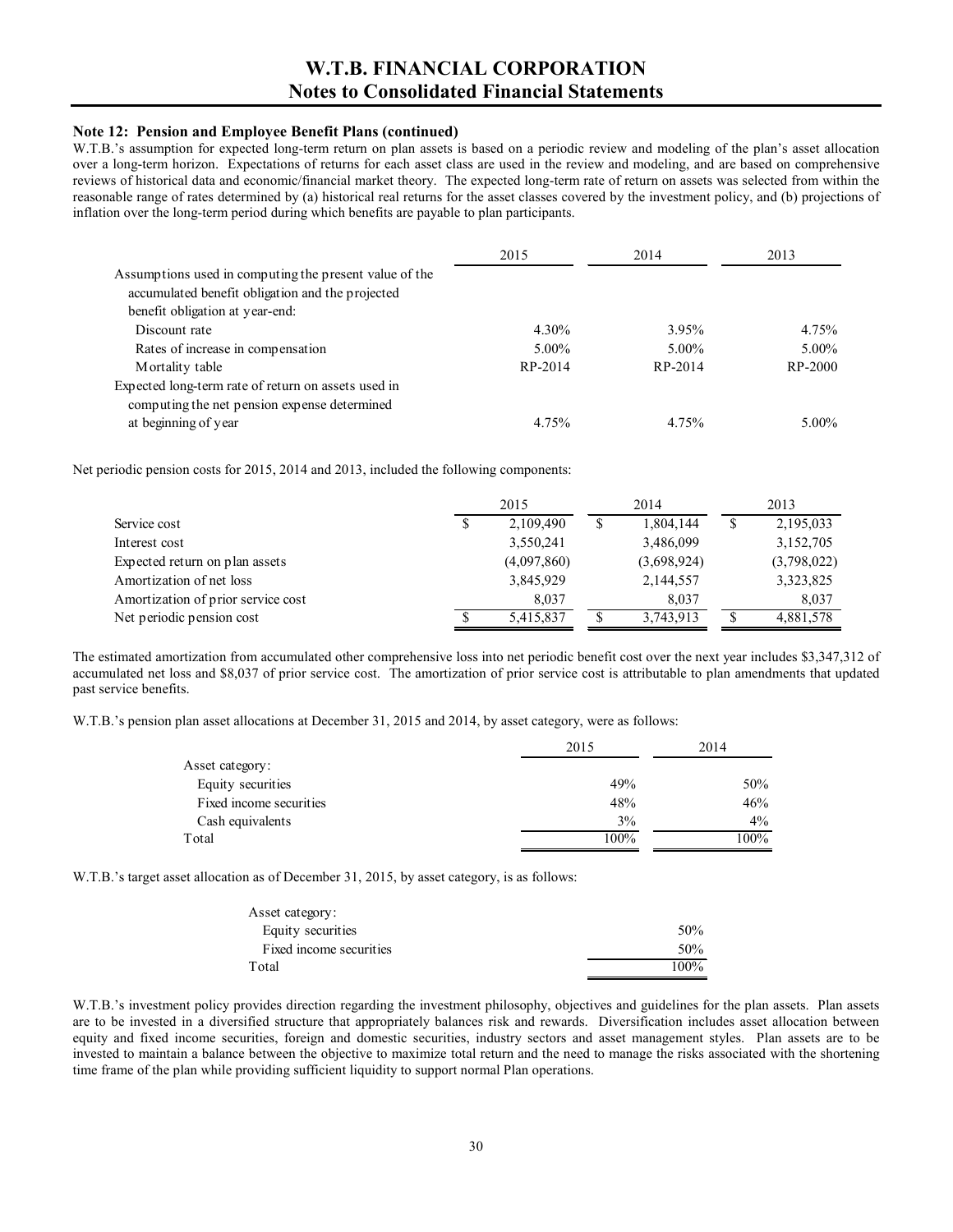### Note 12: Pension and Employee Benefit Plans (continued)

W.T.B.'s assumption for expected long-term return on plan assets is based on a periodic review and modeling of the plan's asset allocation over a long-term horizon. Expectations of returns for each asset class are used in the review and modeling, and are based on comprehensive reviews of historical data and economic/financial market theory. The expected long-term rate of return on assets was selected from within the reasonable range of rates determined by (a) historical real returns for the asset classes covered by the investment policy, and (b) projections of inflation over the long-term period during which benefits are payable to plan participants.

| | 2015 | 2014 | 2013 |
|---|---|---|---|
| Assumptions used in computing the present value of the accumulated benefit obligation and the projected benefit obligation at year-end: | | | |
| Discount rate | 4.30% | 3.95% | 4.75% |
| Rates of increase in compensation | 5.00% | 5.00% | 5.00% |
| Mortality table | RP-2014 | RP-2014 | RP-2000 |
| Expected long-term rate of return on assets used in computing the net pension expense determined at beginning of year | 4.75% | 4.75% | 5.00% |

Net periodic pension costs for 2015, 2014 and 2013, included the following components:

| | 2015 | 2014 | 2013 |
|---|---|---|---|
| Service cost | $ 2,109,490 | $ 1,804,144 | $ 2,195,033 |
| Interest cost | 3,550,241 | 3,486,099 | 3,152,705 |
| Expected return on plan assets | (4,097,860) | (3,698,924) | (3,798,022) |
| Amortization of net loss | 3,845,929 | 2,144,557 | 3,323,825 |
| Amortization of prior service cost | 8,037 | 8,037 | 8,037 |
| Net periodic pension cost | $ 5,415,837 | $ 3,743,913 | $ 4,881,578 |

The estimated amortization from accumulated other comprehensive loss into net periodic benefit cost over the next year includes $3,347,312 of accumulated net loss and $8,037 of prior service cost. The amortization of prior service cost is attributable to plan amendments that updated past service benefits.

W.T.B.'s pension plan asset allocations at December 31, 2015 and 2014, by asset category, were as follows:

| | 2015 | 2014 |
|---|---|---|
| Asset category: | | |
| Equity securities | 49% | 50% |
| Fixed income securities | 48% | 46% |
| Cash equivalents | 3% | 4% |
| Total | 100% | 100% |

W.T.B.'s target asset allocation as of December 31, 2015, by asset category, is as follows:

| | |
|---|---|
| Asset category: | |
| Equity securities | 50% |
| Fixed income securities | 50% |
| Total | 100% |

W.T.B.'s investment policy provides direction regarding the investment philosophy, objectives and guidelines for the plan assets. Plan assets are to be invested in a diversified structure that appropriately balances risk and rewards. Diversification includes asset allocation between equity and fixed income securities, foreign and domestic securities, industry sectors and asset management styles. Plan assets are to be invested to maintain a balance between the objective to maximize total return and the need to manage the risks associated with the shortening time frame of the plan while providing sufficient liquidity to support normal Plan operations.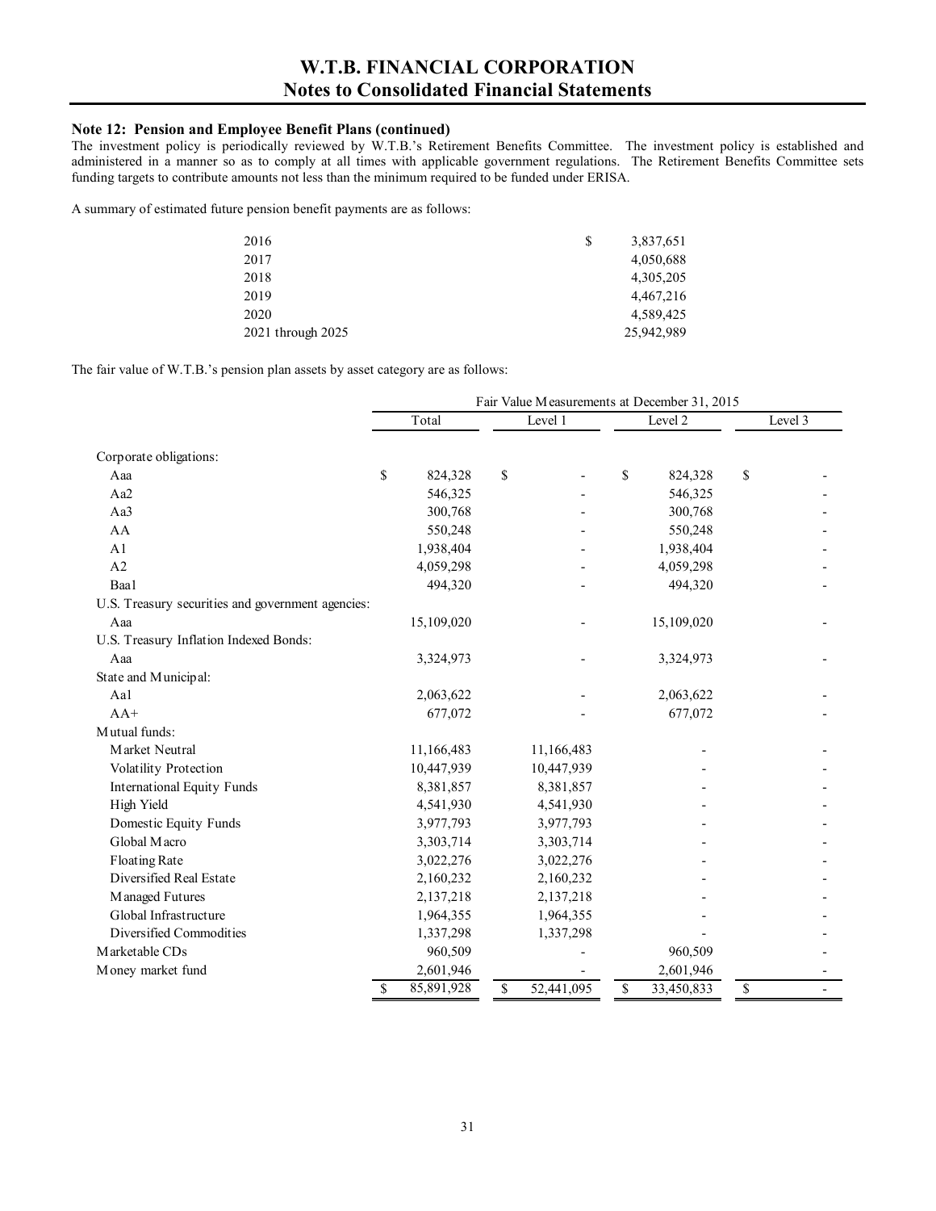# W.T.B. FINANCIAL CORPORATION
## Notes to Consolidated Financial Statements

**Note 12: Pension and Employee Benefit Plans (continued)**

The investment policy is periodically reviewed by W.T.B.'s Retirement Benefits Committee. The investment policy is established and administered in a manner so as to comply at all times with applicable government regulations. The Retirement Benefits Committee sets funding targets to contribute amounts not less than the minimum required to be funded under ERISA.

A summary of estimated future pension benefit payments are as follows:

| | |
|---|---|
| 2016 | $ 3,837,651 |
| 2017 | 4,050,688 |
| 2018 | 4,305,205 |
| 2019 | 4,467,216 |
| 2020 | 4,589,425 |
| 2021 through 2025 | 25,942,989 |

The fair value of W.T.B.'s pension plan assets by asset category are as follows:

| | Fair Value Measurements at December 31, 2015 | | | |
|---|---|---|---|---|
| | Total | Level 1 | Level 2 | Level 3 |
| Corporate obligations: | | | | |
| Aaa | $ 824,328 | $ - | $ 824,328 | $ - |
| Aa2 | 546,325 | - | 546,325 | - |
| Aa3 | 300,768 | - | 300,768 | - |
| AA | 550,248 | - | 550,248 | - |
| A1 | 1,938,404 | - | 1,938,404 | - |
| A2 | 4,059,298 | - | 4,059,298 | - |
| Baa1 | 494,320 | - | 494,320 | - |
| U.S. Treasury securities and government agencies: | | | | |
| Aaa | 15,109,020 | - | 15,109,020 | - |
| U.S. Treasury Inflation Indexed Bonds: | | | | |
| Aaa | 3,324,973 | - | 3,324,973 | - |
| State and Municipal: | | | | |
| Aa1 | 2,063,622 | - | 2,063,622 | - |
| AA+ | 677,072 | - | 677,072 | - |
| Mutual funds: | | | | |
| Market Neutral | 11,166,483 | 11,166,483 | - | - |
| Volatility Protection | 10,447,939 | 10,447,939 | - | - |
| International Equity Funds | 8,381,857 | 8,381,857 | - | - |
| High Yield | 4,541,930 | 4,541,930 | - | - |
| Domestic Equity Funds | 3,977,793 | 3,977,793 | - | - |
| Global Macro | 3,303,714 | 3,303,714 | - | - |
| Floating Rate | 3,022,276 | 3,022,276 | - | - |
| Diversified Real Estate | 2,160,232 | 2,160,232 | - | - |
| Managed Futures | 2,137,218 | 2,137,218 | - | - |
| Global Infrastructure | 1,964,355 | 1,964,355 | - | - |
| Diversified Commodities | 1,337,298 | 1,337,298 | - | - |
| Marketable CDs | 960,509 | - | 960,509 | - |
| Money market fund | 2,601,946 | - | 2,601,946 | - |
| | $ 85,891,928 | $ 52,441,095 | $ 33,450,833 | $ - |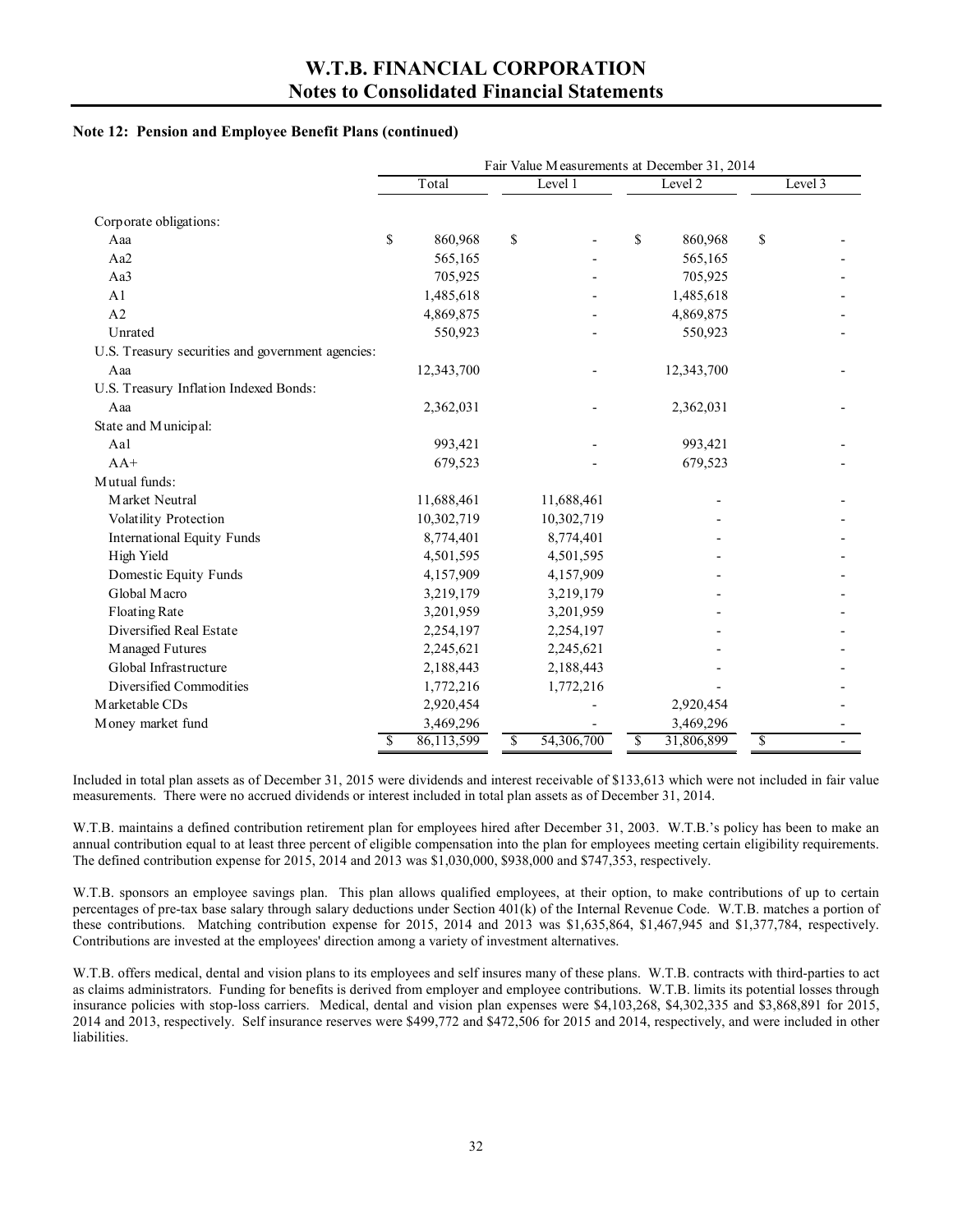# W.T.B. FINANCIAL CORPORATION
## Notes to Consolidated Financial Statements

### Note 12: Pension and Employee Benefit Plans (continued)

| | Fair Value Measurements at December 31, 2014 | | | |
|---|---|---|---|---|
| | Total | Level 1 | Level 2 | Level 3 |
| Corporate obligations: | | | | |
| Aaa | $ 860,968 | $ - | $ 860,968 | $ - |
| Aa2 | 565,165 | - | 565,165 | - |
| Aa3 | 705,925 | - | 705,925 | - |
| A1 | 1,485,618 | - | 1,485,618 | - |
| A2 | 4,869,875 | - | 4,869,875 | - |
| Unrated | 550,923 | - | 550,923 | - |
| U.S. Treasury securities and government agencies: | | | | |
| Aaa | 12,343,700 | - | 12,343,700 | - |
| U.S. Treasury Inflation Indexed Bonds: | | | | |
| Aaa | 2,362,031 | - | 2,362,031 | - |
| State and Municipal: | | | | |
| Aa1 | 993,421 | - | 993,421 | - |
| AA+ | 679,523 | - | 679,523 | - |
| Mutual funds: | | | | |
| Market Neutral | 11,688,461 | 11,688,461 | - | - |
| Volatility Protection | 10,302,719 | 10,302,719 | - | - |
| International Equity Funds | 8,774,401 | 8,774,401 | - | - |
| High Yield | 4,501,595 | 4,501,595 | - | - |
| Domestic Equity Funds | 4,157,909 | 4,157,909 | - | - |
| Global Macro | 3,219,179 | 3,219,179 | - | - |
| Floating Rate | 3,201,959 | 3,201,959 | - | - |
| Diversified Real Estate | 2,254,197 | 2,254,197 | - | - |
| Managed Futures | 2,245,621 | 2,245,621 | - | - |
| Global Infrastructure | 2,188,443 | 2,188,443 | - | - |
| Diversified Commodities | 1,772,216 | 1,772,216 | - | - |
| Marketable CDs | 2,920,454 | - | 2,920,454 | - |
| Money market fund | 3,469,296 | - | 3,469,296 | - |
| | $ 86,113,599 | $ 54,306,700 | $ 31,806,899 | $ - |

Included in total plan assets as of December 31, 2015 were dividends and interest receivable of $133,613 which were not included in fair value measurements. There were no accrued dividends or interest included in total plan assets as of December 31, 2014.

W.T.B. maintains a defined contribution retirement plan for employees hired after December 31, 2003. W.T.B.'s policy has been to make an annual contribution equal to at least three percent of eligible compensation into the plan for employees meeting certain eligibility requirements. The defined contribution expense for 2015, 2014 and 2013 was $1,030,000, $938,000 and $747,353, respectively.

W.T.B. sponsors an employee savings plan. This plan allows qualified employees, at their option, to make contributions of up to certain percentages of pre-tax base salary through salary deductions under Section 401(k) of the Internal Revenue Code. W.T.B. matches a portion of these contributions. Matching contribution expense for 2015, 2014 and 2013 was $1,635,864, $1,467,945 and $1,377,784, respectively. Contributions are invested at the employees' direction among a variety of investment alternatives.

W.T.B. offers medical, dental and vision plans to its employees and self insures many of these plans. W.T.B. contracts with third-parties to act as claims administrators. Funding for benefits is derived from employer and employee contributions. W.T.B. limits its potential losses through insurance policies with stop-loss carriers. Medical, dental and vision plan expenses were $4,103,268, $4,302,335 and $3,868,891 for 2015, 2014 and 2013, respectively. Self insurance reserves were $499,772 and $472,506 for 2015 and 2014, respectively, and were included in other liabilities.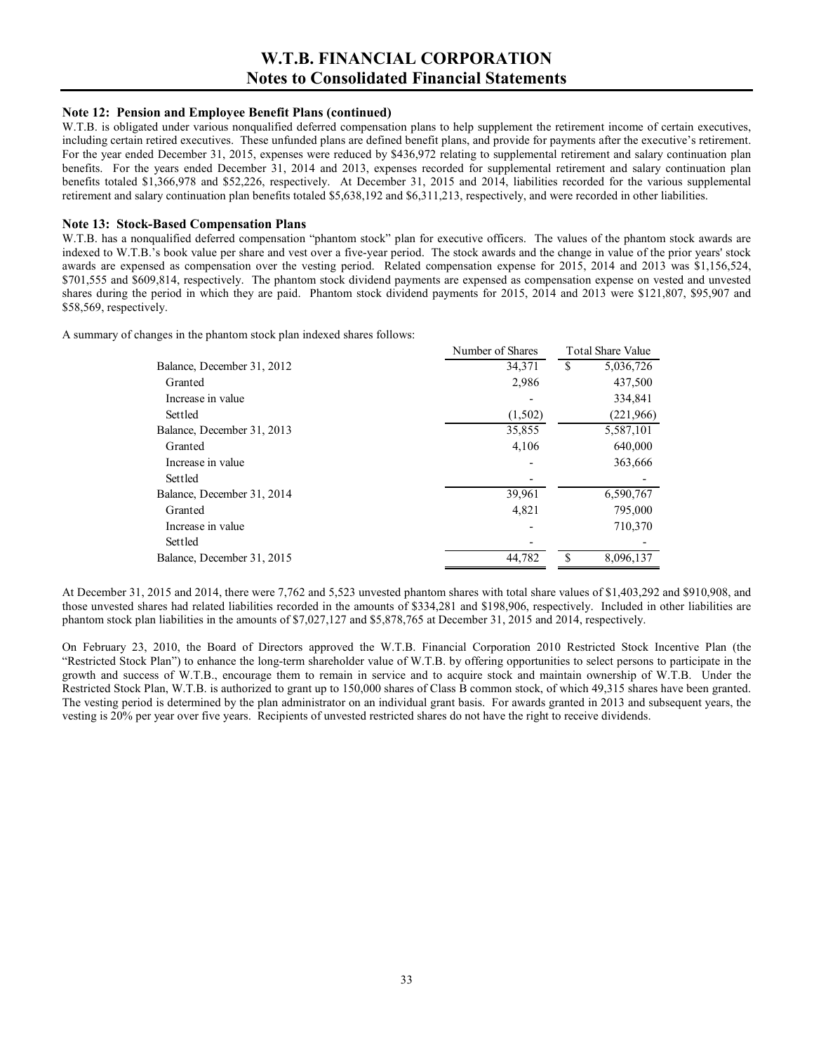### Note 12: Pension and Employee Benefit Plans (continued)

W.T.B. is obligated under various nonqualified deferred compensation plans to help supplement the retirement income of certain executives, including certain retired executives. These unfunded plans are defined benefit plans, and provide for payments after the executive's retirement. For the year ended December 31, 2015, expenses were reduced by $436,972 relating to supplemental retirement and salary continuation plan benefits. For the years ended December 31, 2014 and 2013, expenses recorded for supplemental retirement and salary continuation plan benefits totaled $1,366,978 and $52,226, respectively. At December 31, 2015 and 2014, liabilities recorded for the various supplemental retirement and salary continuation plan benefits totaled $5,638,192 and $6,311,213, respectively, and were recorded in other liabilities.

### Note 13: Stock-Based Compensation Plans

W.T.B. has a nonqualified deferred compensation "phantom stock" plan for executive officers. The values of the phantom stock awards are indexed to W.T.B.'s book value per share and vest over a five-year period. The stock awards and the change in value of the prior years' stock awards are expensed as compensation over the vesting period. Related compensation expense for 2015, 2014 and 2013 was $1,156,524, $701,555 and $609,814, respectively. The phantom stock dividend payments are expensed as compensation expense on vested and unvested shares during the period in which they are paid. Phantom stock dividend payments for 2015, 2014 and 2013 were $121,807, $95,907 and $58,569, respectively.

A summary of changes in the phantom stock plan indexed shares follows:

| | Number of Shares | Total Share Value |
|---|---|---|
| Balance, December 31, 2012 | 34,371 | $ 5,036,726 |
| Granted | 2,986 | 437,500 |
| Increase in value | - | 334,841 |
| Settled | (1,502) | (221,966) |
| Balance, December 31, 2013 | 35,855 | 5,587,101 |
| Granted | 4,106 | 640,000 |
| Increase in value | - | 363,666 |
| Settled | - | - |
| Balance, December 31, 2014 | 39,961 | 6,590,767 |
| Granted | 4,821 | 795,000 |
| Increase in value | - | 710,370 |
| Settled | - | - |
| Balance, December 31, 2015 | 44,782 | $ 8,096,137 |

At December 31, 2015 and 2014, there were 7,762 and 5,523 unvested phantom shares with total share values of $1,403,292 and $910,908, and those unvested shares had related liabilities recorded in the amounts of $334,281 and $198,906, respectively. Included in other liabilities are phantom stock plan liabilities in the amounts of $7,027,127 and $5,878,765 at December 31, 2015 and 2014, respectively.

On February 23, 2010, the Board of Directors approved the W.T.B. Financial Corporation 2010 Restricted Stock Incentive Plan (the "Restricted Stock Plan") to enhance the long-term shareholder value of W.T.B. by offering opportunities to select persons to participate in the growth and success of W.T.B., encourage them to remain in service and to acquire stock and maintain ownership of W.T.B. Under the Restricted Stock Plan, W.T.B. is authorized to grant up to 150,000 shares of Class B common stock, of which 49,315 shares have been granted. The vesting period is determined by the plan administrator on an individual grant basis. For awards granted in 2013 and subsequent years, the vesting is 20% per year over five years. Recipients of unvested restricted shares do not have the right to receive dividends.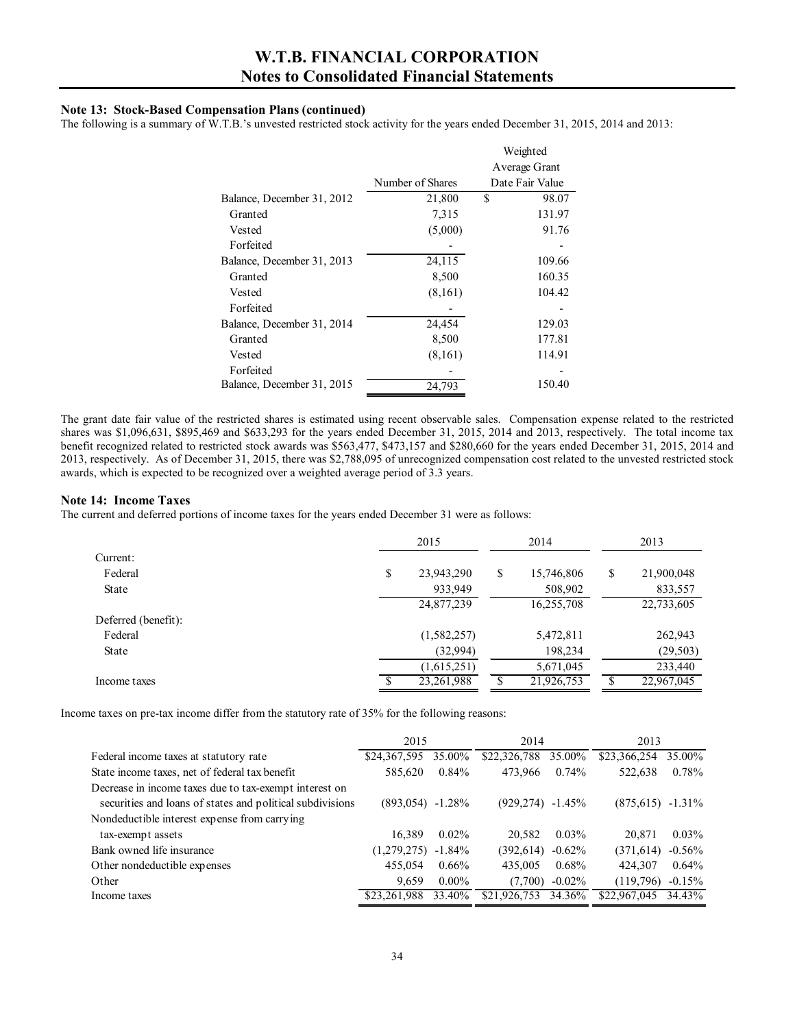# W.T.B. FINANCIAL CORPORATION
## Notes to Consolidated Financial Statements

### Note 13: Stock-Based Compensation Plans (continued)

The following is a summary of W.T.B.'s unvested restricted stock activity for the years ended December 31, 2015, 2014 and 2013:

| | Number of Shares | Weighted Average Grant Date Fair Value |
|---|---|---|
| Balance, December 31, 2012 | 21,800 | $ 98.07 |
| Granted | 7,315 | 131.97 |
| Vested | (5,000) | 91.76 |
| Forfeited | - | - |
| Balance, December 31, 2013 | 24,115 | 109.66 |
| Granted | 8,500 | 160.35 |
| Vested | (8,161) | 104.42 |
| Forfeited | - | - |
| Balance, December 31, 2014 | 24,454 | 129.03 |
| Granted | 8,500 | 177.81 |
| Vested | (8,161) | 114.91 |
| Forfeited | - | - |
| Balance, December 31, 2015 | 24,793 | 150.40 |

The grant date fair value of the restricted shares is estimated using recent observable sales. Compensation expense related to the restricted shares was $1,096,631, $895,469 and $633,293 for the years ended December 31, 2015, 2014 and 2013, respectively. The total income tax benefit recognized related to restricted stock awards was $563,477, $473,157 and $280,660 for the years ended December 31, 2015, 2014 and 2013, respectively. As of December 31, 2015, there was $2,788,095 of unrecognized compensation cost related to the unvested restricted stock awards, which is expected to be recognized over a weighted average period of 3.3 years.

### Note 14: Income Taxes

The current and deferred portions of income taxes for the years ended December 31 were as follows:

| | 2015 | 2014 | 2013 |
|---|---|---|---|
| Current: | | | |
| Federal | $ 23,943,290 | $ 15,746,806 | $ 21,900,048 |
| State | 933,949 | 508,902 | 833,557 |
| | 24,877,239 | 16,255,708 | 22,733,605 |
| Deferred (benefit): | | | |
| Federal | (1,582,257) | 5,472,811 | 262,943 |
| State | (32,994) | 198,234 | (29,503) |
| | (1,615,251) | 5,671,045 | 233,440 |
| Income taxes | $ 23,261,988 | $ 21,926,753 | $ 22,967,045 |

Income taxes on pre-tax income differ from the statutory rate of 35% for the following reasons:

| | 2015 | | 2014 | | 2013 | |
|---|---|---|---|---|---|---|
| Federal income taxes at statutory rate | $24,367,595 | 35.00% | $22,326,788 | 35.00% | $23,366,254 | 35.00% |
| State income taxes, net of federal tax benefit | 585,620 | 0.84% | 473,966 | 0.74% | 522,638 | 0.78% |
| Decrease in income taxes due to tax-exempt interest on securities and loans of states and political subdivisions | (893,054) | -1.28% | (929,274) | -1.45% | (875,615) | -1.31% |
| Nondeductible interest expense from carrying tax-exempt assets | 16,389 | 0.02% | 20,582 | 0.03% | 20,871 | 0.03% |
| Bank owned life insurance | (1,279,275) | -1.84% | (392,614) | -0.62% | (371,614) | -0.56% |
| Other nondeductible expenses | 455,054 | 0.66% | 435,005 | 0.68% | 424,307 | 0.64% |
| Other | 9,659 | 0.00% | (7,700) | -0.02% | (119,796) | -0.15% |
| Income taxes | $23,261,988 | 33.40% | $21,926,753 | 34.36% | $22,967,045 | 34.43% |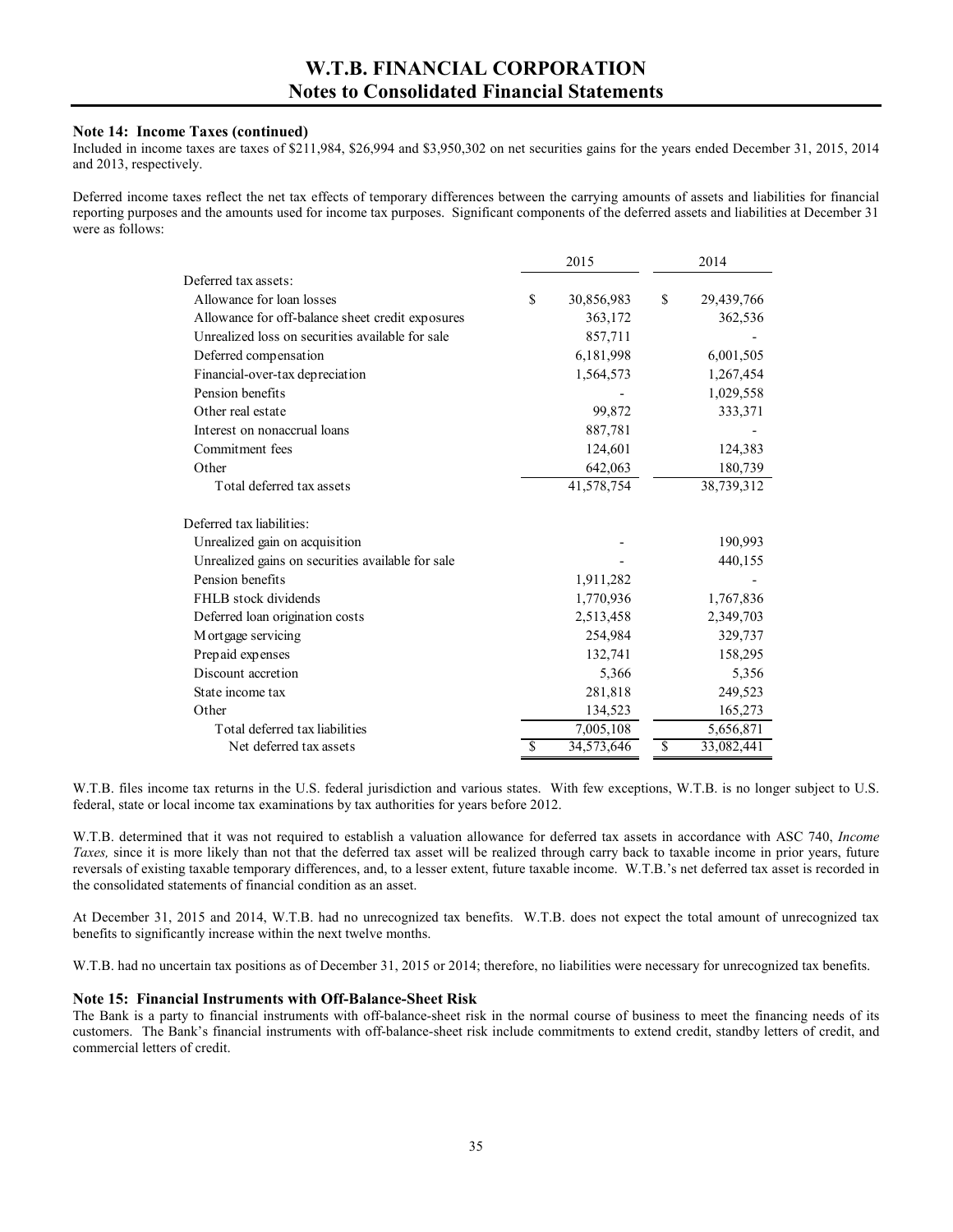**Note 14: Income Taxes (continued)**

Included in income taxes are taxes of $211,984, $26,994 and $3,950,302 on net securities gains for the years ended December 31, 2015, 2014 and 2013, respectively.

Deferred income taxes reflect the net tax effects of temporary differences between the carrying amounts of assets and liabilities for financial reporting purposes and the amounts used for income tax purposes. Significant components of the deferred assets and liabilities at December 31 were as follows:

| | 2015 | 2014 |
|---|---|---|
| Deferred tax assets: | | |
| Allowance for loan losses | $ 30,856,983 | $ 29,439,766 |
| Allowance for off-balance sheet credit exposures | 363,172 | 362,536 |
| Unrealized loss on securities available for sale | 857,711 | - |
| Deferred compensation | 6,181,998 | 6,001,505 |
| Financial-over-tax depreciation | 1,564,573 | 1,267,454 |
| Pension benefits | - | 1,029,558 |
| Other real estate | 99,872 | 333,371 |
| Interest on nonaccrual loans | 887,781 | - |
| Commitment fees | 124,601 | 124,383 |
| Other | 642,063 | 180,739 |
| Total deferred tax assets | 41,578,754 | 38,739,312 |
| | | |
| Deferred tax liabilities: | | |
| Unrealized gain on acquisition | - | 190,993 |
| Unrealized gains on securities available for sale | - | 440,155 |
| Pension benefits | 1,911,282 | - |
| FHLB stock dividends | 1,770,936 | 1,767,836 |
| Deferred loan origination costs | 2,513,458 | 2,349,703 |
| Mortgage servicing | 254,984 | 329,737 |
| Prepaid expenses | 132,741 | 158,295 |
| Discount accretion | 5,366 | 5,356 |
| State income tax | 281,818 | 249,523 |
| Other | 134,523 | 165,273 |
| Total deferred tax liabilities | 7,005,108 | 5,656,871 |
| Net deferred tax assets | $ 34,573,646 | $ 33,082,441 |

W.T.B. files income tax returns in the U.S. federal jurisdiction and various states. With few exceptions, W.T.B. is no longer subject to U.S. federal, state or local income tax examinations by tax authorities for years before 2012.

W.T.B. determined that it was not required to establish a valuation allowance for deferred tax assets in accordance with ASC 740, *Income Taxes,* since it is more likely than not that the deferred tax asset will be realized through carry back to taxable income in prior years, future reversals of existing taxable temporary differences, and, to a lesser extent, future taxable income. W.T.B.'s net deferred tax asset is recorded in the consolidated statements of financial condition as an asset.

At December 31, 2015 and 2014, W.T.B. had no unrecognized tax benefits. W.T.B. does not expect the total amount of unrecognized tax benefits to significantly increase within the next twelve months.

W.T.B. had no uncertain tax positions as of December 31, 2015 or 2014; therefore, no liabilities were necessary for unrecognized tax benefits.

**Note 15: Financial Instruments with Off-Balance-Sheet Risk**

The Bank is a party to financial instruments with off-balance-sheet risk in the normal course of business to meet the financing needs of its customers. The Bank's financial instruments with off-balance-sheet risk include commitments to extend credit, standby letters of credit, and commercial letters of credit.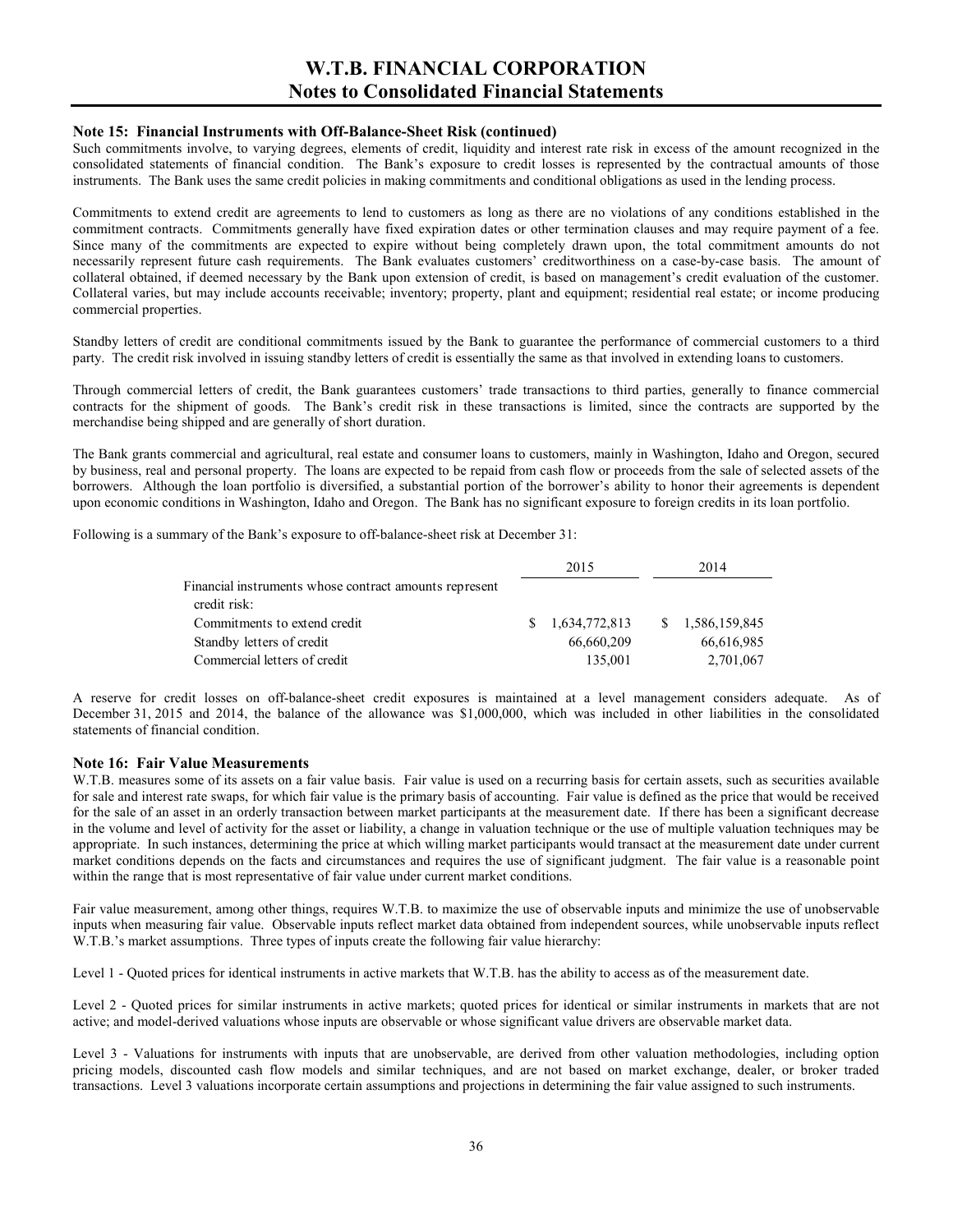### Note 15: Financial Instruments with Off-Balance-Sheet Risk (continued)

Such commitments involve, to varying degrees, elements of credit, liquidity and interest rate risk in excess of the amount recognized in the consolidated statements of financial condition. The Bank's exposure to credit losses is represented by the contractual amounts of those instruments. The Bank uses the same credit policies in making commitments and conditional obligations as used in the lending process.

Commitments to extend credit are agreements to lend to customers as long as there are no violations of any conditions established in the commitment contracts. Commitments generally have fixed expiration dates or other termination clauses and may require payment of a fee. Since many of the commitments are expected to expire without being completely drawn upon, the total commitment amounts do not necessarily represent future cash requirements. The Bank evaluates customers' creditworthiness on a case-by-case basis. The amount of collateral obtained, if deemed necessary by the Bank upon extension of credit, is based on management's credit evaluation of the customer. Collateral varies, but may include accounts receivable; inventory; property, plant and equipment; residential real estate; or income producing commercial properties.

Standby letters of credit are conditional commitments issued by the Bank to guarantee the performance of commercial customers to a third party. The credit risk involved in issuing standby letters of credit is essentially the same as that involved in extending loans to customers.

Through commercial letters of credit, the Bank guarantees customers' trade transactions to third parties, generally to finance commercial contracts for the shipment of goods. The Bank's credit risk in these transactions is limited, since the contracts are supported by the merchandise being shipped and are generally of short duration.

The Bank grants commercial and agricultural, real estate and consumer loans to customers, mainly in Washington, Idaho and Oregon, secured by business, real and personal property. The loans are expected to be repaid from cash flow or proceeds from the sale of selected assets of the borrowers. Although the loan portfolio is diversified, a substantial portion of the borrower's ability to honor their agreements is dependent upon economic conditions in Washington, Idaho and Oregon. The Bank has no significant exposure to foreign credits in its loan portfolio.

Following is a summary of the Bank's exposure to off-balance-sheet risk at December 31:

| | 2015 | 2014 |
|---|---|---|
| Financial instruments whose contract amounts represent credit risk: | | |
| Commitments to extend credit | $ 1,634,772,813 | $ 1,586,159,845 |
| Standby letters of credit | 66,660,209 | 66,616,985 |
| Commercial letters of credit | 135,001 | 2,701,067 |

A reserve for credit losses on off-balance-sheet credit exposures is maintained at a level management considers adequate. As of December 31, 2015 and 2014, the balance of the allowance was $1,000,000, which was included in other liabilities in the consolidated statements of financial condition.

### Note 16: Fair Value Measurements

W.T.B. measures some of its assets on a fair value basis. Fair value is used on a recurring basis for certain assets, such as securities available for sale and interest rate swaps, for which fair value is the primary basis of accounting. Fair value is defined as the price that would be received for the sale of an asset in an orderly transaction between market participants at the measurement date. If there has been a significant decrease in the volume and level of activity for the asset or liability, a change in valuation technique or the use of multiple valuation techniques may be appropriate. In such instances, determining the price at which willing market participants would transact at the measurement date under current market conditions depends on the facts and circumstances and requires the use of significant judgment. The fair value is a reasonable point within the range that is most representative of fair value under current market conditions.

Fair value measurement, among other things, requires W.T.B. to maximize the use of observable inputs and minimize the use of unobservable inputs when measuring fair value. Observable inputs reflect market data obtained from independent sources, while unobservable inputs reflect W.T.B.'s market assumptions. Three types of inputs create the following fair value hierarchy:

Level 1 - Quoted prices for identical instruments in active markets that W.T.B. has the ability to access as of the measurement date.

Level 2 - Quoted prices for similar instruments in active markets; quoted prices for identical or similar instruments in markets that are not active; and model-derived valuations whose inputs are observable or whose significant value drivers are observable market data.

Level 3 - Valuations for instruments with inputs that are unobservable, are derived from other valuation methodologies, including option pricing models, discounted cash flow models and similar techniques, and are not based on market exchange, dealer, or broker traded transactions. Level 3 valuations incorporate certain assumptions and projections in determining the fair value assigned to such instruments.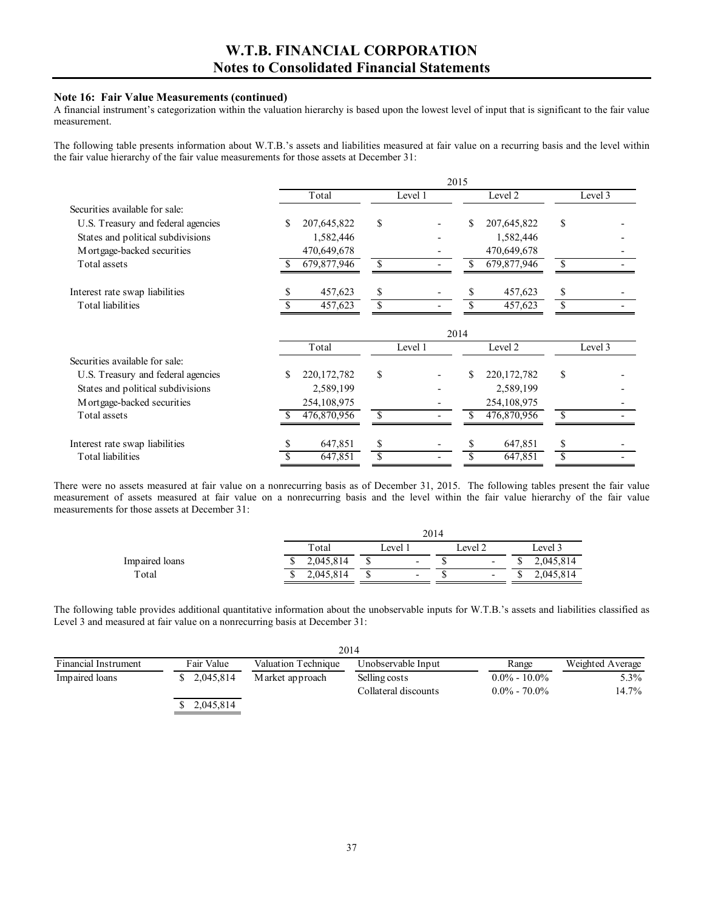**Note 16: Fair Value Measurements (continued)**

A financial instrument's categorization within the valuation hierarchy is based upon the lowest level of input that is significant to the fair value measurement.

The following table presents information about W.T.B.'s assets and liabilities measured at fair value on a recurring basis and the level within the fair value hierarchy of the fair value measurements for those assets at December 31:

| | 2015 | | | |
|---|---|---|---|---|
| | Total | Level 1 | Level 2 | Level 3 |
| Securities available for sale: | | | | |
| U.S. Treasury and federal agencies | $ 207,645,822 | $ - | $ 207,645,822 | $ - |
| States and political subdivisions | 1,582,446 | - | 1,582,446 | - |
| Mortgage-backed securities | 470,649,678 | - | 470,649,678 | - |
| Total assets | $ 679,877,946 | $ - | $ 679,877,946 | $ - |
| | | | | |
| Interest rate swap liabilities | $ 457,623 | $ - | $ 457,623 | $ - |
| Total liabilities | $ 457,623 | $ - | $ 457,623 | $ - |

| | 2014 | | | |
|---|---|---|---|---|
| | Total | Level 1 | Level 2 | Level 3 |
| Securities available for sale: | | | | |
| U.S. Treasury and federal agencies | $ 220,172,782 | $ - | $ 220,172,782 | $ - |
| States and political subdivisions | 2,589,199 | - | 2,589,199 | - |
| Mortgage-backed securities | 254,108,975 | - | 254,108,975 | - |
| Total assets | $ 476,870,956 | $ - | $ 476,870,956 | $ - |
| | | | | |
| Interest rate swap liabilities | $ 647,851 | $ - | $ 647,851 | $ - |
| Total liabilities | $ 647,851 | $ - | $ 647,851 | $ - |

There were no assets measured at fair value on a nonrecurring basis as of December 31, 2015. The following tables present the fair value measurement of assets measured at fair value on a nonrecurring basis and the level within the fair value hierarchy of the fair value measurements for those assets at December 31:

| | 2014 | | | |
|---|---|---|---|---|
| | Total | Level 1 | Level 2 | Level 3 |
| Impaired loans | $ 2,045,814 | $ - | $ - | $ 2,045,814 |
| Total | $ 2,045,814 | $ - | $ - | $ 2,045,814 |

The following table provides additional quantitative information about the unobservable inputs for W.T.B.'s assets and liabilities classified as Level 3 and measured at fair value on a nonrecurring basis at December 31:

| 2014 | | | | | |
|---|---|---|---|---|---|
| Financial Instrument | Fair Value | Valuation Technique | Unobservable Input | Range | Weighted Average |
| Impaired loans | $ 2,045,814 | Market approach | Selling costs | 0.0% - 10.0% | 5.3% |
| | | | Collateral discounts | 0.0% - 70.0% | 14.7% |
| | $ 2,045,814 | | | | |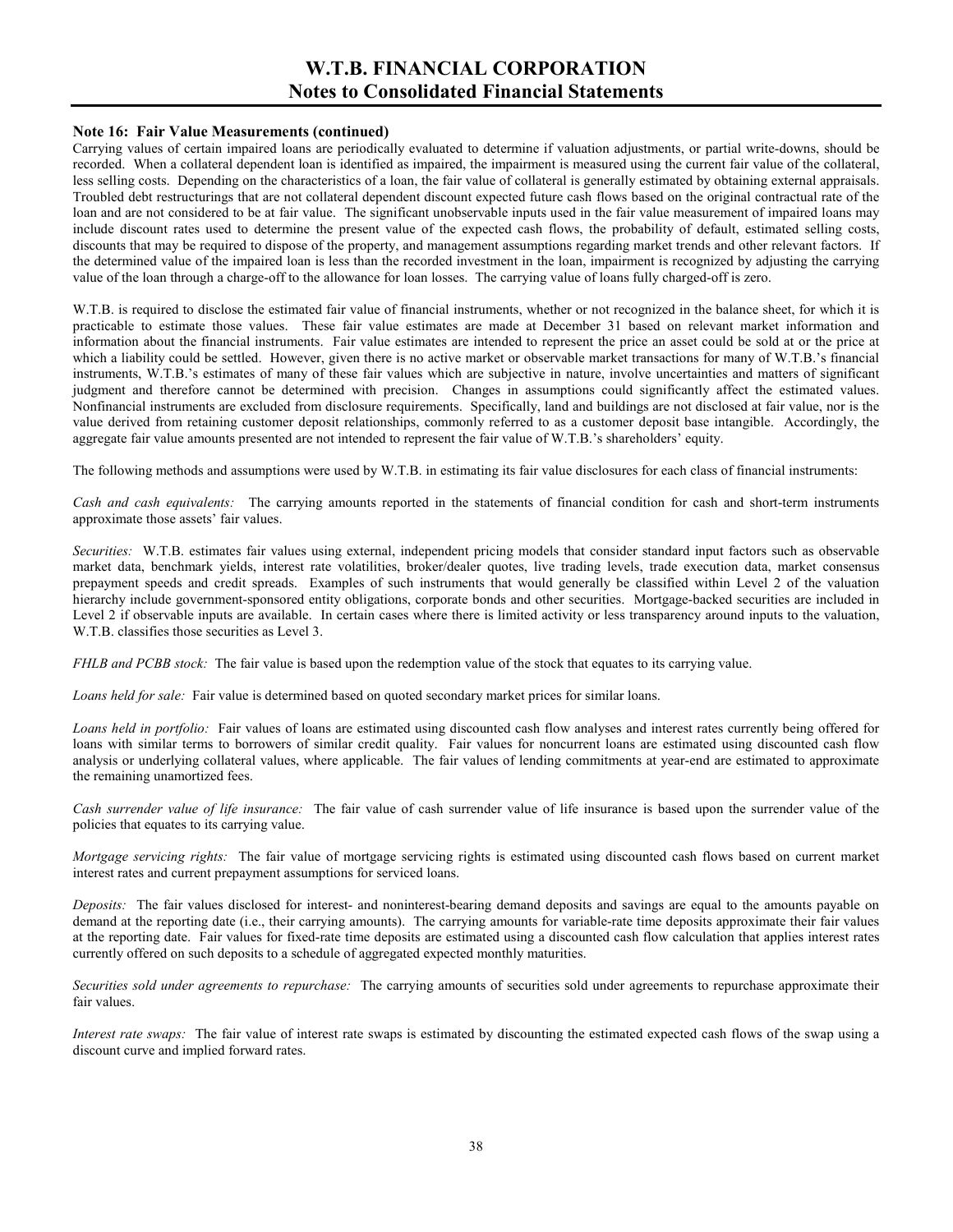**Note 16: Fair Value Measurements (continued)**

Carrying values of certain impaired loans are periodically evaluated to determine if valuation adjustments, or partial write-downs, should be recorded. When a collateral dependent loan is identified as impaired, the impairment is measured using the current fair value of the collateral, less selling costs. Depending on the characteristics of a loan, the fair value of collateral is generally estimated by obtaining external appraisals. Troubled debt restructurings that are not collateral dependent discount expected future cash flows based on the original contractual rate of the loan and are not considered to be at fair value. The significant unobservable inputs used in the fair value measurement of impaired loans may include discount rates used to determine the present value of the expected cash flows, the probability of default, estimated selling costs, discounts that may be required to dispose of the property, and management assumptions regarding market trends and other relevant factors. If the determined value of the impaired loan is less than the recorded investment in the loan, impairment is recognized by adjusting the carrying value of the loan through a charge-off to the allowance for loan losses. The carrying value of loans fully charged-off is zero.

W.T.B. is required to disclose the estimated fair value of financial instruments, whether or not recognized in the balance sheet, for which it is practicable to estimate those values. These fair value estimates are made at December 31 based on relevant market information and information about the financial instruments. Fair value estimates are intended to represent the price an asset could be sold at or the price at which a liability could be settled. However, given there is no active market or observable market transactions for many of W.T.B.'s financial instruments, W.T.B.'s estimates of many of these fair values which are subjective in nature, involve uncertainties and matters of significant judgment and therefore cannot be determined with precision. Changes in assumptions could significantly affect the estimated values. Nonfinancial instruments are excluded from disclosure requirements. Specifically, land and buildings are not disclosed at fair value, nor is the value derived from retaining customer deposit relationships, commonly referred to as a customer deposit base intangible. Accordingly, the aggregate fair value amounts presented are not intended to represent the fair value of W.T.B.'s shareholders' equity.

The following methods and assumptions were used by W.T.B. in estimating its fair value disclosures for each class of financial instruments:

*Cash and cash equivalents:* The carrying amounts reported in the statements of financial condition for cash and short-term instruments approximate those assets' fair values.

*Securities:* W.T.B. estimates fair values using external, independent pricing models that consider standard input factors such as observable market data, benchmark yields, interest rate volatilities, broker/dealer quotes, live trading levels, trade execution data, market consensus prepayment speeds and credit spreads. Examples of such instruments that would generally be classified within Level 2 of the valuation hierarchy include government-sponsored entity obligations, corporate bonds and other securities. Mortgage-backed securities are included in Level 2 if observable inputs are available. In certain cases where there is limited activity or less transparency around inputs to the valuation, W.T.B. classifies those securities as Level 3.

*FHLB and PCBB stock:* The fair value is based upon the redemption value of the stock that equates to its carrying value.

*Loans held for sale:* Fair value is determined based on quoted secondary market prices for similar loans.

*Loans held in portfolio:* Fair values of loans are estimated using discounted cash flow analyses and interest rates currently being offered for loans with similar terms to borrowers of similar credit quality. Fair values for noncurrent loans are estimated using discounted cash flow analysis or underlying collateral values, where applicable. The fair values of lending commitments at year-end are estimated to approximate the remaining unamortized fees.

*Cash surrender value of life insurance:* The fair value of cash surrender value of life insurance is based upon the surrender value of the policies that equates to its carrying value.

*Mortgage servicing rights:* The fair value of mortgage servicing rights is estimated using discounted cash flows based on current market interest rates and current prepayment assumptions for serviced loans.

*Deposits:* The fair values disclosed for interest- and noninterest-bearing demand deposits and savings are equal to the amounts payable on demand at the reporting date (i.e., their carrying amounts). The carrying amounts for variable-rate time deposits approximate their fair values at the reporting date. Fair values for fixed-rate time deposits are estimated using a discounted cash flow calculation that applies interest rates currently offered on such deposits to a schedule of aggregated expected monthly maturities.

*Securities sold under agreements to repurchase:* The carrying amounts of securities sold under agreements to repurchase approximate their fair values.

*Interest rate swaps:* The fair value of interest rate swaps is estimated by discounting the estimated expected cash flows of the swap using a discount curve and implied forward rates.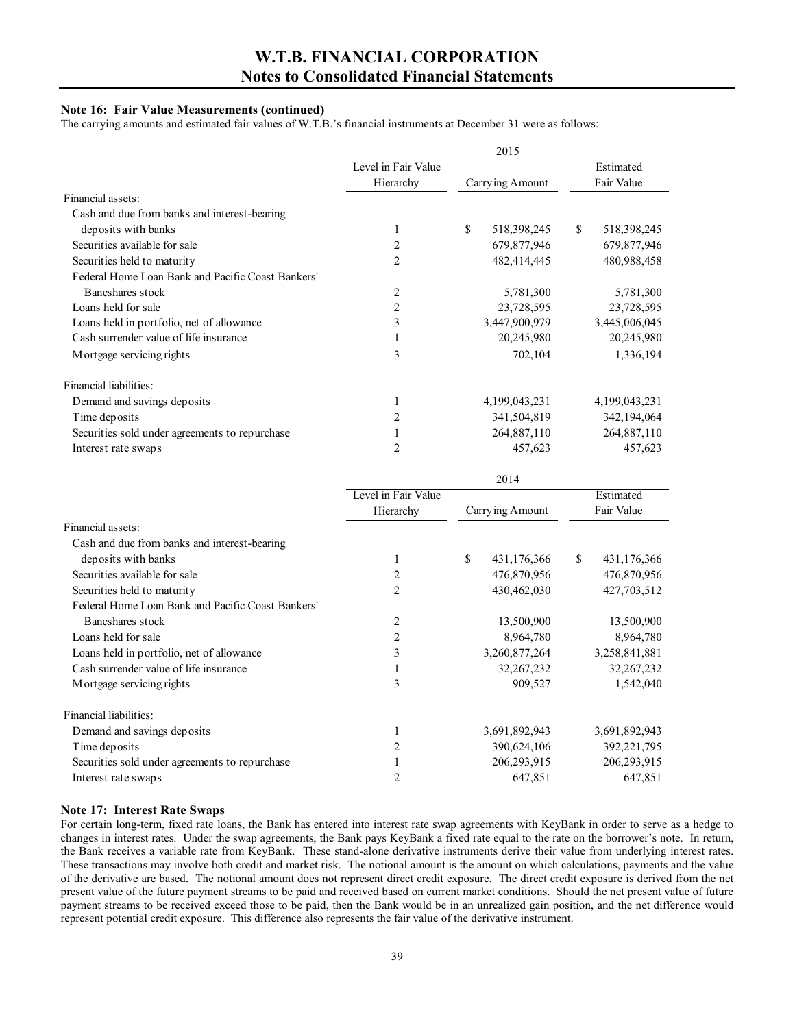**Note 16: Fair Value Measurements (continued)**

The carrying amounts and estimated fair values of W.T.B.'s financial instruments at December 31 were as follows:

| | 2015 | | |
|---|---|---|---|
| | Level in Fair Value Hierarchy | Carrying Amount | Estimated Fair Value |
| Financial assets: | | | |
| Cash and due from banks and interest-bearing deposits with banks | 1 | $ 518,398,245 | $ 518,398,245 |
| Securities available for sale | 2 | 679,877,946 | 679,877,946 |
| Securities held to maturity | 2 | 482,414,445 | 480,988,458 |
| Federal Home Loan Bank and Pacific Coast Bankers' Bancshares stock | 2 | 5,781,300 | 5,781,300 |
| Loans held for sale | 2 | 23,728,595 | 23,728,595 |
| Loans held in portfolio, net of allowance | 3 | 3,447,900,979 | 3,445,006,045 |
| Cash surrender value of life insurance | 1 | 20,245,980 | 20,245,980 |
| Mortgage servicing rights | 3 | 702,104 | 1,336,194 |
| Financial liabilities: | | | |
| Demand and savings deposits | 1 | 4,199,043,231 | 4,199,043,231 |
| Time deposits | 2 | 341,504,819 | 342,194,064 |
| Securities sold under agreements to repurchase | 1 | 264,887,110 | 264,887,110 |
| Interest rate swaps | 2 | 457,623 | 457,623 |

| | 2014 | | |
|---|---|---|---|
| | Level in Fair Value Hierarchy | Carrying Amount | Estimated Fair Value |
| Financial assets: | | | |
| Cash and due from banks and interest-bearing deposits with banks | 1 | $ 431,176,366 | $ 431,176,366 |
| Securities available for sale | 2 | 476,870,956 | 476,870,956 |
| Securities held to maturity | 2 | 430,462,030 | 427,703,512 |
| Federal Home Loan Bank and Pacific Coast Bankers' Bancshares stock | 2 | 13,500,900 | 13,500,900 |
| Loans held for sale | 2 | 8,964,780 | 8,964,780 |
| Loans held in portfolio, net of allowance | 3 | 3,260,877,264 | 3,258,841,881 |
| Cash surrender value of life insurance | 1 | 32,267,232 | 32,267,232 |
| Mortgage servicing rights | 3 | 909,527 | 1,542,040 |
| Financial liabilities: | | | |
| Demand and savings deposits | 1 | 3,691,892,943 | 3,691,892,943 |
| Time deposits | 2 | 390,624,106 | 392,221,795 |
| Securities sold under agreements to repurchase | 1 | 206,293,915 | 206,293,915 |
| Interest rate swaps | 2 | 647,851 | 647,851 |

**Note 17: Interest Rate Swaps**

For certain long-term, fixed rate loans, the Bank has entered into interest rate swap agreements with KeyBank in order to serve as a hedge to changes in interest rates. Under the swap agreements, the Bank pays KeyBank a fixed rate equal to the rate on the borrower's note. In return, the Bank receives a variable rate from KeyBank. These stand-alone derivative instruments derive their value from underlying interest rates. These transactions may involve both credit and market risk. The notional amount is the amount on which calculations, payments and the value of the derivative are based. The notional amount does not represent direct credit exposure. The direct credit exposure is derived from the net present value of the future payment streams to be paid and received based on current market conditions. Should the net present value of future payment streams to be received exceed those to be paid, then the Bank would be in an unrealized gain position, and the net difference would represent potential credit exposure. This difference also represents the fair value of the derivative instrument.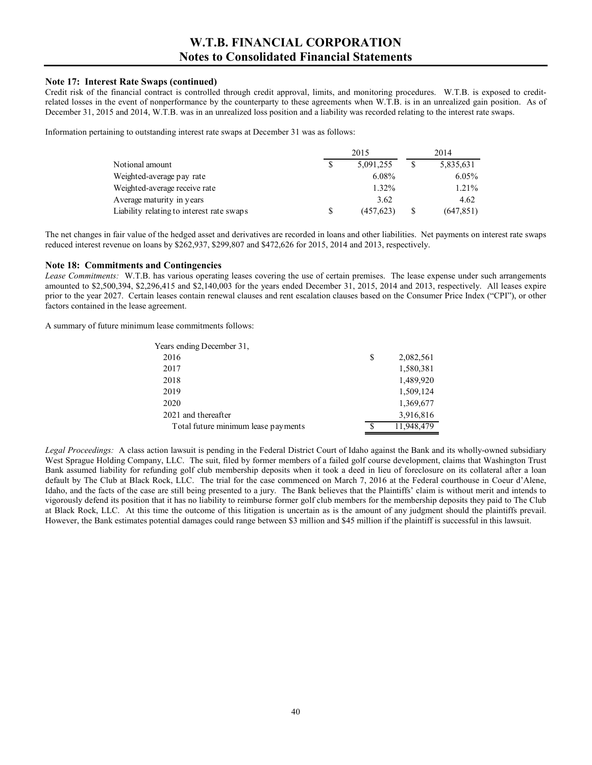**Note 17: Interest Rate Swaps (continued)**

Credit risk of the financial contract is controlled through credit approval, limits, and monitoring procedures. W.T.B. is exposed to credit-related losses in the event of nonperformance by the counterparty to these agreements when W.T.B. is in an unrealized gain position. As of December 31, 2015 and 2014, W.T.B. was in an unrealized loss position and a liability was recorded relating to the interest rate swaps.

Information pertaining to outstanding interest rate swaps at December 31 was as follows:

| | 2015 | 2014 |
|---|---|---|
| Notional amount | $ 5,091,255 | $ 5,835,631 |
| Weighted-average pay rate | 6.08% | 6.05% |
| Weighted-average receive rate | 1.32% | 1.21% |
| Average maturity in years | 3.62 | 4.62 |
| Liability relating to interest rate swaps | $ (457,623) | $ (647,851) |

The net changes in fair value of the hedged asset and derivatives are recorded in loans and other liabilities. Net payments on interest rate swaps reduced interest revenue on loans by $262,937, $299,807 and $472,626 for 2015, 2014 and 2013, respectively.

**Note 18: Commitments and Contingencies**

*Lease Commitments:* W.T.B. has various operating leases covering the use of certain premises. The lease expense under such arrangements amounted to $2,500,394, $2,296,415 and $2,140,003 for the years ended December 31, 2015, 2014 and 2013, respectively. All leases expire prior to the year 2027. Certain leases contain renewal clauses and rent escalation clauses based on the Consumer Price Index ("CPI"), or other factors contained in the lease agreement.

A summary of future minimum lease commitments follows:

| Years ending December 31, | |
|---|---|
| 2016 | $ 2,082,561 |
| 2017 | 1,580,381 |
| 2018 | 1,489,920 |
| 2019 | 1,509,124 |
| 2020 | 1,369,677 |
| 2021 and thereafter | 3,916,816 |
| Total future minimum lease payments | $ 11,948,479 |

*Legal Proceedings:* A class action lawsuit is pending in the Federal District Court of Idaho against the Bank and its wholly-owned subsidiary West Sprague Holding Company, LLC. The suit, filed by former members of a failed golf course development, claims that Washington Trust Bank assumed liability for refunding golf club membership deposits when it took a deed in lieu of foreclosure on its collateral after a loan default by The Club at Black Rock, LLC. The trial for the case commenced on March 7, 2016 at the Federal courthouse in Coeur d'Alene, Idaho, and the facts of the case are still being presented to a jury. The Bank believes that the Plaintiffs' claim is without merit and intends to vigorously defend its position that it has no liability to reimburse former golf club members for the membership deposits they paid to The Club at Black Rock, LLC. At this time the outcome of this litigation is uncertain as is the amount of any judgment should the plaintiffs prevail. However, the Bank estimates potential damages could range between $3 million and $45 million if the plaintiff is successful in this lawsuit.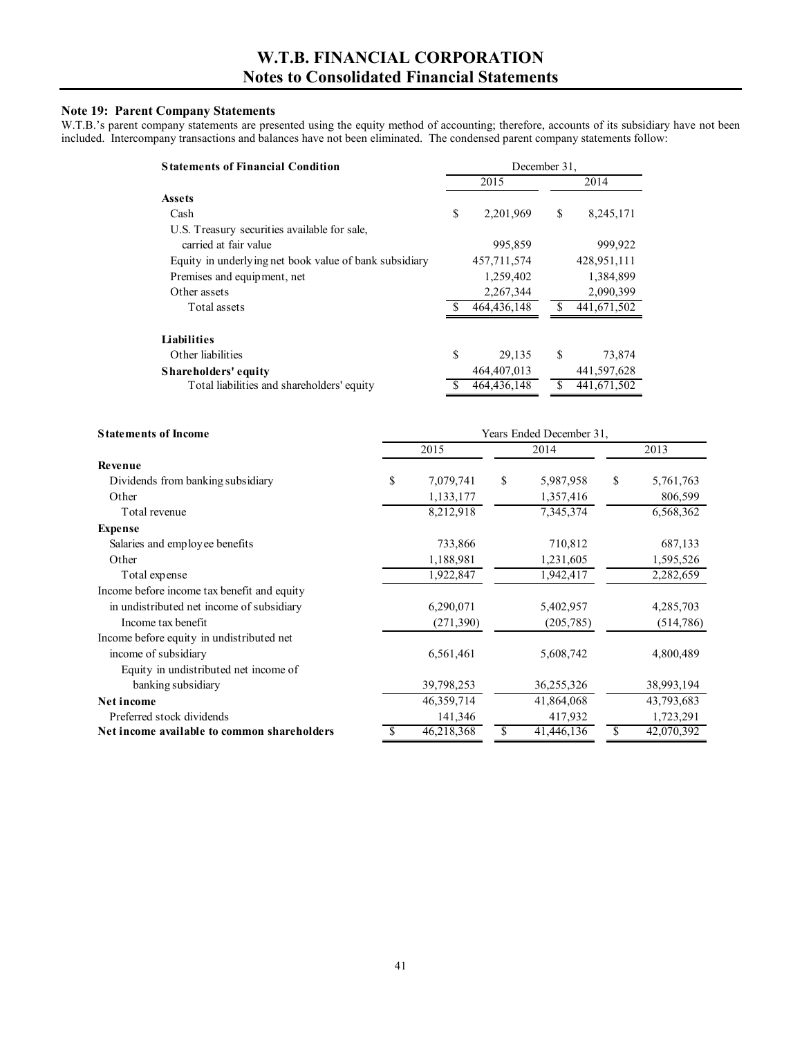# W.T.B. FINANCIAL CORPORATION
## Notes to Consolidated Financial Statements

### Note 19: Parent Company Statements

W.T.B.'s parent company statements are presented using the equity method of accounting; therefore, accounts of its subsidiary have not been included. Intercompany transactions and balances have not been eliminated. The condensed parent company statements follow:

| **Statements of Financial Condition** | December 31, | |
|---|---|---|
| | 2015 | 2014 |
| **Assets** | | |
| Cash | $ 2,201,969 | $ 8,245,171 |
| U.S. Treasury securities available for sale, carried at fair value | 995,859 | 999,922 |
| Equity in underlying net book value of bank subsidiary | 457,711,574 | 428,951,111 |
| Premises and equipment, net | 1,259,402 | 1,384,899 |
| Other assets | 2,267,344 | 2,090,399 |
| Total assets | $ 464,436,148 | $ 441,671,502 |
| **Liabilities** | | |
| Other liabilities | $ 29,135 | $ 73,874 |
| **Shareholders' equity** | 464,407,013 | 441,597,628 |
| Total liabilities and shareholders' equity | $ 464,436,148 | $ 441,671,502 |

| **Statements of Income** | Years Ended December 31, | | |
|---|---|---|---|
| | 2015 | 2014 | 2013 |
| **Revenue** | | | |
| Dividends from banking subsidiary | $ 7,079,741 | $ 5,987,958 | $ 5,761,763 |
| Other | 1,133,177 | 1,357,416 | 806,599 |
| Total revenue | 8,212,918 | 7,345,374 | 6,568,362 |
| **Expense** | | | |
| Salaries and employee benefits | 733,866 | 710,812 | 687,133 |
| Other | 1,188,981 | 1,231,605 | 1,595,526 |
| Total expense | 1,922,847 | 1,942,417 | 2,282,659 |
| Income before income tax benefit and equity in undistributed net income of subsidiary | 6,290,071 | 5,402,957 | 4,285,703 |
| Income tax benefit | (271,390) | (205,785) | (514,786) |
| Income before equity in undistributed net income of subsidiary | 6,561,461 | 5,608,742 | 4,800,489 |
| Equity in undistributed net income of banking subsidiary | 39,798,253 | 36,255,326 | 38,993,194 |
| **Net income** | 46,359,714 | 41,864,068 | 43,793,683 |
| Preferred stock dividends | 141,346 | 417,932 | 1,723,291 |
| **Net income available to common shareholders** | $ 46,218,368 | $ 41,446,136 | $ 42,070,392 |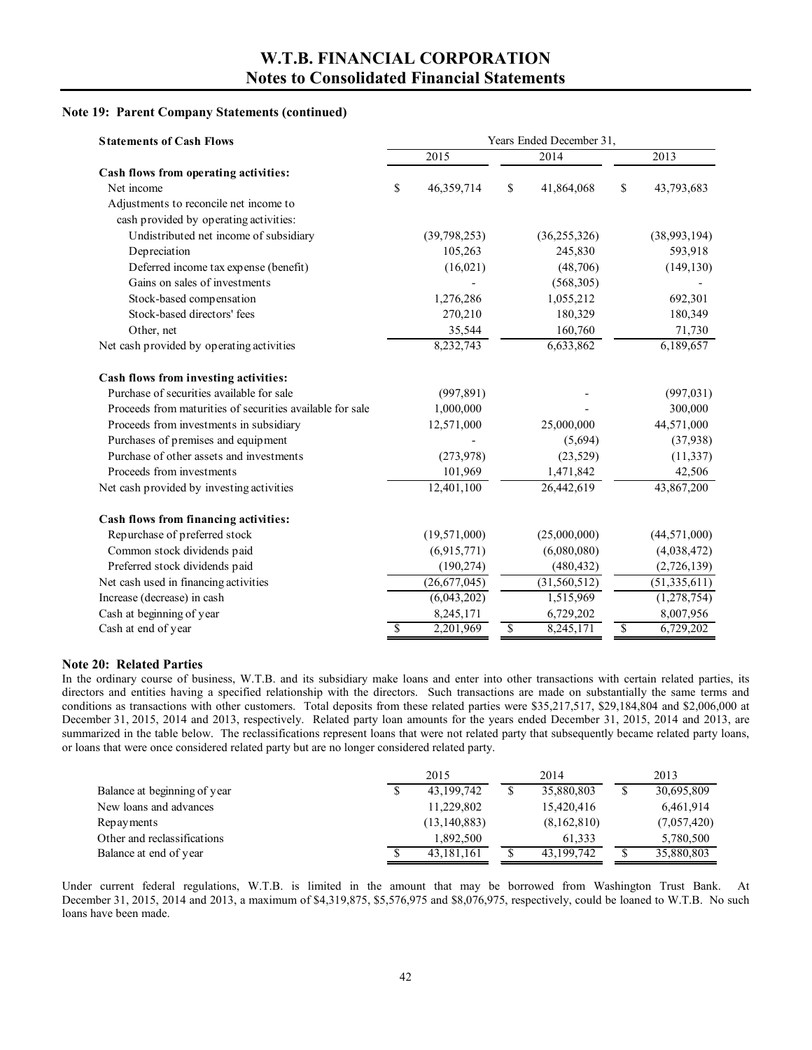# W.T.B. FINANCIAL CORPORATION
## Notes to Consolidated Financial Statements

### Note 19: Parent Company Statements (continued)

| **Statements of Cash Flows** | Years Ended December 31, 2015 | 2014 | 2013 |
|---|---|---|---|
| **Cash flows from operating activities:** | | | |
| Net income | $ 46,359,714 | $ 41,864,068 | $ 43,793,683 |
| Adjustments to reconcile net income to cash provided by operating activities: | | | |
| Undistributed net income of subsidiary | (39,798,253) | (36,255,326) | (38,993,194) |
| Depreciation | 105,263 | 245,830 | 593,918 |
| Deferred income tax expense (benefit) | (16,021) | (48,706) | (149,130) |
| Gains on sales of investments | - | (568,305) | - |
| Stock-based compensation | 1,276,286 | 1,055,212 | 692,301 |
| Stock-based directors' fees | 270,210 | 180,329 | 180,349 |
| Other, net | 35,544 | 160,760 | 71,730 |
| Net cash provided by operating activities | 8,232,743 | 6,633,862 | 6,189,657 |
| **Cash flows from investing activities:** | | | |
| Purchase of securities available for sale | (997,891) | - | (997,031) |
| Proceeds from maturities of securities available for sale | 1,000,000 | - | 300,000 |
| Proceeds from investments in subsidiary | 12,571,000 | 25,000,000 | 44,571,000 |
| Purchases of premises and equipment | - | (5,694) | (37,938) |
| Purchase of other assets and investments | (273,978) | (23,529) | (11,337) |
| Proceeds from investments | 101,969 | 1,471,842 | 42,506 |
| Net cash provided by investing activities | 12,401,100 | 26,442,619 | 43,867,200 |
| **Cash flows from financing activities:** | | | |
| Repurchase of preferred stock | (19,571,000) | (25,000,000) | (44,571,000) |
| Common stock dividends paid | (6,915,771) | (6,080,080) | (4,038,472) |
| Preferred stock dividends paid | (190,274) | (480,432) | (2,726,139) |
| Net cash used in financing activities | (26,677,045) | (31,560,512) | (51,335,611) |
| Increase (decrease) in cash | (6,043,202) | 1,515,969 | (1,278,754) |
| Cash at beginning of year | 8,245,171 | 6,729,202 | 8,007,956 |
| Cash at end of year | $ 2,201,969 | $ 8,245,171 | $ 6,729,202 |

### Note 20: Related Parties

In the ordinary course of business, W.T.B. and its subsidiary make loans and enter into other transactions with certain related parties, its directors and entities having a specified relationship with the directors. Such transactions are made on substantially the same terms and conditions as transactions with other customers. Total deposits from these related parties were $35,217,517, $29,184,804 and $2,006,000 at December 31, 2015, 2014 and 2013, respectively. Related party loan amounts for the years ended December 31, 2015, 2014 and 2013, are summarized in the table below. The reclassifications represent loans that were not related party that subsequently became related party loans, or loans that were once considered related party but are no longer considered related party.

| | 2015 | 2014 | 2013 |
|---|---|---|---|
| Balance at beginning of year | $ 43,199,742 | $ 35,880,803 | $ 30,695,809 |
| New loans and advances | 11,229,802 | 15,420,416 | 6,461,914 |
| Repayments | (13,140,883) | (8,162,810) | (7,057,420) |
| Other and reclassifications | 1,892,500 | 61,333 | 5,780,500 |
| Balance at end of year | $ 43,181,161 | $ 43,199,742 | $ 35,880,803 |

Under current federal regulations, W.T.B. is limited in the amount that may be borrowed from Washington Trust Bank. At December 31, 2015, 2014 and 2013, a maximum of $4,319,875, $5,576,975 and $8,076,975, respectively, could be loaned to W.T.B. No such loans have been made.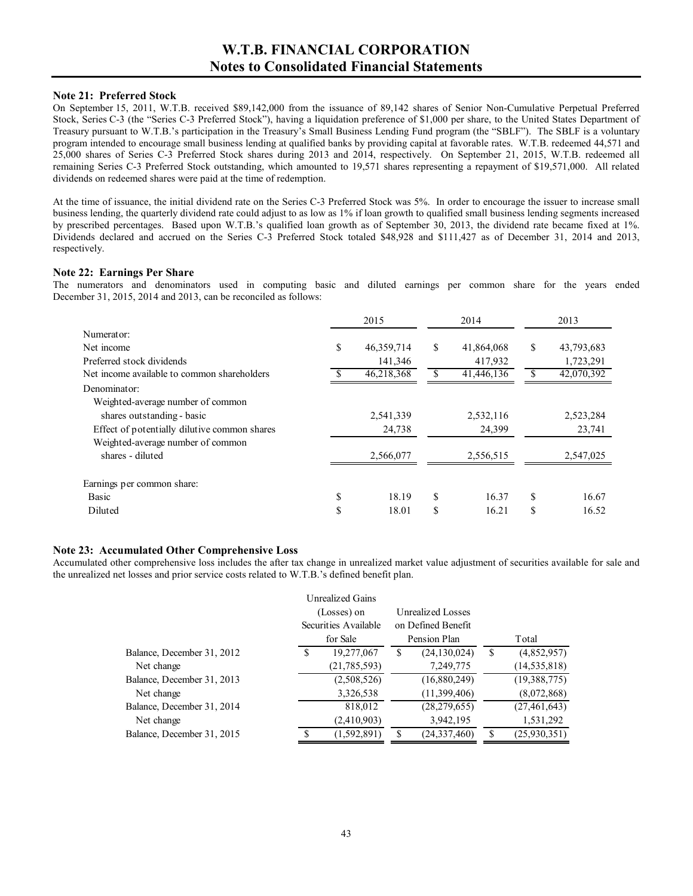# W.T.B. FINANCIAL CORPORATION
## Notes to Consolidated Financial Statements

### Note 21: Preferred Stock

On September 15, 2011, W.T.B. received $89,142,000 from the issuance of 89,142 shares of Senior Non-Cumulative Perpetual Preferred Stock, Series C-3 (the "Series C-3 Preferred Stock"), having a liquidation preference of $1,000 per share, to the United States Department of Treasury pursuant to W.T.B.'s participation in the Treasury's Small Business Lending Fund program (the "SBLF"). The SBLF is a voluntary program intended to encourage small business lending at qualified banks by providing capital at favorable rates. W.T.B. redeemed 44,571 and 25,000 shares of Series C-3 Preferred Stock shares during 2013 and 2014, respectively. On September 21, 2015, W.T.B. redeemed all remaining Series C-3 Preferred Stock outstanding, which amounted to 19,571 shares representing a repayment of $19,571,000. All related dividends on redeemed shares were paid at the time of redemption.

At the time of issuance, the initial dividend rate on the Series C-3 Preferred Stock was 5%. In order to encourage the issuer to increase small business lending, the quarterly dividend rate could adjust to as low as 1% if loan growth to qualified small business lending segments increased by prescribed percentages. Based upon W.T.B.'s qualified loan growth as of September 30, 2013, the dividend rate became fixed at 1%. Dividends declared and accrued on the Series C-3 Preferred Stock totaled $48,928 and $111,427 as of December 31, 2014 and 2013, respectively.

### Note 22: Earnings Per Share

The numerators and denominators used in computing basic and diluted earnings per common share for the years ended December 31, 2015, 2014 and 2013, can be reconciled as follows:

| | 2015 | 2014 | 2013 |
|---|---|---|---|
| Numerator: | | | |
| Net income | $ 46,359,714 | $ 41,864,068 | $ 43,793,683 |
| Preferred stock dividends | 141,346 | 417,932 | 1,723,291 |
| Net income available to common shareholders | $ 46,218,368 | $ 41,446,136 | $ 42,070,392 |
| Denominator: | | | |
| Weighted-average number of common shares outstanding - basic | 2,541,339 | 2,532,116 | 2,523,284 |
| Effect of potentially dilutive common shares | 24,738 | 24,399 | 23,741 |
| Weighted-average number of common shares - diluted | 2,566,077 | 2,556,515 | 2,547,025 |
| Earnings per common share: | | | |
| Basic | $ 18.19 | $ 16.37 | $ 16.67 |
| Diluted | $ 18.01 | $ 16.21 | $ 16.52 |

### Note 23: Accumulated Other Comprehensive Loss

Accumulated other comprehensive loss includes the after tax change in unrealized market value adjustment of securities available for sale and the unrealized net losses and prior service costs related to W.T.B.'s defined benefit plan.

| | Unrealized Gains (Losses) on Securities Available for Sale | Unrealized Losses on Defined Benefit Pension Plan | Total |
|---|---|---|---|
| Balance, December 31, 2012 | $ 19,277,067 | $ (24,130,024) | $ (4,852,957) |
| Net change | (21,785,593) | 7,249,775 | (14,535,818) |
| Balance, December 31, 2013 | (2,508,526) | (16,880,249) | (19,388,775) |
| Net change | 3,326,538 | (11,399,406) | (8,072,868) |
| Balance, December 31, 2014 | 818,012 | (28,279,655) | (27,461,643) |
| Net change | (2,410,903) | 3,942,195 | 1,531,292 |
| Balance, December 31, 2015 | $ (1,592,891) | $ (24,337,460) | $ (25,930,351) |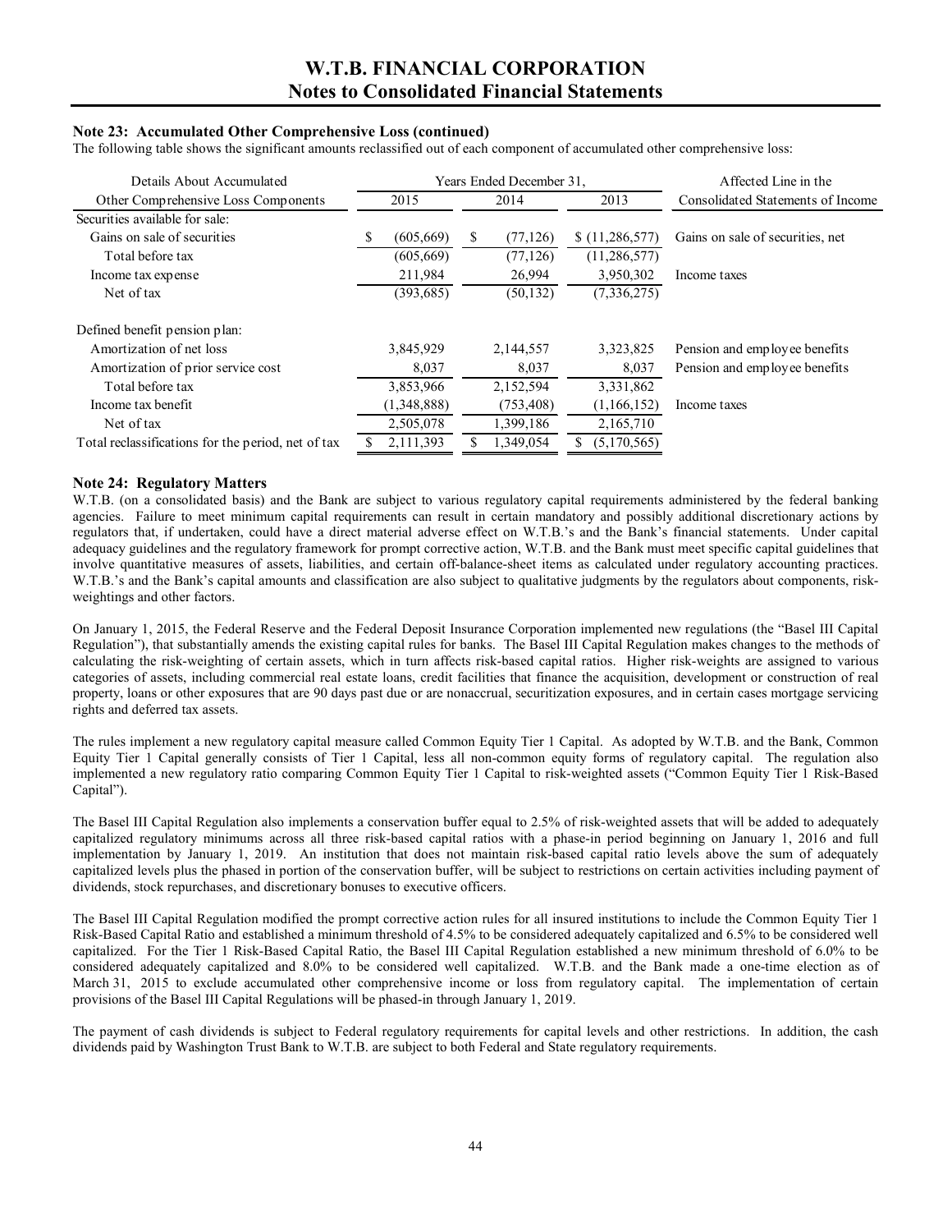### Note 23: Accumulated Other Comprehensive Loss (continued)

The following table shows the significant amounts reclassified out of each component of accumulated other comprehensive loss:

| Details About Accumulated Other Comprehensive Loss Components | Years Ended December 31, 2015 | 2014 | 2013 | Affected Line in the Consolidated Statements of Income |
|---|---|---|---|---|
| Securities available for sale: | | | | |
| Gains on sale of securities | $ (605,669) | $ (77,126) | $ (11,286,577) | Gains on sale of securities, net |
| Total before tax | (605,669) | (77,126) | (11,286,577) | |
| Income tax expense | 211,984 | 26,994 | 3,950,302 | Income taxes |
| Net of tax | (393,685) | (50,132) | (7,336,275) | |
| Defined benefit pension plan: | | | | |
| Amortization of net loss | 3,845,929 | 2,144,557 | 3,323,825 | Pension and employee benefits |
| Amortization of prior service cost | 8,037 | 8,037 | 8,037 | Pension and employee benefits |
| Total before tax | 3,853,966 | 2,152,594 | 3,331,862 | |
| Income tax benefit | (1,348,888) | (753,408) | (1,166,152) | Income taxes |
| Net of tax | 2,505,078 | 1,399,186 | 2,165,710 | |
| Total reclassifications for the period, net of tax | $ 2,111,393 | $ 1,349,054 | $ (5,170,565) | |

### Note 24: Regulatory Matters

W.T.B. (on a consolidated basis) and the Bank are subject to various regulatory capital requirements administered by the federal banking agencies. Failure to meet minimum capital requirements can result in certain mandatory and possibly additional discretionary actions by regulators that, if undertaken, could have a direct material adverse effect on W.T.B.'s and the Bank's financial statements. Under capital adequacy guidelines and the regulatory framework for prompt corrective action, W.T.B. and the Bank must meet specific capital guidelines that involve quantitative measures of assets, liabilities, and certain off-balance-sheet items as calculated under regulatory accounting practices. W.T.B.'s and the Bank's capital amounts and classification are also subject to qualitative judgments by the regulators about components, risk-weightings and other factors.

On January 1, 2015, the Federal Reserve and the Federal Deposit Insurance Corporation implemented new regulations (the "Basel III Capital Regulation"), that substantially amends the existing capital rules for banks. The Basel III Capital Regulation makes changes to the methods of calculating the risk-weighting of certain assets, which in turn affects risk-based capital ratios. Higher risk-weights are assigned to various categories of assets, including commercial real estate loans, credit facilities that finance the acquisition, development or construction of real property, loans or other exposures that are 90 days past due or are nonaccrual, securitization exposures, and in certain cases mortgage servicing rights and deferred tax assets.

The rules implement a new regulatory capital measure called Common Equity Tier 1 Capital. As adopted by W.T.B. and the Bank, Common Equity Tier 1 Capital generally consists of Tier 1 Capital, less all non-common equity forms of regulatory capital. The regulation also implemented a new regulatory ratio comparing Common Equity Tier 1 Capital to risk-weighted assets ("Common Equity Tier 1 Risk-Based Capital").

The Basel III Capital Regulation also implements a conservation buffer equal to 2.5% of risk-weighted assets that will be added to adequately capitalized regulatory minimums across all three risk-based capital ratios with a phase-in period beginning on January 1, 2016 and full implementation by January 1, 2019. An institution that does not maintain risk-based capital ratio levels above the sum of adequately capitalized levels plus the phased in portion of the conservation buffer, will be subject to restrictions on certain activities including payment of dividends, stock repurchases, and discretionary bonuses to executive officers.

The Basel III Capital Regulation modified the prompt corrective action rules for all insured institutions to include the Common Equity Tier 1 Risk-Based Capital Ratio and established a minimum threshold of 4.5% to be considered adequately capitalized and 6.5% to be considered well capitalized. For the Tier 1 Risk-Based Capital Ratio, the Basel III Capital Regulation established a new minimum threshold of 6.0% to be considered adequately capitalized and 8.0% to be considered well capitalized. W.T.B. and the Bank made a one-time election as of March 31, 2015 to exclude accumulated other comprehensive income or loss from regulatory capital. The implementation of certain provisions of the Basel III Capital Regulations will be phased-in through January 1, 2019.

The payment of cash dividends is subject to Federal regulatory requirements for capital levels and other restrictions. In addition, the cash dividends paid by Washington Trust Bank to W.T.B. are subject to both Federal and State regulatory requirements.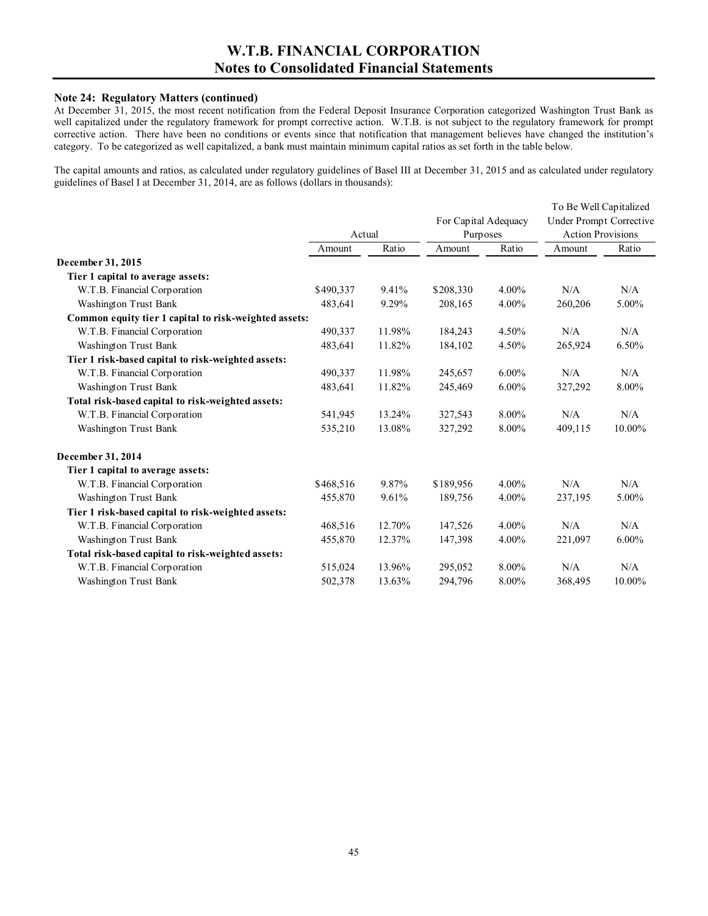### Note 24: Regulatory Matters (continued)

At December 31, 2015, the most recent notification from the Federal Deposit Insurance Corporation categorized Washington Trust Bank as well capitalized under the regulatory framework for prompt corrective action. W.T.B. is not subject to the regulatory framework for prompt corrective action. There have been no conditions or events since that notification that management believes have changed the institution's category. To be categorized as well capitalized, a bank must maintain minimum capital ratios as set forth in the table below.

The capital amounts and ratios, as calculated under regulatory guidelines of Basel III at December 31, 2015 and as calculated under regulatory guidelines of Basel I at December 31, 2014, are as follows (dollars in thousands):

| | Actual | | For Capital Adequacy Purposes | | To Be Well Capitalized Under Prompt Corrective Action Provisions | |
|---|---|---|---|---|---|---|
| | Amount | Ratio | Amount | Ratio | Amount | Ratio |
| **December 31, 2015** | | | | | | |
| **Tier 1 capital to average assets:** | | | | | | |
| W.T.B. Financial Corporation | $490,337 | 9.41% | $208,330 | 4.00% | N/A | N/A |
| Washington Trust Bank | 483,641 | 9.29% | 208,165 | 4.00% | 260,206 | 5.00% |
| **Common equity tier 1 capital to risk-weighted assets:** | | | | | | |
| W.T.B. Financial Corporation | 490,337 | 11.98% | 184,243 | 4.50% | N/A | N/A |
| Washington Trust Bank | 483,641 | 11.82% | 184,102 | 4.50% | 265,924 | 6.50% |
| **Tier 1 risk-based capital to risk-weighted assets:** | | | | | | |
| W.T.B. Financial Corporation | 490,337 | 11.98% | 245,657 | 6.00% | N/A | N/A |
| Washington Trust Bank | 483,641 | 11.82% | 245,469 | 6.00% | 327,292 | 8.00% |
| **Total risk-based capital to risk-weighted assets:** | | | | | | |
| W.T.B. Financial Corporation | 541,945 | 13.24% | 327,543 | 8.00% | N/A | N/A |
| Washington Trust Bank | 535,210 | 13.08% | 327,292 | 8.00% | 409,115 | 10.00% |
| **December 31, 2014** | | | | | | |
| **Tier 1 capital to average assets:** | | | | | | |
| W.T.B. Financial Corporation | $468,516 | 9.87% | $189,956 | 4.00% | N/A | N/A |
| Washington Trust Bank | 455,870 | 9.61% | 189,756 | 4.00% | 237,195 | 5.00% |
| **Tier 1 risk-based capital to risk-weighted assets:** | | | | | | |
| W.T.B. Financial Corporation | 468,516 | 12.70% | 147,526 | 4.00% | N/A | N/A |
| Washington Trust Bank | 455,870 | 12.37% | 147,398 | 4.00% | 221,097 | 6.00% |
| **Total risk-based capital to risk-weighted assets:** | | | | | | |
| W.T.B. Financial Corporation | 515,024 | 13.96% | 295,052 | 8.00% | N/A | N/A |
| Washington Trust Bank | 502,378 | 13.63% | 294,796 | 8.00% | 368,495 | 10.00% |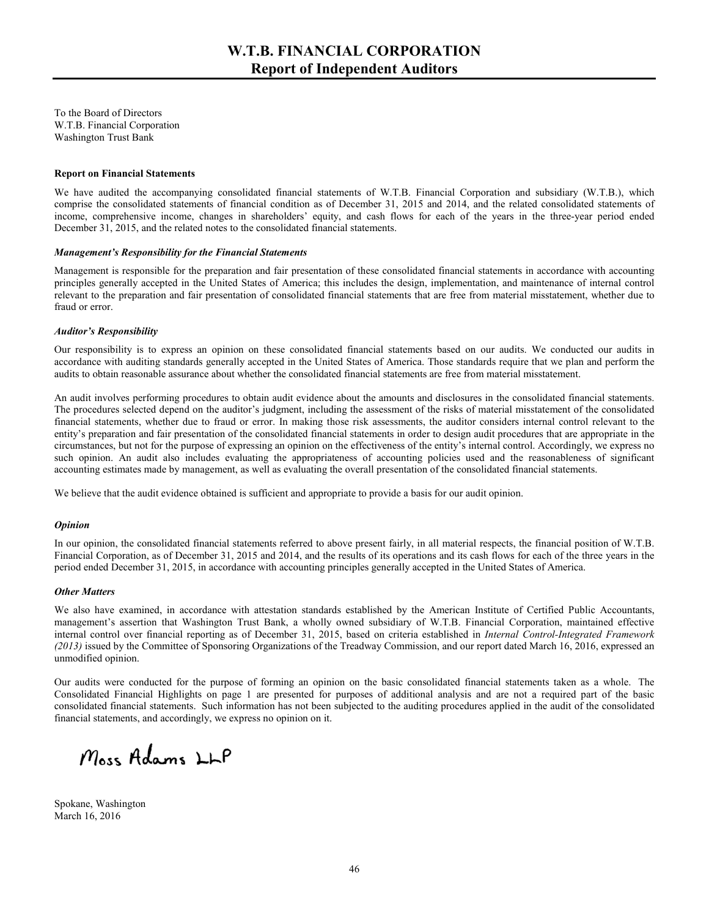# W.T.B. FINANCIAL CORPORATION
## Report of Independent Auditors

To the Board of Directors
W.T.B. Financial Corporation
Washington Trust Bank

**Report on Financial Statements**

We have audited the accompanying consolidated financial statements of W.T.B. Financial Corporation and subsidiary (W.T.B.), which comprise the consolidated statements of financial condition as of December 31, 2015 and 2014, and the related consolidated statements of income, comprehensive income, changes in shareholders' equity, and cash flows for each of the years in the three-year period ended December 31, 2015, and the related notes to the consolidated financial statements.

***Management's Responsibility for the Financial Statements***

Management is responsible for the preparation and fair presentation of these consolidated financial statements in accordance with accounting principles generally accepted in the United States of America; this includes the design, implementation, and maintenance of internal control relevant to the preparation and fair presentation of consolidated financial statements that are free from material misstatement, whether due to fraud or error.

***Auditor's Responsibility***

Our responsibility is to express an opinion on these consolidated financial statements based on our audits. We conducted our audits in accordance with auditing standards generally accepted in the United States of America. Those standards require that we plan and perform the audits to obtain reasonable assurance about whether the consolidated financial statements are free from material misstatement.

An audit involves performing procedures to obtain audit evidence about the amounts and disclosures in the consolidated financial statements. The procedures selected depend on the auditor's judgment, including the assessment of the risks of material misstatement of the consolidated financial statements, whether due to fraud or error. In making those risk assessments, the auditor considers internal control relevant to the entity's preparation and fair presentation of the consolidated financial statements in order to design audit procedures that are appropriate in the circumstances, but not for the purpose of expressing an opinion on the effectiveness of the entity's internal control. Accordingly, we express no such opinion. An audit also includes evaluating the appropriateness of accounting policies used and the reasonableness of significant accounting estimates made by management, as well as evaluating the overall presentation of the consolidated financial statements.

We believe that the audit evidence obtained is sufficient and appropriate to provide a basis for our audit opinion.

***Opinion***

In our opinion, the consolidated financial statements referred to above present fairly, in all material respects, the financial position of W.T.B. Financial Corporation, as of December 31, 2015 and 2014, and the results of its operations and its cash flows for each of the three years in the period ended December 31, 2015, in accordance with accounting principles generally accepted in the United States of America.

***Other Matters***

We also have examined, in accordance with attestation standards established by the American Institute of Certified Public Accountants, management's assertion that Washington Trust Bank, a wholly owned subsidiary of W.T.B. Financial Corporation, maintained effective internal control over financial reporting as of December 31, 2015, based on criteria established in *Internal Control-Integrated Framework (2013)* issued by the Committee of Sponsoring Organizations of the Treadway Commission, and our report dated March 16, 2016, expressed an unmodified opinion.

Our audits were conducted for the purpose of forming an opinion on the basic consolidated financial statements taken as a whole. The Consolidated Financial Highlights on page 1 are presented for purposes of additional analysis and are not a required part of the basic consolidated financial statements. Such information has not been subjected to the auditing procedures applied in the audit of the consolidated financial statements, and accordingly, we express no opinion on it.

Moss Adams LLP

Spokane, Washington
March 16, 2016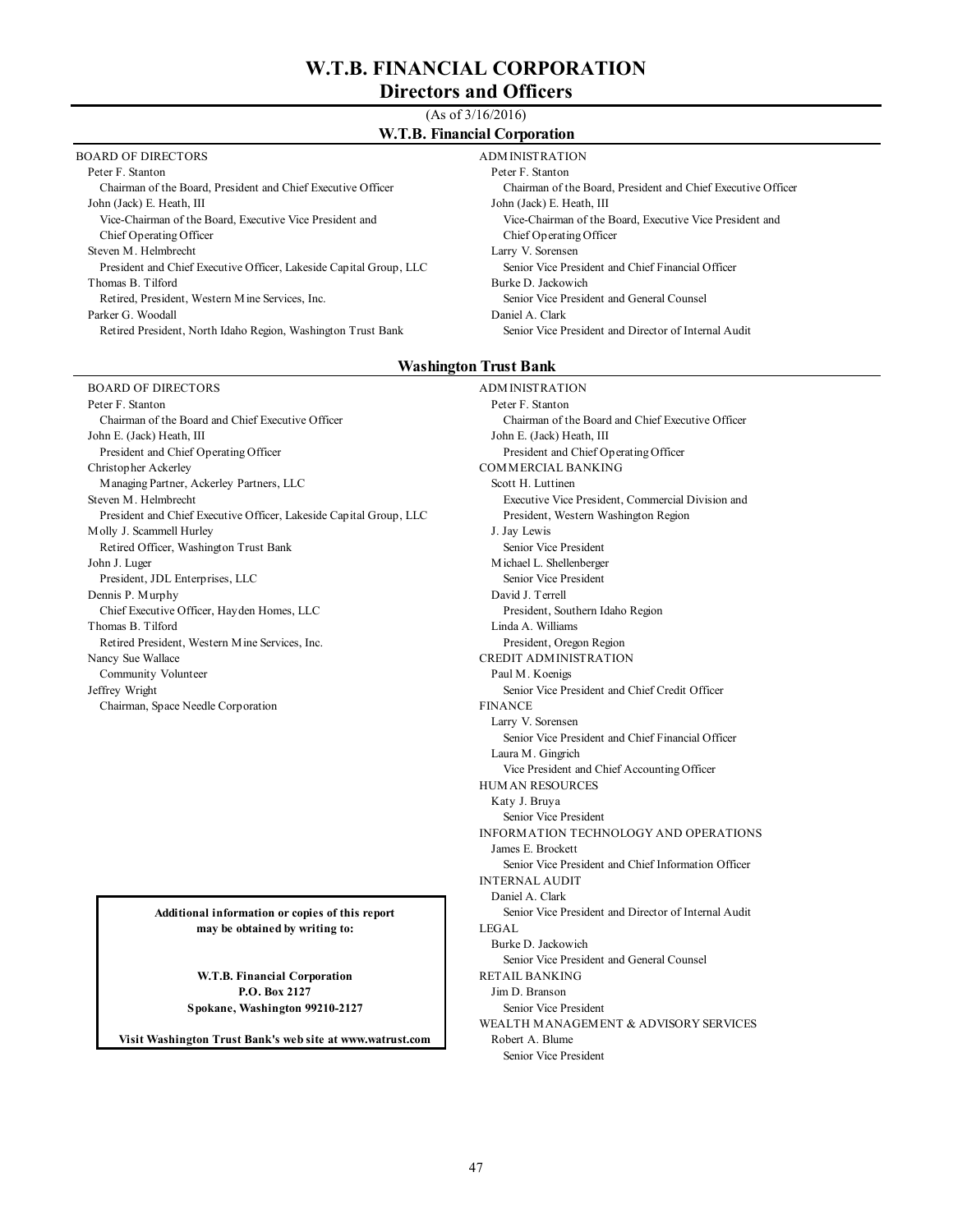# W.T.B. FINANCIAL CORPORATION

## Directors and Officers

(As of 3/16/2016)

### W.T.B. Financial Corporation

BOARD OF DIRECTORS

- Peter F. Stanton
  - Chairman of the Board, President and Chief Executive Officer
- John (Jack) E. Heath, III
  - Vice-Chairman of the Board, Executive Vice President and Chief Operating Officer
- Steven M. Helmbrecht
  - President and Chief Executive Officer, Lakeside Capital Group, LLC
- Thomas B. Tilford
  - Retired, President, Western Mine Services, Inc.
- Parker G. Woodall
  - Retired President, North Idaho Region, Washington Trust Bank

ADMINISTRATION

- Peter F. Stanton
  - Chairman of the Board, President and Chief Executive Officer
- John (Jack) E. Heath, III
  - Vice-Chairman of the Board, Executive Vice President and Chief Operating Officer
- Larry V. Sorensen
  - Senior Vice President and Chief Financial Officer
- Burke D. Jackowich
  - Senior Vice President and General Counsel
- Daniel A. Clark
  - Senior Vice President and Director of Internal Audit

### Washington Trust Bank

BOARD OF DIRECTORS

- Peter F. Stanton
  - Chairman of the Board and Chief Executive Officer
- John E. (Jack) Heath, III
  - President and Chief Operating Officer
- Christopher Ackerley
  - Managing Partner, Ackerley Partners, LLC
- Steven M. Helmbrecht
  - President and Chief Executive Officer, Lakeside Capital Group, LLC
- Molly J. Scammell Hurley
  - Retired Officer, Washington Trust Bank
- John J. Luger
  - President, JDL Enterprises, LLC
- Dennis P. Murphy
  - Chief Executive Officer, Hayden Homes, LLC
- Thomas B. Tilford
  - Retired President, Western Mine Services, Inc.
- Nancy Sue Wallace
  - Community Volunteer
- Jeffrey Wright
  - Chairman, Space Needle Corporation

ADMINISTRATION

- Peter F. Stanton
  - Chairman of the Board and Chief Executive Officer
- John E. (Jack) Heath, III
  - President and Chief Operating Officer

COMMERCIAL BANKING

- Scott H. Luttinen
  - Executive Vice President, Commercial Division and President, Western Washington Region
- J. Jay Lewis
  - Senior Vice President
- Michael L. Shellenberger
  - Senior Vice President
- David J. Terrell
  - President, Southern Idaho Region
- Linda A. Williams
  - President, Oregon Region

CREDIT ADMINISTRATION

- Paul M. Koenigs
  - Senior Vice President and Chief Credit Officer

FINANCE

- Larry V. Sorensen
  - Senior Vice President and Chief Financial Officer
- Laura M. Gingrich
  - Vice President and Chief Accounting Officer

HUMAN RESOURCES

- Katy J. Bruya
  - Senior Vice President

INFORMATION TECHNOLOGY AND OPERATIONS

- James E. Brockett
  - Senior Vice President and Chief Information Officer

INTERNAL AUDIT

- Daniel A. Clark
  - Senior Vice President and Director of Internal Audit

LEGAL

- Burke D. Jackowich
  - Senior Vice President and General Counsel

RETAIL BANKING

- Jim D. Branson
  - Senior Vice President

WEALTH MANAGEMENT & ADVISORY SERVICES

- Robert A. Blume
  - Senior Vice President

---

**Additional information or copies of this report may be obtained by writing to:**

**W.T.B. Financial Corporation**
**P.O. Box 2127**
**Spokane, Washington 99210-2127**

**Visit Washington Trust Bank's web site at www.watrust.com**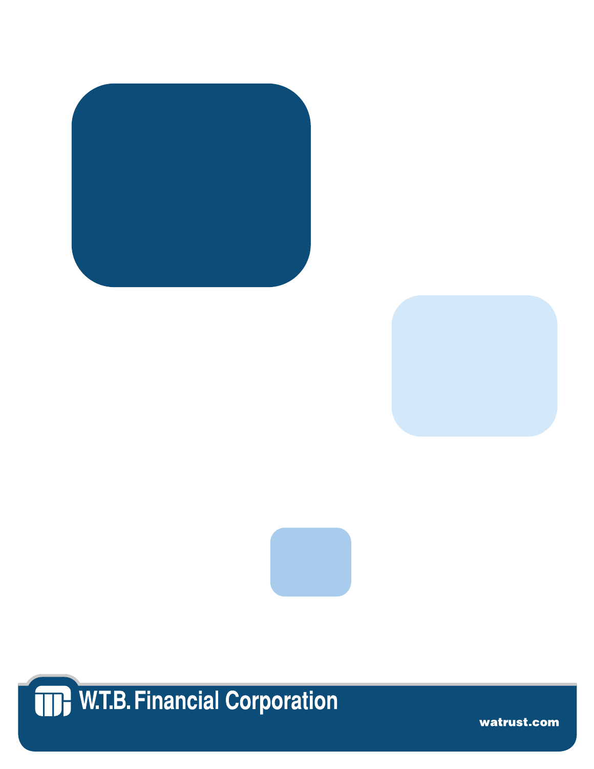W.T.B. Financial Corporation

watrust.com